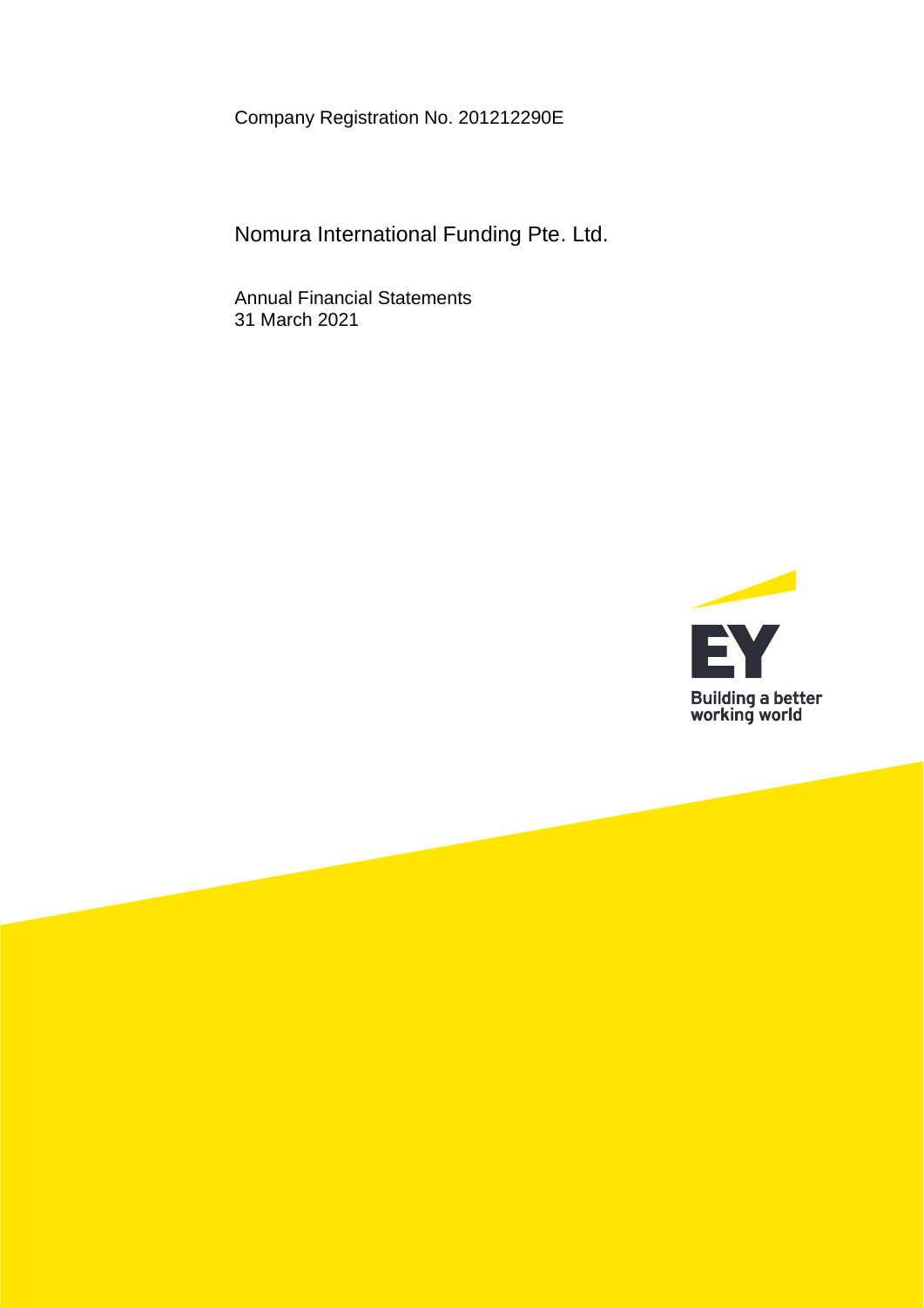Company Registration No. 201212290E

# Nomura International Funding Pte. Ltd.

Annual Financial Statements
31 March 2021

EY
Building a better working world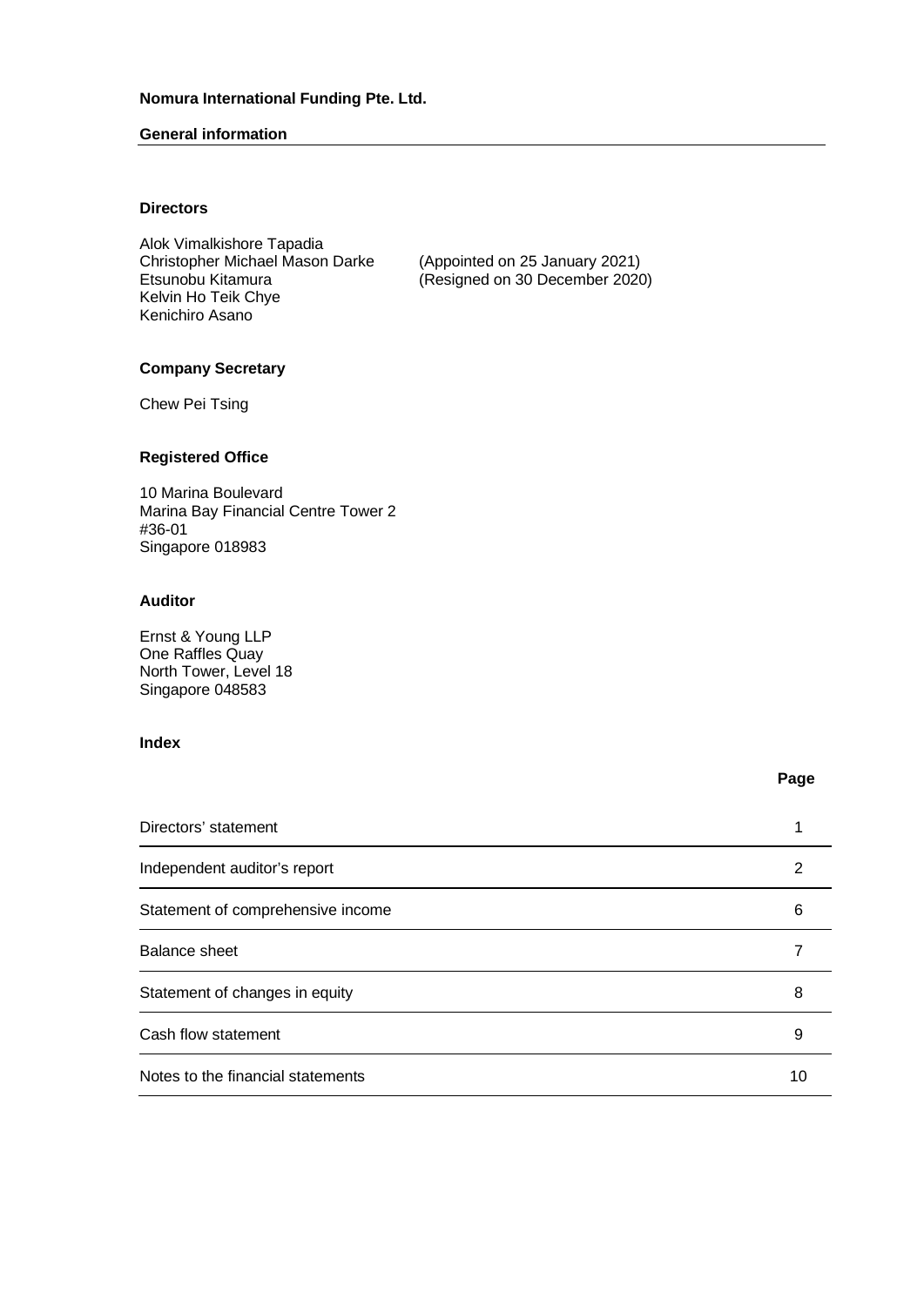**Nomura International Funding Pte. Ltd.**

**General information**

### Directors

Alok Vimalkishore Tapadia
Christopher Michael Mason Darke (Appointed on 25 January 2021)
Etsunobu Kitamura (Resigned on 30 December 2020)
Kelvin Ho Teik Chye
Kenichiro Asano

### Company Secretary

Chew Pei Tsing

### Registered Office

10 Marina Boulevard
Marina Bay Financial Centre Tower 2
#36-01
Singapore 018983

### Auditor

Ernst & Young LLP
One Raffles Quay
North Tower, Level 18
Singapore 048583

### Index

| | Page |
|---|---|
| Directors' statement | 1 |
| Independent auditor's report | 2 |
| Statement of comprehensive income | 6 |
| Balance sheet | 7 |
| Statement of changes in equity | 8 |
| Cash flow statement | 9 |
| Notes to the financial statements | 10 |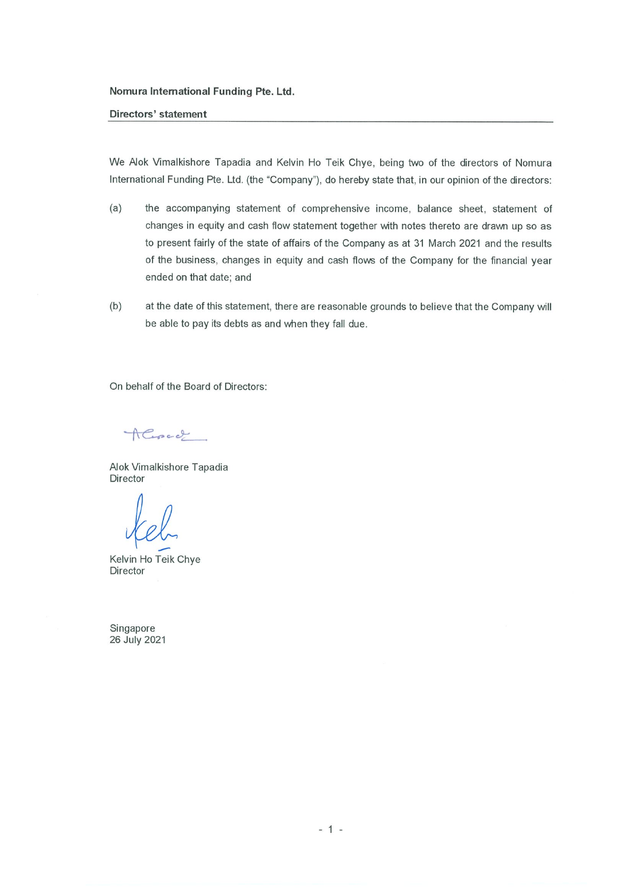**Nomura International Funding Pte. Ltd.**

**Directors' statement**

We Alok Vimalkishore Tapadia and Kelvin Ho Teik Chye, being two of the directors of Nomura International Funding Pte. Ltd. (the "Company"), do hereby state that, in our opinion of the directors:

(a) the accompanying statement of comprehensive income, balance sheet, statement of changes in equity and cash flow statement together with notes thereto are drawn up so as to present fairly of the state of affairs of the Company as at 31 March 2021 and the results of the business, changes in equity and cash flows of the Company for the financial year ended on that date; and

(b) at the date of this statement, there are reasonable grounds to believe that the Company will be able to pay its debts as and when they fall due.

On behalf of the Board of Directors:

Alok Vimalkishore Tapadia
Director

Kelvin Ho Teik Chye
Director

Singapore
26 July 2021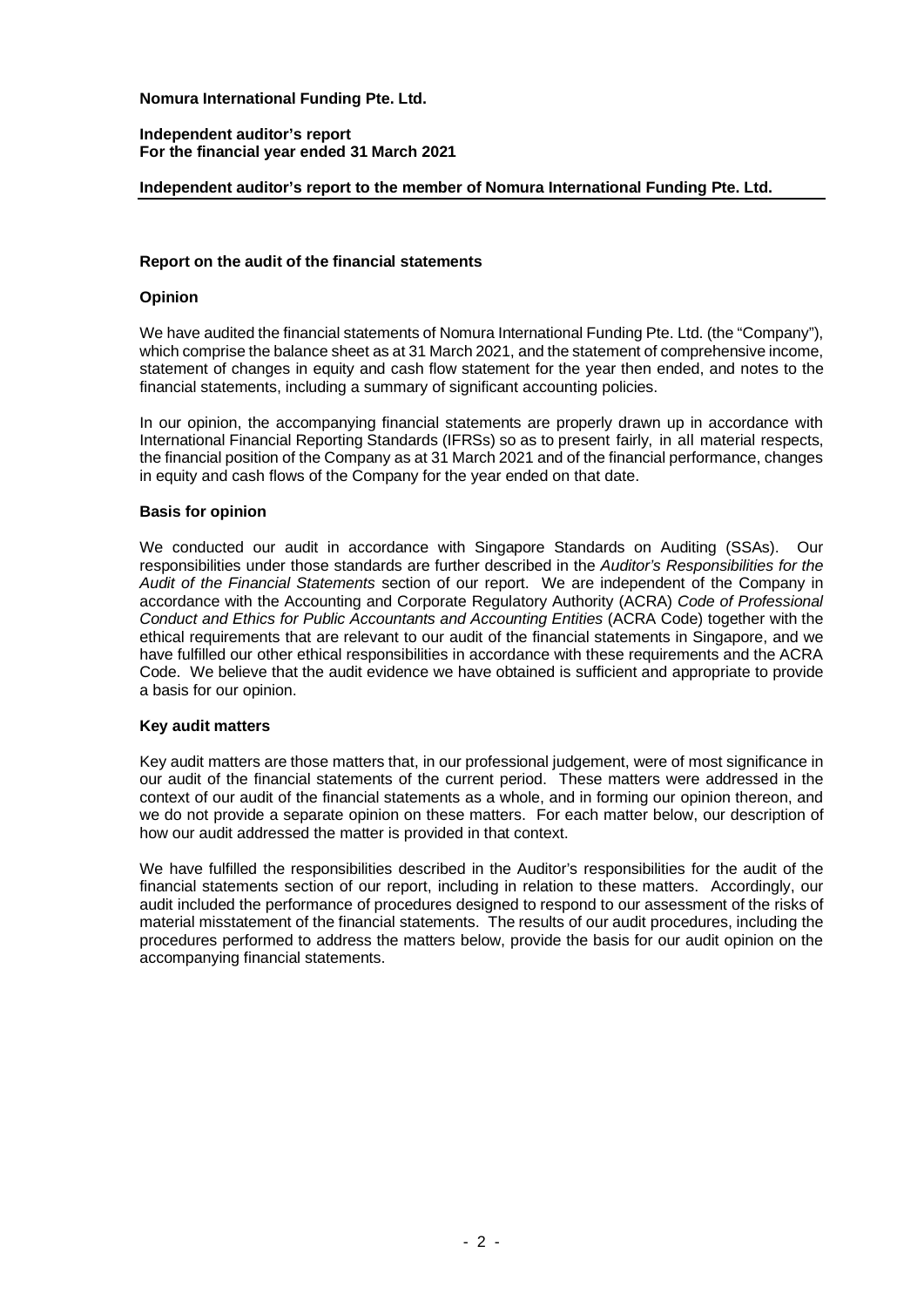**Nomura International Funding Pte. Ltd.**

**Independent auditor's report**
**For the financial year ended 31 March 2021**

**Independent auditor's report to the member of Nomura International Funding Pte. Ltd.**

## Report on the audit of the financial statements

### Opinion

We have audited the financial statements of Nomura International Funding Pte. Ltd. (the "Company"), which comprise the balance sheet as at 31 March 2021, and the statement of comprehensive income, statement of changes in equity and cash flow statement for the year then ended, and notes to the financial statements, including a summary of significant accounting policies.

In our opinion, the accompanying financial statements are properly drawn up in accordance with International Financial Reporting Standards (IFRSs) so as to present fairly, in all material respects, the financial position of the Company as at 31 March 2021 and of the financial performance, changes in equity and cash flows of the Company for the year ended on that date.

### Basis for opinion

We conducted our audit in accordance with Singapore Standards on Auditing (SSAs). Our responsibilities under those standards are further described in the *Auditor's Responsibilities for the Audit of the Financial Statements* section of our report. We are independent of the Company in accordance with the Accounting and Corporate Regulatory Authority (ACRA) *Code of Professional Conduct and Ethics for Public Accountants and Accounting Entities* (ACRA Code) together with the ethical requirements that are relevant to our audit of the financial statements in Singapore, and we have fulfilled our other ethical responsibilities in accordance with these requirements and the ACRA Code. We believe that the audit evidence we have obtained is sufficient and appropriate to provide a basis for our opinion.

### Key audit matters

Key audit matters are those matters that, in our professional judgement, were of most significance in our audit of the financial statements of the current period. These matters were addressed in the context of our audit of the financial statements as a whole, and in forming our opinion thereon, and we do not provide a separate opinion on these matters. For each matter below, our description of how our audit addressed the matter is provided in that context.

We have fulfilled the responsibilities described in the Auditor's responsibilities for the audit of the financial statements section of our report, including in relation to these matters. Accordingly, our audit included the performance of procedures designed to respond to our assessment of the risks of material misstatement of the financial statements. The results of our audit procedures, including the procedures performed to address the matters below, provide the basis for our audit opinion on the accompanying financial statements.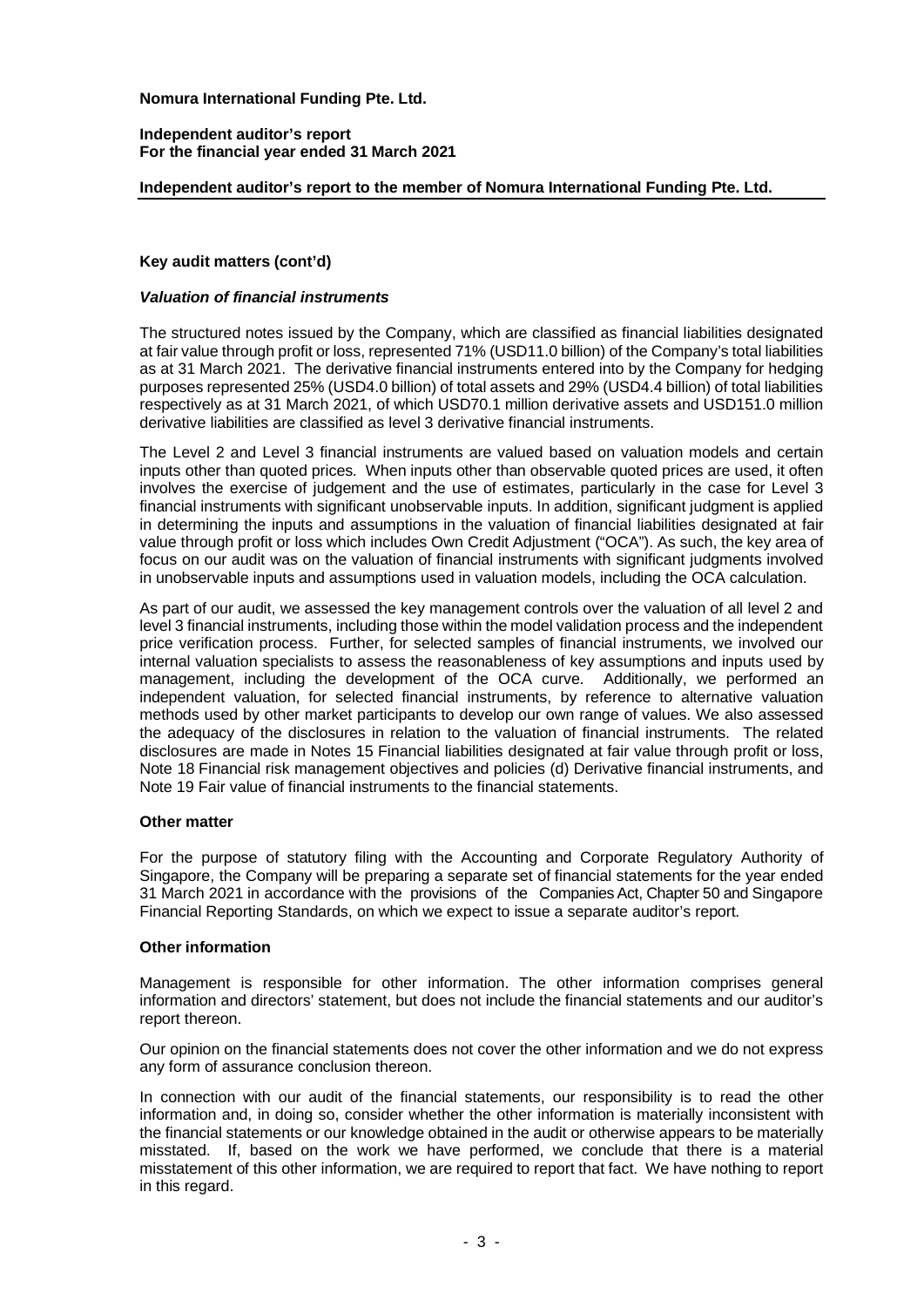**Independent auditor's report to the member of Nomura International Funding Pte. Ltd.**

**Key audit matters (cont'd)**

***Valuation of financial instruments***

The structured notes issued by the Company, which are classified as financial liabilities designated at fair value through profit or loss, represented 71% (USD11.0 billion) of the Company's total liabilities as at 31 March 2021. The derivative financial instruments entered into by the Company for hedging purposes represented 25% (USD4.0 billion) of total assets and 29% (USD4.4 billion) of total liabilities respectively as at 31 March 2021, of which USD70.1 million derivative assets and USD151.0 million derivative liabilities are classified as level 3 derivative financial instruments.

The Level 2 and Level 3 financial instruments are valued based on valuation models and certain inputs other than quoted prices. When inputs other than observable quoted prices are used, it often involves the exercise of judgement and the use of estimates, particularly in the case for Level 3 financial instruments with significant unobservable inputs. In addition, significant judgment is applied in determining the inputs and assumptions in the valuation of financial liabilities designated at fair value through profit or loss which includes Own Credit Adjustment ("OCA"). As such, the key area of focus on our audit was on the valuation of financial instruments with significant judgments involved in unobservable inputs and assumptions used in valuation models, including the OCA calculation.

As part of our audit, we assessed the key management controls over the valuation of all level 2 and level 3 financial instruments, including those within the model validation process and the independent price verification process. Further, for selected samples of financial instruments, we involved our internal valuation specialists to assess the reasonableness of key assumptions and inputs used by management, including the development of the OCA curve. Additionally, we performed an independent valuation, for selected financial instruments, by reference to alternative valuation methods used by other market participants to develop our own range of values. We also assessed the adequacy of the disclosures in relation to the valuation of financial instruments. The related disclosures are made in Notes 15 Financial liabilities designated at fair value through profit or loss, Note 18 Financial risk management objectives and policies (d) Derivative financial instruments, and Note 19 Fair value of financial instruments to the financial statements.

**Other matter**

For the purpose of statutory filing with the Accounting and Corporate Regulatory Authority of Singapore, the Company will be preparing a separate set of financial statements for the year ended 31 March 2021 in accordance with the provisions of the Companies Act, Chapter 50 and Singapore Financial Reporting Standards, on which we expect to issue a separate auditor's report.

**Other information**

Management is responsible for other information. The other information comprises general information and directors' statement, but does not include the financial statements and our auditor's report thereon.

Our opinion on the financial statements does not cover the other information and we do not express any form of assurance conclusion thereon.

In connection with our audit of the financial statements, our responsibility is to read the other information and, in doing so, consider whether the other information is materially inconsistent with the financial statements or our knowledge obtained in the audit or otherwise appears to be materially misstated. If, based on the work we have performed, we conclude that there is a material misstatement of this other information, we are required to report that fact. We have nothing to report in this regard.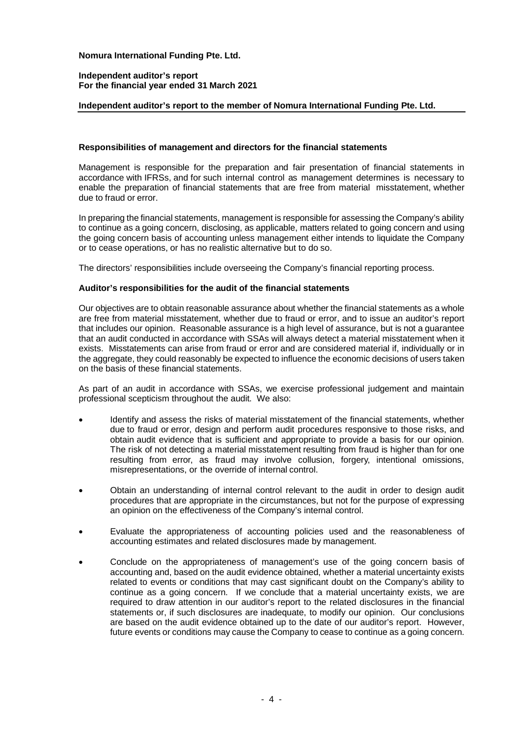**Nomura International Funding Pte. Ltd.**

**Independent auditor's report**
**For the financial year ended 31 March 2021**

**Independent auditor's report to the member of Nomura International Funding Pte. Ltd.**

**Responsibilities of management and directors for the financial statements**

Management is responsible for the preparation and fair presentation of financial statements in accordance with IFRSs, and for such internal control as management determines is necessary to enable the preparation of financial statements that are free from material misstatement, whether due to fraud or error.

In preparing the financial statements, management is responsible for assessing the Company's ability to continue as a going concern, disclosing, as applicable, matters related to going concern and using the going concern basis of accounting unless management either intends to liquidate the Company or to cease operations, or has no realistic alternative but to do so.

The directors' responsibilities include overseeing the Company's financial reporting process.

**Auditor's responsibilities for the audit of the financial statements**

Our objectives are to obtain reasonable assurance about whether the financial statements as a whole are free from material misstatement, whether due to fraud or error, and to issue an auditor's report that includes our opinion. Reasonable assurance is a high level of assurance, but is not a guarantee that an audit conducted in accordance with SSAs will always detect a material misstatement when it exists. Misstatements can arise from fraud or error and are considered material if, individually or in the aggregate, they could reasonably be expected to influence the economic decisions of users taken on the basis of these financial statements.

As part of an audit in accordance with SSAs, we exercise professional judgement and maintain professional scepticism throughout the audit. We also:

- Identify and assess the risks of material misstatement of the financial statements, whether due to fraud or error, design and perform audit procedures responsive to those risks, and obtain audit evidence that is sufficient and appropriate to provide a basis for our opinion. The risk of not detecting a material misstatement resulting from fraud is higher than for one resulting from error, as fraud may involve collusion, forgery, intentional omissions, misrepresentations, or the override of internal control.

- Obtain an understanding of internal control relevant to the audit in order to design audit procedures that are appropriate in the circumstances, but not for the purpose of expressing an opinion on the effectiveness of the Company's internal control.

- Evaluate the appropriateness of accounting policies used and the reasonableness of accounting estimates and related disclosures made by management.

- Conclude on the appropriateness of management's use of the going concern basis of accounting and, based on the audit evidence obtained, whether a material uncertainty exists related to events or conditions that may cast significant doubt on the Company's ability to continue as a going concern. If we conclude that a material uncertainty exists, we are required to draw attention in our auditor's report to the related disclosures in the financial statements or, if such disclosures are inadequate, to modify our opinion. Our conclusions are based on the audit evidence obtained up to the date of our auditor's report. However, future events or conditions may cause the Company to cease to continue as a going concern.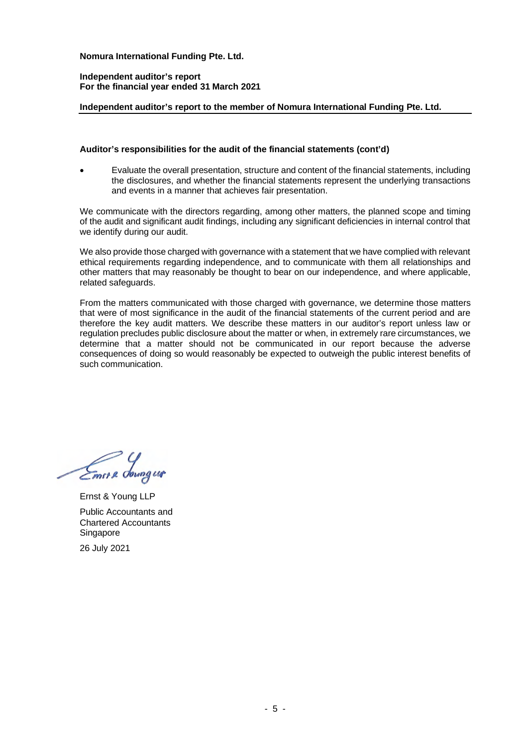**Nomura International Funding Pte. Ltd.**

**Independent auditor's report**
**For the financial year ended 31 March 2021**

**Independent auditor's report to the member of Nomura International Funding Pte. Ltd.**

**Auditor's responsibilities for the audit of the financial statements (cont'd)**

- Evaluate the overall presentation, structure and content of the financial statements, including the disclosures, and whether the financial statements represent the underlying transactions and events in a manner that achieves fair presentation.

We communicate with the directors regarding, among other matters, the planned scope and timing of the audit and significant audit findings, including any significant deficiencies in internal control that we identify during our audit.

We also provide those charged with governance with a statement that we have complied with relevant ethical requirements regarding independence, and to communicate with them all relationships and other matters that may reasonably be thought to bear on our independence, and where applicable, related safeguards.

From the matters communicated with those charged with governance, we determine those matters that were of most significance in the audit of the financial statements of the current period and are therefore the key audit matters. We describe these matters in our auditor's report unless law or regulation precludes public disclosure about the matter or when, in extremely rare circumstances, we determine that a matter should not be communicated in our report because the adverse consequences of doing so would reasonably be expected to outweigh the public interest benefits of such communication.

Ernst & Young LLP

Public Accountants and
Chartered Accountants
Singapore

26 July 2021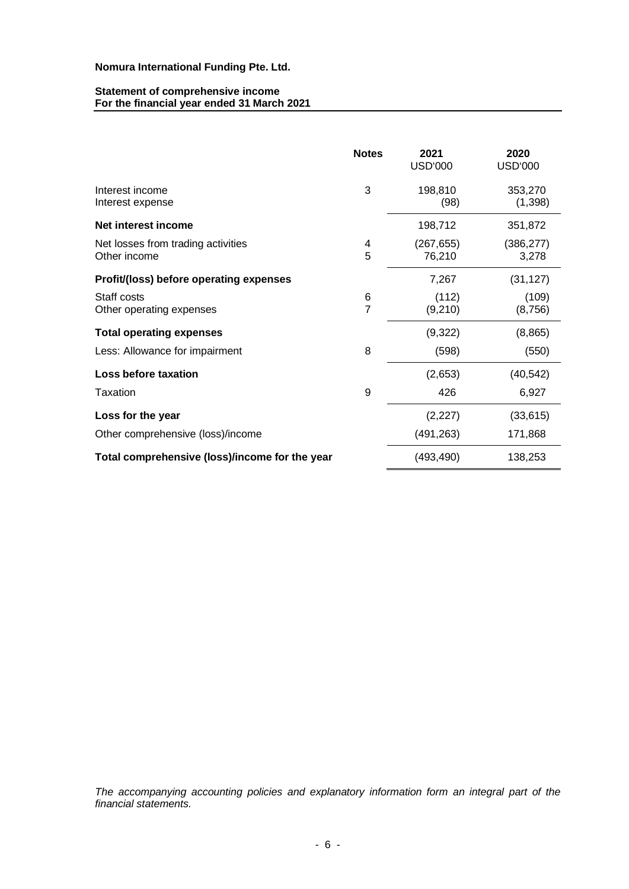**Nomura International Funding Pte. Ltd.**

**Statement of comprehensive income**
**For the financial year ended 31 March 2021**

| | Notes | 2021 USD'000 | 2020 USD'000 |
|---|---|---|---|
| Interest income | 3 | 198,810 | 353,270 |
| Interest expense | | (98) | (1,398) |
| **Net interest income** | | 198,712 | 351,872 |
| Net losses from trading activities | 4 | (267,655) | (386,277) |
| Other income | 5 | 76,210 | 3,278 |
| **Profit/(loss) before operating expenses** | | 7,267 | (31,127) |
| Staff costs | 6 | (112) | (109) |
| Other operating expenses | 7 | (9,210) | (8,756) |
| **Total operating expenses** | | (9,322) | (8,865) |
| Less: Allowance for impairment | 8 | (598) | (550) |
| **Loss before taxation** | | (2,653) | (40,542) |
| Taxation | 9 | 426 | 6,927 |
| **Loss for the year** | | (2,227) | (33,615) |
| Other comprehensive (loss)/income | | (491,263) | 171,868 |
| **Total comprehensive (loss)/income for the year** | | (493,490) | 138,253 |

*The accompanying accounting policies and explanatory information form an integral part of the financial statements.*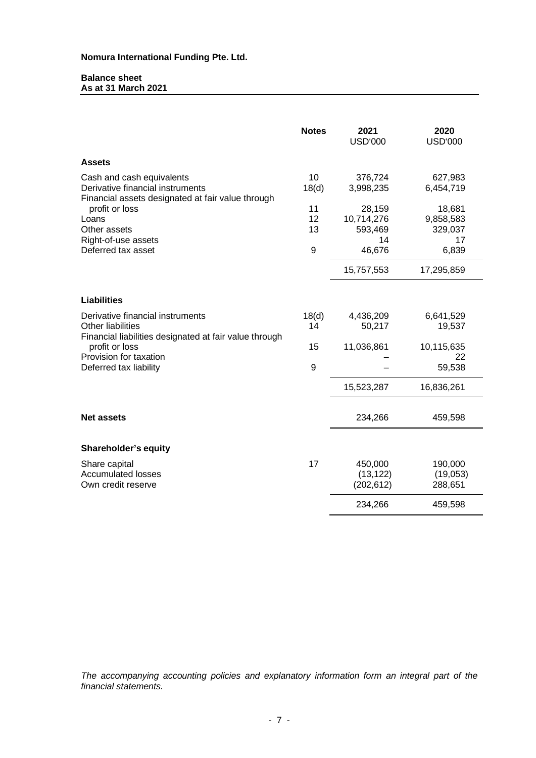**Nomura International Funding Pte. Ltd.**

**Balance sheet**
**As at 31 March 2021**

| | Notes | 2021 USD'000 | 2020 USD'000 |
|---|---|---|---|
| **Assets** | | | |
| Cash and cash equivalents | 10 | 376,724 | 627,983 |
| Derivative financial instruments | 18(d) | 3,998,235 | 6,454,719 |
| Financial assets designated at fair value through profit or loss | 11 | 28,159 | 18,681 |
| Loans | 12 | 10,714,276 | 9,858,583 |
| Other assets | 13 | 593,469 | 329,037 |
| Right-of-use assets | | 14 | 17 |
| Deferred tax asset | 9 | 46,676 | 6,839 |
| | | 15,757,553 | 17,295,859 |
| **Liabilities** | | | |
| Derivative financial instruments | 18(d) | 4,436,209 | 6,641,529 |
| Other liabilities | 14 | 50,217 | 19,537 |
| Financial liabilities designated at fair value through profit or loss | 15 | 11,036,861 | 10,115,635 |
| Provision for taxation | | – | 22 |
| Deferred tax liability | 9 | – | 59,538 |
| | | 15,523,287 | 16,836,261 |
| **Net assets** | | 234,266 | 459,598 |
| **Shareholder's equity** | | | |
| Share capital | 17 | 450,000 | 190,000 |
| Accumulated losses | | (13,122) | (19,053) |
| Own credit reserve | | (202,612) | 288,651 |
| | | 234,266 | 459,598 |

*The accompanying accounting policies and explanatory information form an integral part of the financial statements.*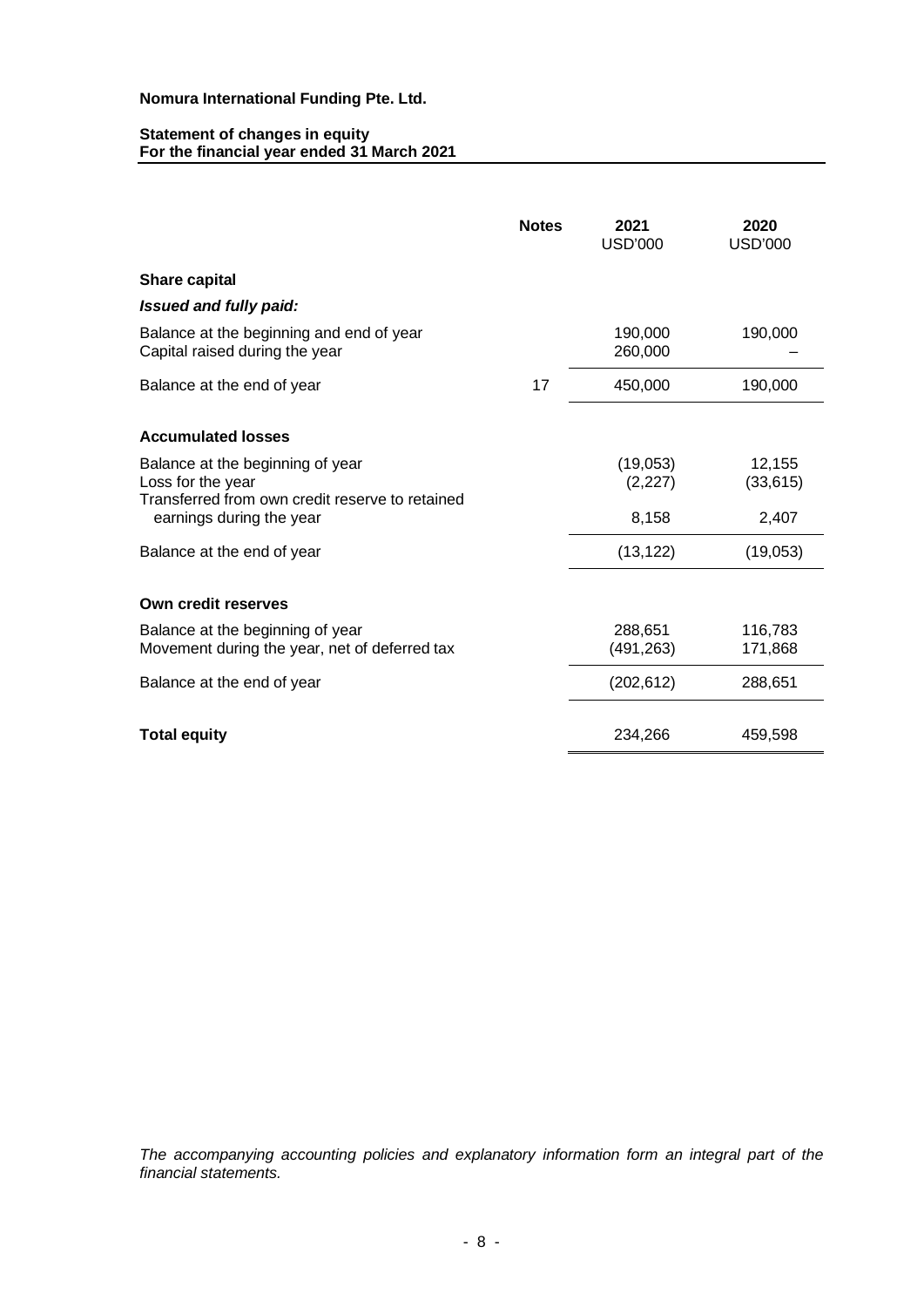**Nomura International Funding Pte. Ltd.**

**Statement of changes in equity**
**For the financial year ended 31 March 2021**

| | Notes | 2021<br>USD'000 | 2020<br>USD'000 |
|---|---|---|---|
| **Share capital** | | | |
| ***Issued and fully paid:*** | | | |
| Balance at the beginning and end of year | | 190,000 | 190,000 |
| Capital raised during the year | | 260,000 | – |
| Balance at the end of year | 17 | 450,000 | 190,000 |
| | | | |
| **Accumulated losses** | | | |
| Balance at the beginning of year | | (19,053) | 12,155 |
| Loss for the year | | (2,227) | (33,615) |
| Transferred from own credit reserve to retained earnings during the year | | 8,158 | 2,407 |
| Balance at the end of year | | (13,122) | (19,053) |
| | | | |
| **Own credit reserves** | | | |
| Balance at the beginning of year | | 288,651 | 116,783 |
| Movement during the year, net of deferred tax | | (491,263) | 171,868 |
| Balance at the end of year | | (202,612) | 288,651 |
| | | | |
| **Total equity** | | 234,266 | 459,598 |

*The accompanying accounting policies and explanatory information form an integral part of the financial statements.*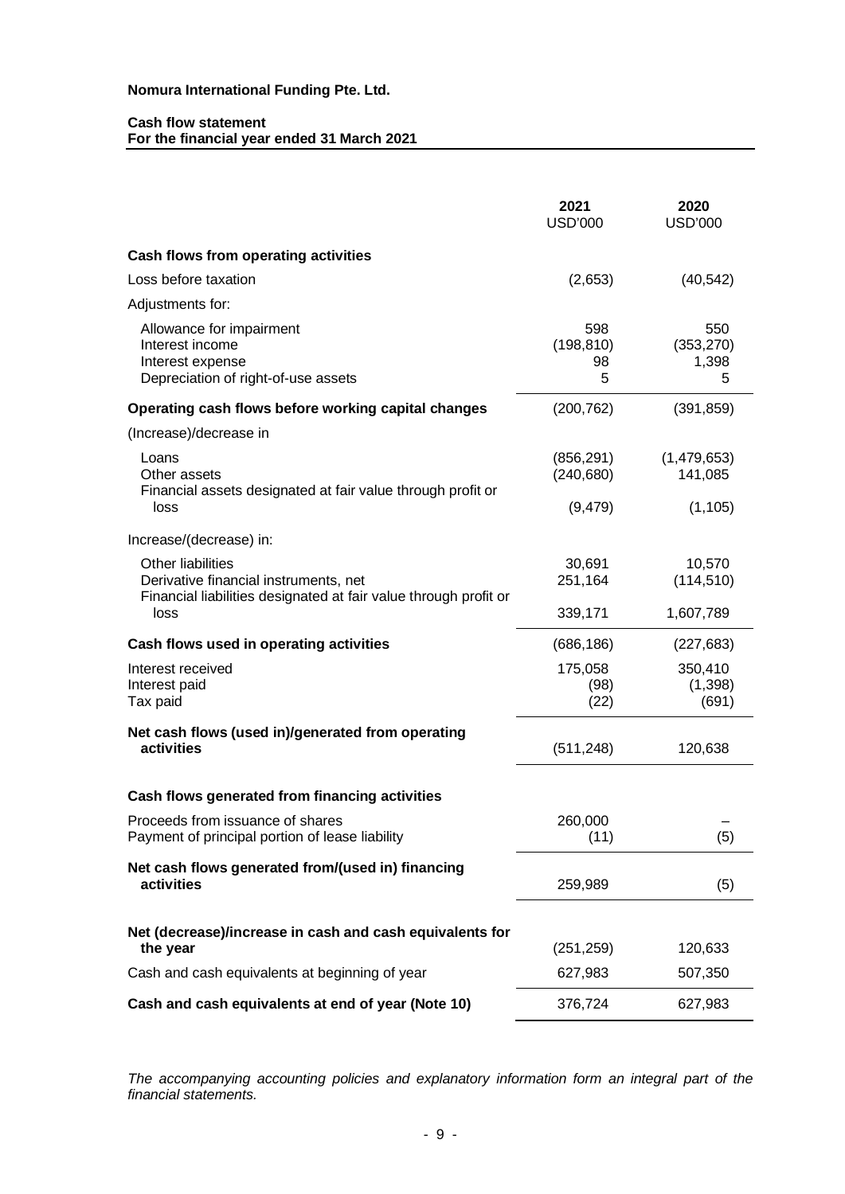**Nomura International Funding Pte. Ltd.**

**Cash flow statement**
**For the financial year ended 31 March 2021**

| | **2021** USD'000 | **2020** USD'000 |
|---|---|---|
| **Cash flows from operating activities** | | |
| Loss before taxation | (2,653) | (40,542) |
| Adjustments for: | | |
| Allowance for impairment | 598 | 550 |
| Interest income | (198,810) | (353,270) |
| Interest expense | 98 | 1,398 |
| Depreciation of right-of-use assets | 5 | 5 |
| **Operating cash flows before working capital changes** | (200,762) | (391,859) |
| (Increase)/decrease in | | |
| Loans | (856,291) | (1,479,653) |
| Other assets | (240,680) | 141,085 |
| Financial assets designated at fair value through profit or loss | (9,479) | (1,105) |
| Increase/(decrease) in: | | |
| Other liabilities | 30,691 | 10,570 |
| Derivative financial instruments, net | 251,164 | (114,510) |
| Financial liabilities designated at fair value through profit or loss | 339,171 | 1,607,789 |
| **Cash flows used in operating activities** | (686,186) | (227,683) |
| Interest received | 175,058 | 350,410 |
| Interest paid | (98) | (1,398) |
| Tax paid | (22) | (691) |
| **Net cash flows (used in)/generated from operating activities** | (511,248) | 120,638 |
| **Cash flows generated from financing activities** | | |
| Proceeds from issuance of shares | 260,000 | – |
| Payment of principal portion of lease liability | (11) | (5) |
| **Net cash flows generated from/(used in) financing activities** | 259,989 | (5) |
| **Net (decrease)/increase in cash and cash equivalents for the year** | (251,259) | 120,633 |
| Cash and cash equivalents at beginning of year | 627,983 | 507,350 |
| **Cash and cash equivalents at end of year (Note 10)** | 376,724 | 627,983 |

*The accompanying accounting policies and explanatory information form an integral part of the financial statements.*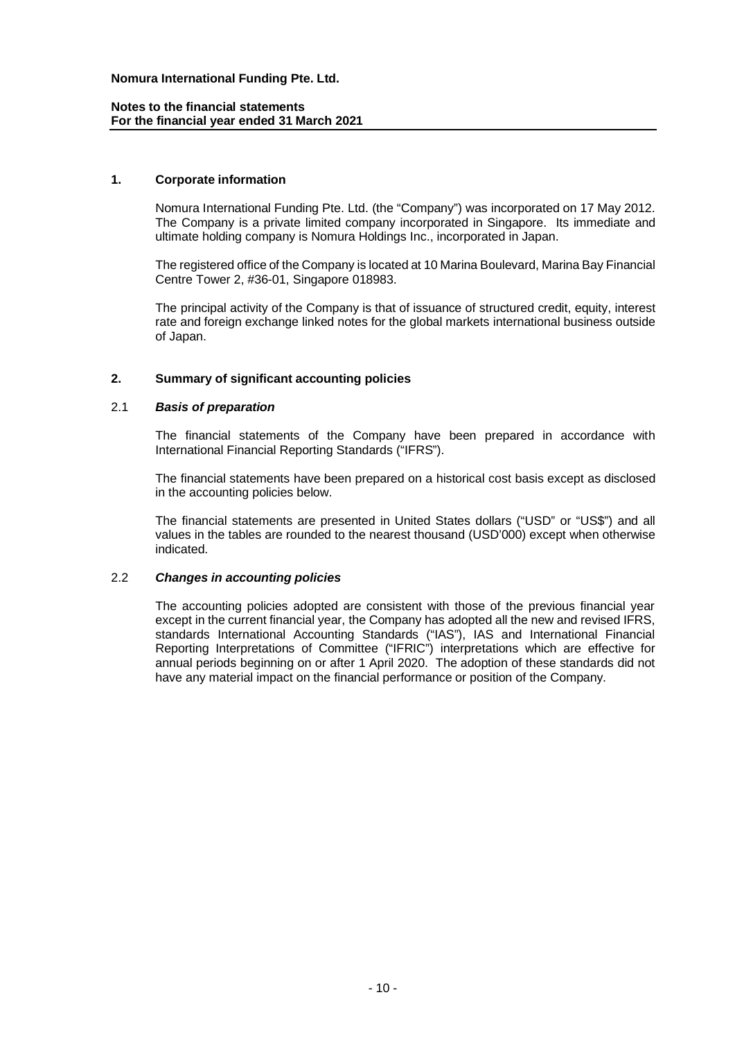# Nomura International Funding Pte. Ltd.

**Notes to the financial statements**
**For the financial year ended 31 March 2021**

## 1. Corporate information

Nomura International Funding Pte. Ltd. (the "Company") was incorporated on 17 May 2012. The Company is a private limited company incorporated in Singapore. Its immediate and ultimate holding company is Nomura Holdings Inc., incorporated in Japan.

The registered office of the Company is located at 10 Marina Boulevard, Marina Bay Financial Centre Tower 2, #36-01, Singapore 018983.

The principal activity of the Company is that of issuance of structured credit, equity, interest rate and foreign exchange linked notes for the global markets international business outside of Japan.

## 2. Summary of significant accounting policies

### 2.1 *Basis of preparation*

The financial statements of the Company have been prepared in accordance with International Financial Reporting Standards ("IFRS").

The financial statements have been prepared on a historical cost basis except as disclosed in the accounting policies below.

The financial statements are presented in United States dollars ("USD" or "US$") and all values in the tables are rounded to the nearest thousand (USD'000) except when otherwise indicated.

### 2.2 *Changes in accounting policies*

The accounting policies adopted are consistent with those of the previous financial year except in the current financial year, the Company has adopted all the new and revised IFRS, standards International Accounting Standards ("IAS"), IAS and International Financial Reporting Interpretations of Committee ("IFRIC") interpretations which are effective for annual periods beginning on or after 1 April 2020. The adoption of these standards did not have any material impact on the financial performance or position of the Company.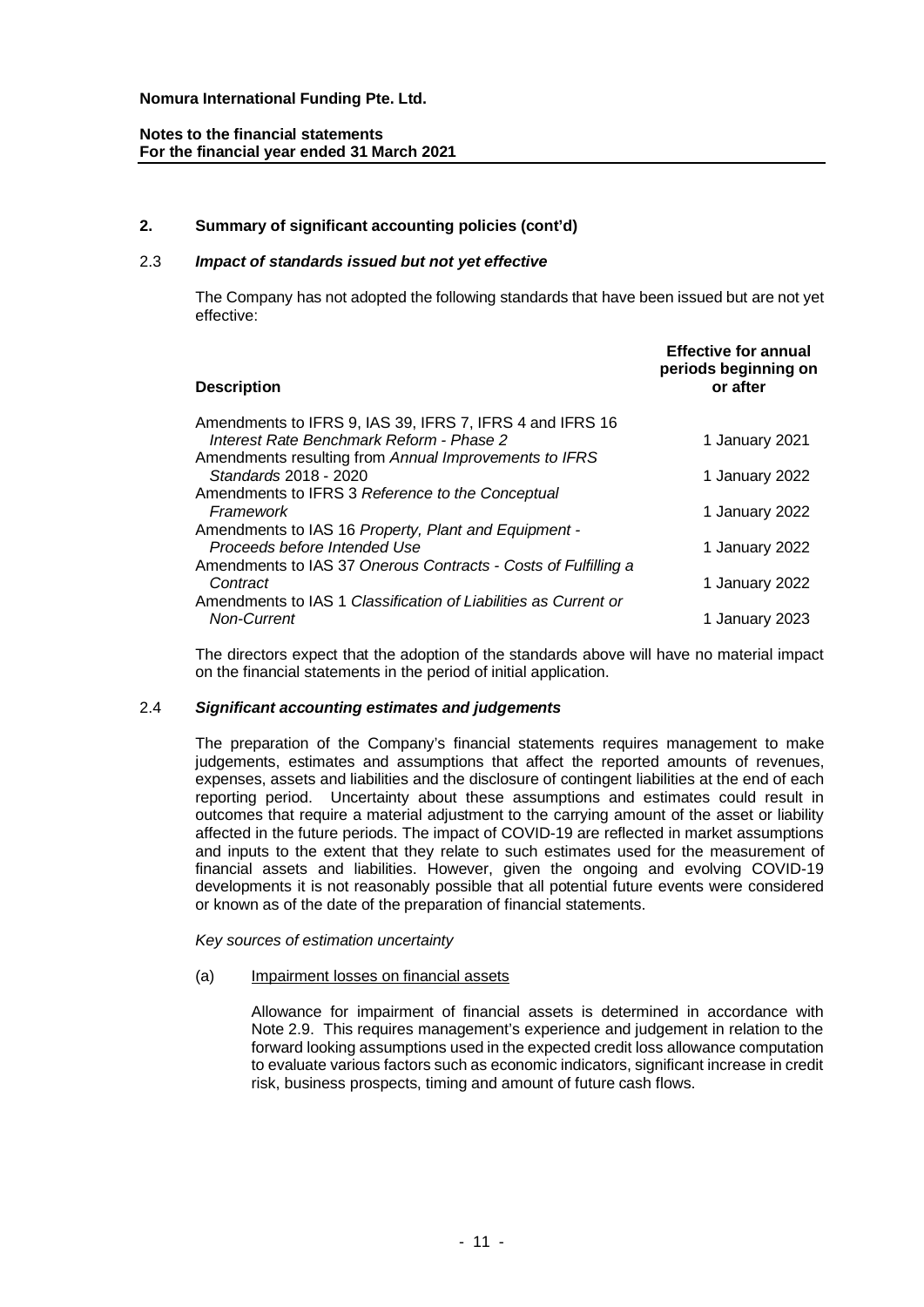## 2. Summary of significant accounting policies (cont'd)

### 2.3 *Impact of standards issued but not yet effective*

The Company has not adopted the following standards that have been issued but are not yet effective:

| Description | Effective for annual periods beginning on or after |
|---|---|
| Amendments to IFRS 9, IAS 39, IFRS 7, IFRS 4 and IFRS 16 *Interest Rate Benchmark Reform - Phase 2* | 1 January 2021 |
| Amendments resulting from *Annual Improvements to IFRS Standards* 2018 - 2020 | 1 January 2022 |
| Amendments to IFRS 3 *Reference to the Conceptual Framework* | 1 January 2022 |
| Amendments to IAS 16 *Property, Plant and Equipment - Proceeds before Intended Use* | 1 January 2022 |
| Amendments to IAS 37 *Onerous Contracts - Costs of Fulfilling a Contract* | 1 January 2022 |
| Amendments to IAS 1 *Classification of Liabilities as Current or Non-Current* | 1 January 2023 |

The directors expect that the adoption of the standards above will have no material impact on the financial statements in the period of initial application.

### 2.4 *Significant accounting estimates and judgements*

The preparation of the Company's financial statements requires management to make judgements, estimates and assumptions that affect the reported amounts of revenues, expenses, assets and liabilities and the disclosure of contingent liabilities at the end of each reporting period. Uncertainty about these assumptions and estimates could result in outcomes that require a material adjustment to the carrying amount of the asset or liability affected in the future periods. The impact of COVID-19 are reflected in market assumptions and inputs to the extent that they relate to such estimates used for the measurement of financial assets and liabilities. However, given the ongoing and evolving COVID-19 developments it is not reasonably possible that all potential future events were considered or known as of the date of the preparation of financial statements.

*Key sources of estimation uncertainty*

(a) Impairment losses on financial assets

Allowance for impairment of financial assets is determined in accordance with Note 2.9. This requires management's experience and judgement in relation to the forward looking assumptions used in the expected credit loss allowance computation to evaluate various factors such as economic indicators, significant increase in credit risk, business prospects, timing and amount of future cash flows.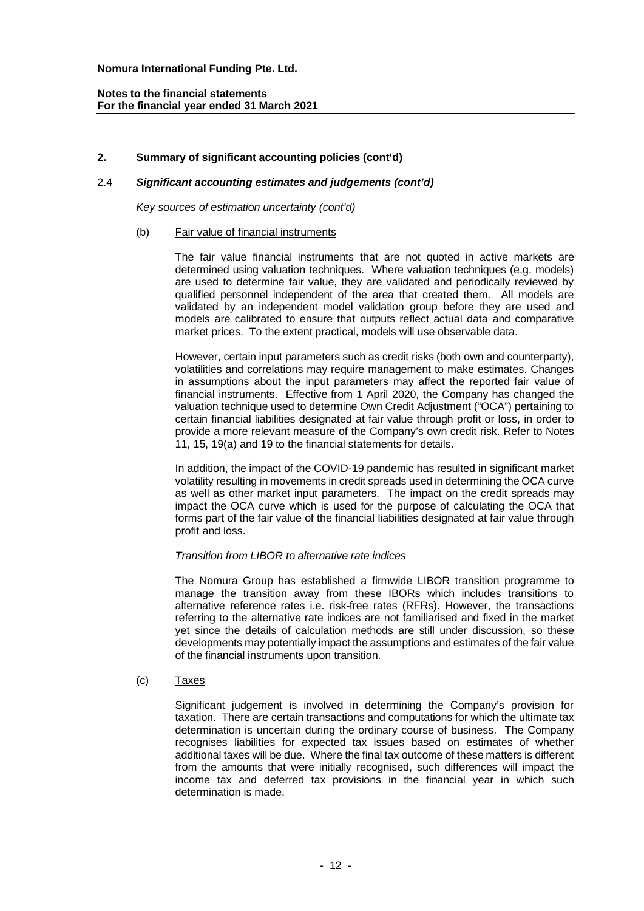## 2. Summary of significant accounting policies (cont'd)

### 2.4 *Significant accounting estimates and judgements (cont'd)*

*Key sources of estimation uncertainty (cont'd)*

(b) Fair value of financial instruments

The fair value financial instruments that are not quoted in active markets are determined using valuation techniques. Where valuation techniques (e.g. models) are used to determine fair value, they are validated and periodically reviewed by qualified personnel independent of the area that created them. All models are validated by an independent model validation group before they are used and models are calibrated to ensure that outputs reflect actual data and comparative market prices. To the extent practical, models will use observable data.

However, certain input parameters such as credit risks (both own and counterparty), volatilities and correlations may require management to make estimates. Changes in assumptions about the input parameters may affect the reported fair value of financial instruments. Effective from 1 April 2020, the Company has changed the valuation technique used to determine Own Credit Adjustment ("OCA") pertaining to certain financial liabilities designated at fair value through profit or loss, in order to provide a more relevant measure of the Company's own credit risk. Refer to Notes 11, 15, 19(a) and 19 to the financial statements for details.

In addition, the impact of the COVID-19 pandemic has resulted in significant market volatility resulting in movements in credit spreads used in determining the OCA curve as well as other market input parameters. The impact on the credit spreads may impact the OCA curve which is used for the purpose of calculating the OCA that forms part of the fair value of the financial liabilities designated at fair value through profit and loss.

*Transition from LIBOR to alternative rate indices*

The Nomura Group has established a firmwide LIBOR transition programme to manage the transition away from these IBORs which includes transitions to alternative reference rates i.e. risk-free rates (RFRs). However, the transactions referring to the alternative rate indices are not familiarised and fixed in the market yet since the details of calculation methods are still under discussion, so these developments may potentially impact the assumptions and estimates of the fair value of the financial instruments upon transition.

(c) Taxes

Significant judgement is involved in determining the Company's provision for taxation. There are certain transactions and computations for which the ultimate tax determination is uncertain during the ordinary course of business. The Company recognises liabilities for expected tax issues based on estimates of whether additional taxes will be due. Where the final tax outcome of these matters is different from the amounts that were initially recognised, such differences will impact the income tax and deferred tax provisions in the financial year in which such determination is made.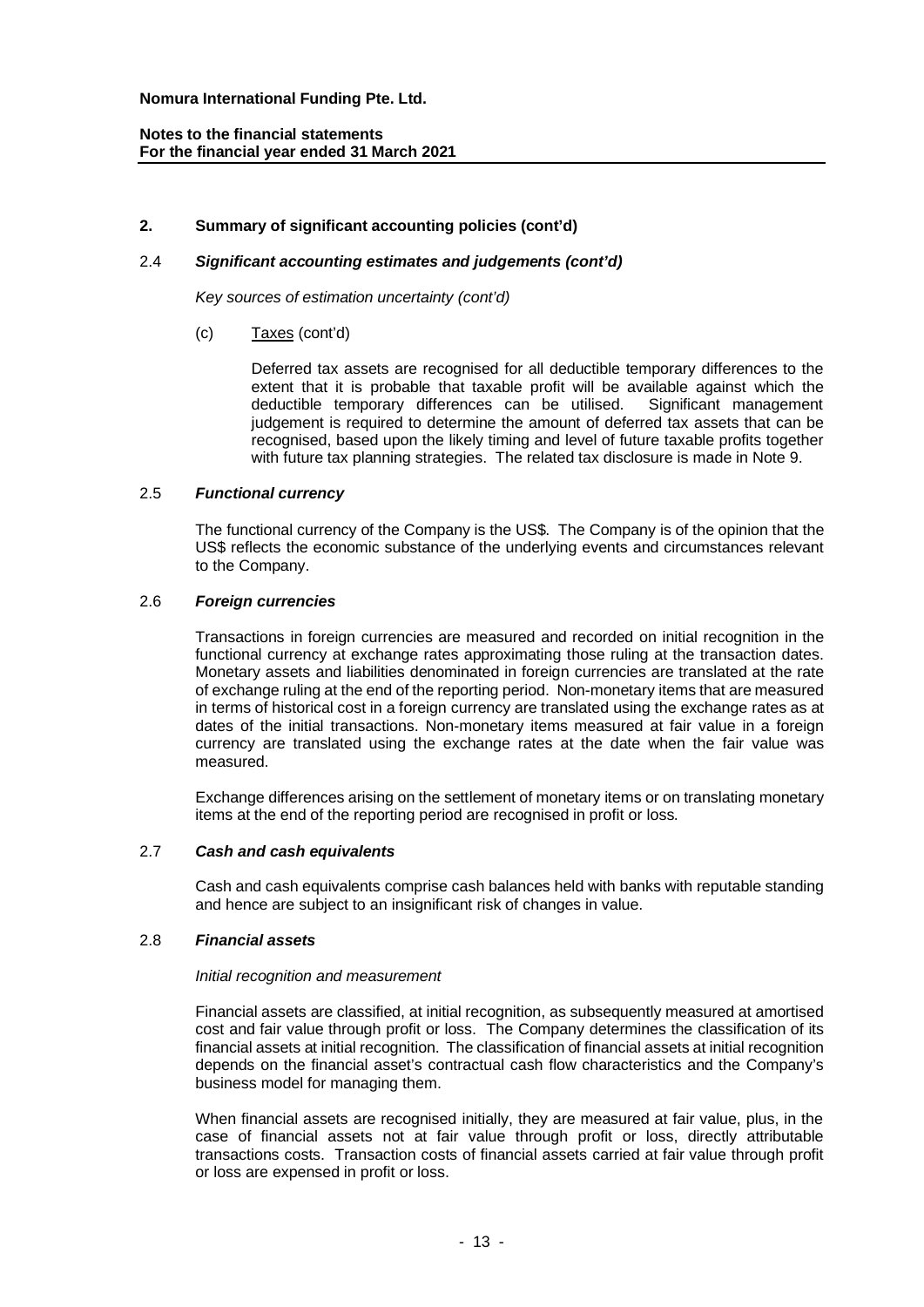## 2. Summary of significant accounting policies (cont'd)

### 2.4 *Significant accounting estimates and judgements (cont'd)*

*Key sources of estimation uncertainty (cont'd)*

(c) Taxes (cont'd)

Deferred tax assets are recognised for all deductible temporary differences to the extent that it is probable that taxable profit will be available against which the deductible temporary differences can be utilised. Significant management judgement is required to determine the amount of deferred tax assets that can be recognised, based upon the likely timing and level of future taxable profits together with future tax planning strategies. The related tax disclosure is made in Note 9.

### 2.5 *Functional currency*

The functional currency of the Company is the US$. The Company is of the opinion that the US$ reflects the economic substance of the underlying events and circumstances relevant to the Company.

### 2.6 *Foreign currencies*

Transactions in foreign currencies are measured and recorded on initial recognition in the functional currency at exchange rates approximating those ruling at the transaction dates. Monetary assets and liabilities denominated in foreign currencies are translated at the rate of exchange ruling at the end of the reporting period. Non-monetary items that are measured in terms of historical cost in a foreign currency are translated using the exchange rates as at dates of the initial transactions. Non-monetary items measured at fair value in a foreign currency are translated using the exchange rates at the date when the fair value was measured.

Exchange differences arising on the settlement of monetary items or on translating monetary items at the end of the reporting period are recognised in profit or loss.

### 2.7 *Cash and cash equivalents*

Cash and cash equivalents comprise cash balances held with banks with reputable standing and hence are subject to an insignificant risk of changes in value.

### 2.8 *Financial assets*

*Initial recognition and measurement*

Financial assets are classified, at initial recognition, as subsequently measured at amortised cost and fair value through profit or loss. The Company determines the classification of its financial assets at initial recognition. The classification of financial assets at initial recognition depends on the financial asset's contractual cash flow characteristics and the Company's business model for managing them.

When financial assets are recognised initially, they are measured at fair value, plus, in the case of financial assets not at fair value through profit or loss, directly attributable transactions costs. Transaction costs of financial assets carried at fair value through profit or loss are expensed in profit or loss.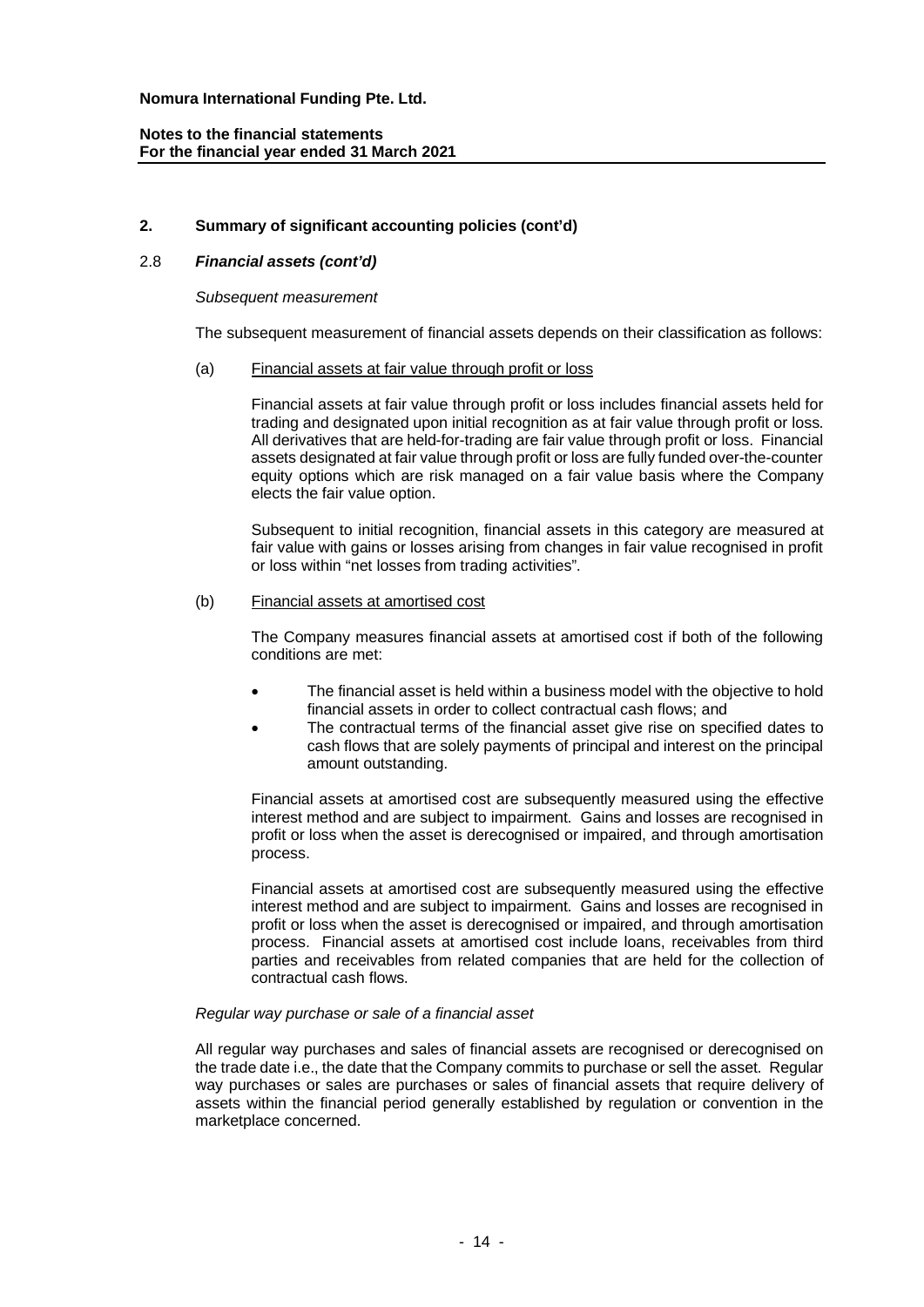## 2. Summary of significant accounting policies (cont'd)

### 2.8 *Financial assets (cont'd)*

*Subsequent measurement*

The subsequent measurement of financial assets depends on their classification as follows:

(a) Financial assets at fair value through profit or loss

Financial assets at fair value through profit or loss includes financial assets held for trading and designated upon initial recognition as at fair value through profit or loss. All derivatives that are held-for-trading are fair value through profit or loss. Financial assets designated at fair value through profit or loss are fully funded over-the-counter equity options which are risk managed on a fair value basis where the Company elects the fair value option.

Subsequent to initial recognition, financial assets in this category are measured at fair value with gains or losses arising from changes in fair value recognised in profit or loss within "net losses from trading activities".

(b) Financial assets at amortised cost

The Company measures financial assets at amortised cost if both of the following conditions are met:

- The financial asset is held within a business model with the objective to hold financial assets in order to collect contractual cash flows; and
- The contractual terms of the financial asset give rise on specified dates to cash flows that are solely payments of principal and interest on the principal amount outstanding.

Financial assets at amortised cost are subsequently measured using the effective interest method and are subject to impairment. Gains and losses are recognised in profit or loss when the asset is derecognised or impaired, and through amortisation process.

Financial assets at amortised cost are subsequently measured using the effective interest method and are subject to impairment. Gains and losses are recognised in profit or loss when the asset is derecognised or impaired, and through amortisation process. Financial assets at amortised cost include loans, receivables from third parties and receivables from related companies that are held for the collection of contractual cash flows.

*Regular way purchase or sale of a financial asset*

All regular way purchases and sales of financial assets are recognised or derecognised on the trade date i.e., the date that the Company commits to purchase or sell the asset. Regular way purchases or sales are purchases or sales of financial assets that require delivery of assets within the financial period generally established by regulation or convention in the marketplace concerned.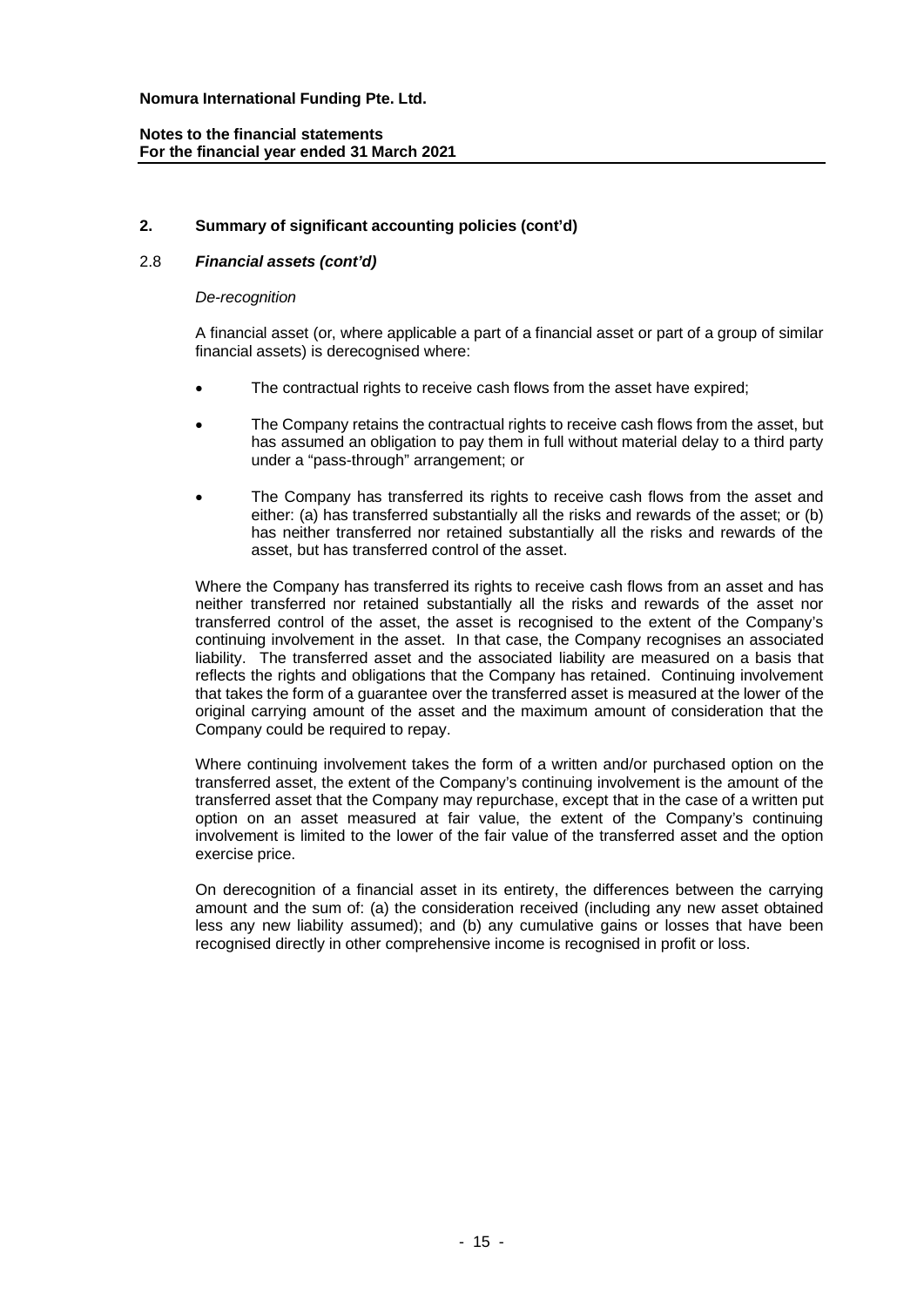## 2. Summary of significant accounting policies (cont'd)

### 2.8 *Financial assets (cont'd)*

*De-recognition*

A financial asset (or, where applicable a part of a financial asset or part of a group of similar financial assets) is derecognised where:

- The contractual rights to receive cash flows from the asset have expired;
- The Company retains the contractual rights to receive cash flows from the asset, but has assumed an obligation to pay them in full without material delay to a third party under a "pass-through" arrangement; or
- The Company has transferred its rights to receive cash flows from the asset and either: (a) has transferred substantially all the risks and rewards of the asset; or (b) has neither transferred nor retained substantially all the risks and rewards of the asset, but has transferred control of the asset.

Where the Company has transferred its rights to receive cash flows from an asset and has neither transferred nor retained substantially all the risks and rewards of the asset nor transferred control of the asset, the asset is recognised to the extent of the Company's continuing involvement in the asset. In that case, the Company recognises an associated liability. The transferred asset and the associated liability are measured on a basis that reflects the rights and obligations that the Company has retained. Continuing involvement that takes the form of a guarantee over the transferred asset is measured at the lower of the original carrying amount of the asset and the maximum amount of consideration that the Company could be required to repay.

Where continuing involvement takes the form of a written and/or purchased option on the transferred asset, the extent of the Company's continuing involvement is the amount of the transferred asset that the Company may repurchase, except that in the case of a written put option on an asset measured at fair value, the extent of the Company's continuing involvement is limited to the lower of the fair value of the transferred asset and the option exercise price.

On derecognition of a financial asset in its entirety, the differences between the carrying amount and the sum of: (a) the consideration received (including any new asset obtained less any new liability assumed); and (b) any cumulative gains or losses that have been recognised directly in other comprehensive income is recognised in profit or loss.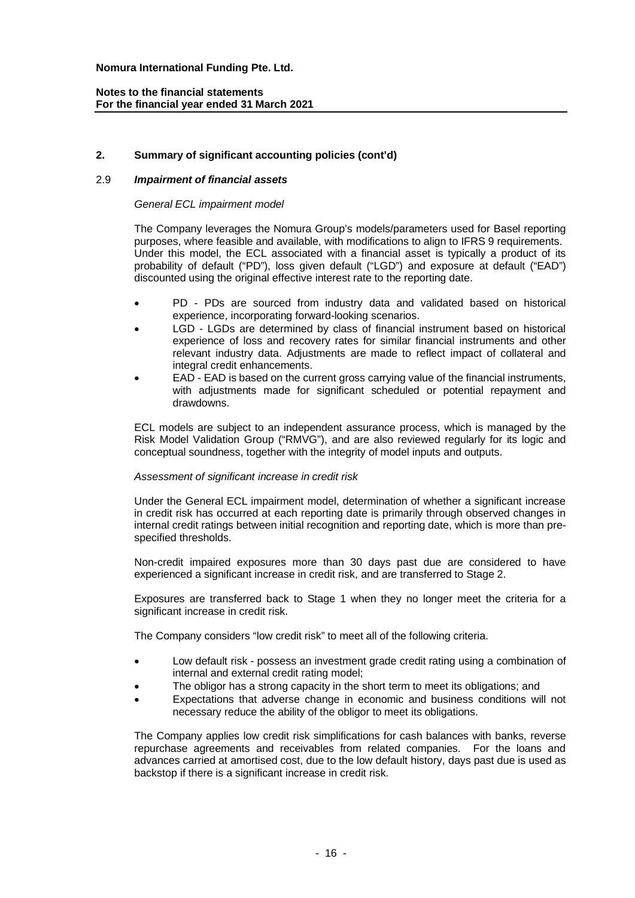## 2. Summary of significant accounting policies (cont'd)

### 2.9 *Impairment of financial assets*

*General ECL impairment model*

The Company leverages the Nomura Group's models/parameters used for Basel reporting purposes, where feasible and available, with modifications to align to IFRS 9 requirements. Under this model, the ECL associated with a financial asset is typically a product of its probability of default ("PD"), loss given default ("LGD") and exposure at default ("EAD") discounted using the original effective interest rate to the reporting date.

- PD - PDs are sourced from industry data and validated based on historical experience, incorporating forward-looking scenarios.
- LGD - LGDs are determined by class of financial instrument based on historical experience of loss and recovery rates for similar financial instruments and other relevant industry data. Adjustments are made to reflect impact of collateral and integral credit enhancements.
- EAD - EAD is based on the current gross carrying value of the financial instruments, with adjustments made for significant scheduled or potential repayment and drawdowns.

ECL models are subject to an independent assurance process, which is managed by the Risk Model Validation Group ("RMVG"), and are also reviewed regularly for its logic and conceptual soundness, together with the integrity of model inputs and outputs.

*Assessment of significant increase in credit risk*

Under the General ECL impairment model, determination of whether a significant increase in credit risk has occurred at each reporting date is primarily through observed changes in internal credit ratings between initial recognition and reporting date, which is more than pre-specified thresholds.

Non-credit impaired exposures more than 30 days past due are considered to have experienced a significant increase in credit risk, and are transferred to Stage 2.

Exposures are transferred back to Stage 1 when they no longer meet the criteria for a significant increase in credit risk.

The Company considers "low credit risk" to meet all of the following criteria.

- Low default risk - possess an investment grade credit rating using a combination of internal and external credit rating model;
- The obligor has a strong capacity in the short term to meet its obligations; and
- Expectations that adverse change in economic and business conditions will not necessary reduce the ability of the obligor to meet its obligations.

The Company applies low credit risk simplifications for cash balances with banks, reverse repurchase agreements and receivables from related companies. For the loans and advances carried at amortised cost, due to the low default history, days past due is used as backstop if there is a significant increase in credit risk.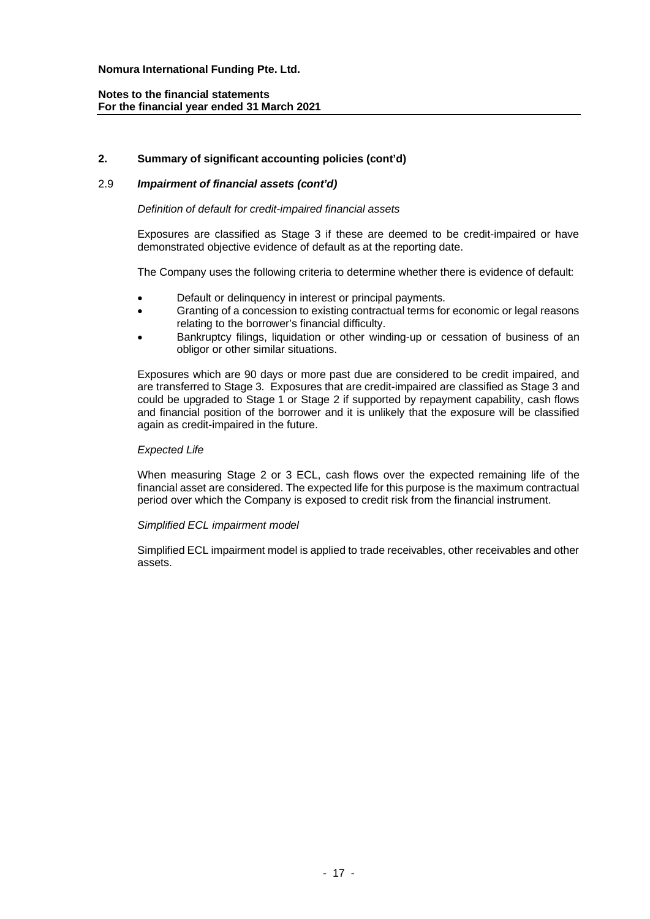## 2. Summary of significant accounting policies (cont'd)

### 2.9 *Impairment of financial assets (cont'd)*

*Definition of default for credit-impaired financial assets*

Exposures are classified as Stage 3 if these are deemed to be credit-impaired or have demonstrated objective evidence of default as at the reporting date.

The Company uses the following criteria to determine whether there is evidence of default:

- Default or delinquency in interest or principal payments.
- Granting of a concession to existing contractual terms for economic or legal reasons relating to the borrower's financial difficulty.
- Bankruptcy filings, liquidation or other winding-up or cessation of business of an obligor or other similar situations.

Exposures which are 90 days or more past due are considered to be credit impaired, and are transferred to Stage 3. Exposures that are credit-impaired are classified as Stage 3 and could be upgraded to Stage 1 or Stage 2 if supported by repayment capability, cash flows and financial position of the borrower and it is unlikely that the exposure will be classified again as credit-impaired in the future.

*Expected Life*

When measuring Stage 2 or 3 ECL, cash flows over the expected remaining life of the financial asset are considered. The expected life for this purpose is the maximum contractual period over which the Company is exposed to credit risk from the financial instrument.

*Simplified ECL impairment model*

Simplified ECL impairment model is applied to trade receivables, other receivables and other assets.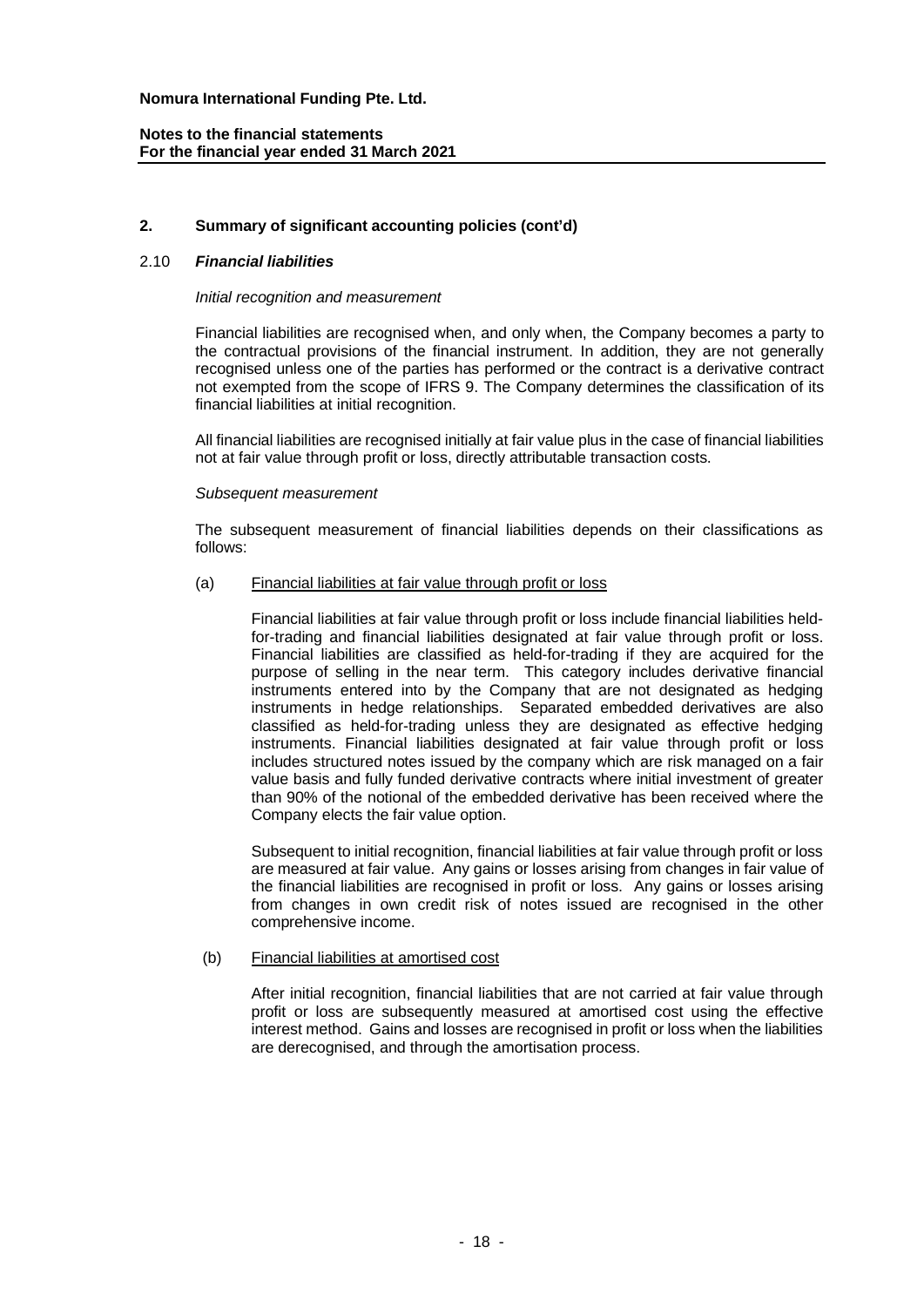## 2. Summary of significant accounting policies (cont'd)

### 2.10 *Financial liabilities*

*Initial recognition and measurement*

Financial liabilities are recognised when, and only when, the Company becomes a party to the contractual provisions of the financial instrument. In addition, they are not generally recognised unless one of the parties has performed or the contract is a derivative contract not exempted from the scope of IFRS 9. The Company determines the classification of its financial liabilities at initial recognition.

All financial liabilities are recognised initially at fair value plus in the case of financial liabilities not at fair value through profit or loss, directly attributable transaction costs.

*Subsequent measurement*

The subsequent measurement of financial liabilities depends on their classifications as follows:

(a) Financial liabilities at fair value through profit or loss

Financial liabilities at fair value through profit or loss include financial liabilities held-for-trading and financial liabilities designated at fair value through profit or loss. Financial liabilities are classified as held-for-trading if they are acquired for the purpose of selling in the near term. This category includes derivative financial instruments entered into by the Company that are not designated as hedging instruments in hedge relationships. Separated embedded derivatives are also classified as held-for-trading unless they are designated as effective hedging instruments. Financial liabilities designated at fair value through profit or loss includes structured notes issued by the company which are risk managed on a fair value basis and fully funded derivative contracts where initial investment of greater than 90% of the notional of the embedded derivative has been received where the Company elects the fair value option.

Subsequent to initial recognition, financial liabilities at fair value through profit or loss are measured at fair value. Any gains or losses arising from changes in fair value of the financial liabilities are recognised in profit or loss. Any gains or losses arising from changes in own credit risk of notes issued are recognised in the other comprehensive income.

(b) Financial liabilities at amortised cost

After initial recognition, financial liabilities that are not carried at fair value through profit or loss are subsequently measured at amortised cost using the effective interest method. Gains and losses are recognised in profit or loss when the liabilities are derecognised, and through the amortisation process.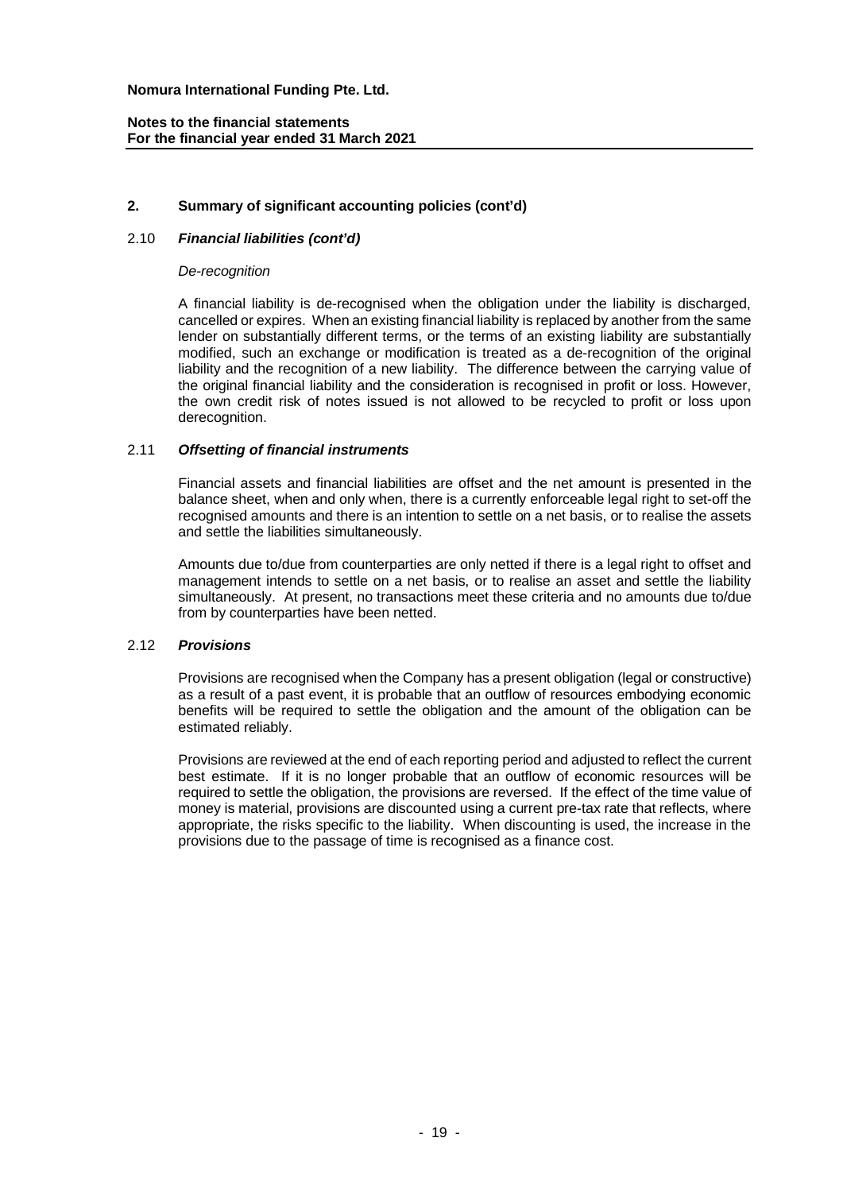## 2. Summary of significant accounting policies (cont'd)

### 2.10 *Financial liabilities (cont'd)*

*De-recognition*

A financial liability is de-recognised when the obligation under the liability is discharged, cancelled or expires. When an existing financial liability is replaced by another from the same lender on substantially different terms, or the terms of an existing liability are substantially modified, such an exchange or modification is treated as a de-recognition of the original liability and the recognition of a new liability. The difference between the carrying value of the original financial liability and the consideration is recognised in profit or loss. However, the own credit risk of notes issued is not allowed to be recycled to profit or loss upon derecognition.

### 2.11 *Offsetting of financial instruments*

Financial assets and financial liabilities are offset and the net amount is presented in the balance sheet, when and only when, there is a currently enforceable legal right to set-off the recognised amounts and there is an intention to settle on a net basis, or to realise the assets and settle the liabilities simultaneously.

Amounts due to/due from counterparties are only netted if there is a legal right to offset and management intends to settle on a net basis, or to realise an asset and settle the liability simultaneously. At present, no transactions meet these criteria and no amounts due to/due from by counterparties have been netted.

### 2.12 *Provisions*

Provisions are recognised when the Company has a present obligation (legal or constructive) as a result of a past event, it is probable that an outflow of resources embodying economic benefits will be required to settle the obligation and the amount of the obligation can be estimated reliably.

Provisions are reviewed at the end of each reporting period and adjusted to reflect the current best estimate. If it is no longer probable that an outflow of economic resources will be required to settle the obligation, the provisions are reversed. If the effect of the time value of money is material, provisions are discounted using a current pre-tax rate that reflects, where appropriate, the risks specific to the liability. When discounting is used, the increase in the provisions due to the passage of time is recognised as a finance cost.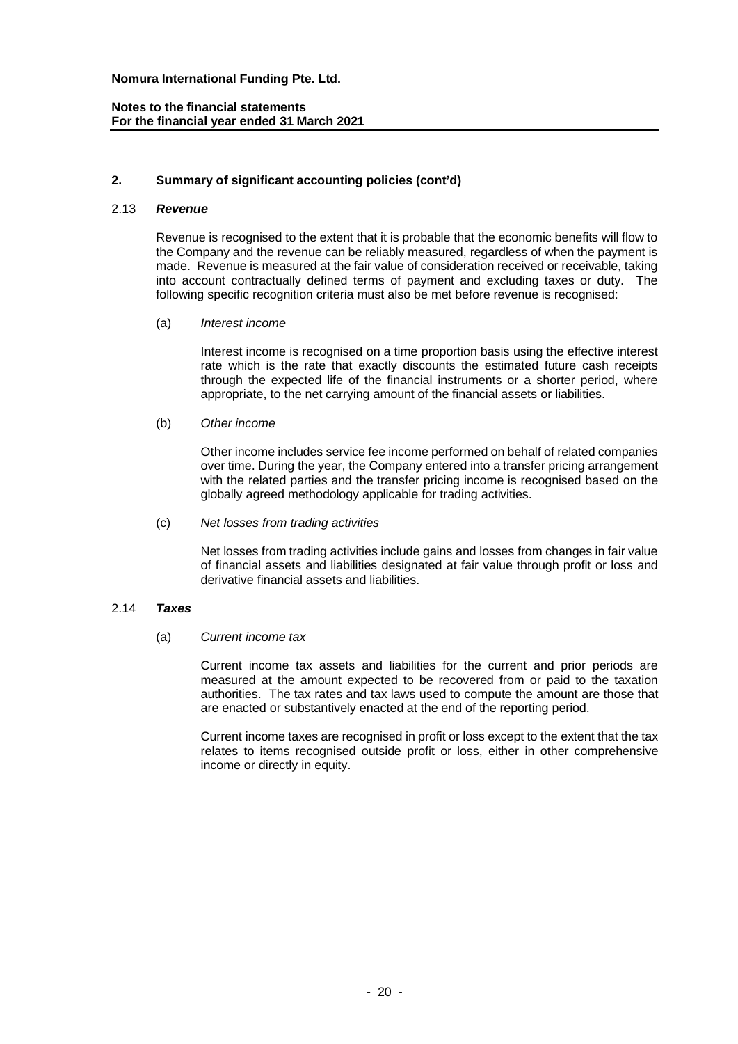## 2. Summary of significant accounting policies (cont'd)

### 2.13 *Revenue*

Revenue is recognised to the extent that it is probable that the economic benefits will flow to the Company and the revenue can be reliably measured, regardless of when the payment is made. Revenue is measured at the fair value of consideration received or receivable, taking into account contractually defined terms of payment and excluding taxes or duty. The following specific recognition criteria must also be met before revenue is recognised:

(a) *Interest income*

Interest income is recognised on a time proportion basis using the effective interest rate which is the rate that exactly discounts the estimated future cash receipts through the expected life of the financial instruments or a shorter period, where appropriate, to the net carrying amount of the financial assets or liabilities.

(b) *Other income*

Other income includes service fee income performed on behalf of related companies over time. During the year, the Company entered into a transfer pricing arrangement with the related parties and the transfer pricing income is recognised based on the globally agreed methodology applicable for trading activities.

(c) *Net losses from trading activities*

Net losses from trading activities include gains and losses from changes in fair value of financial assets and liabilities designated at fair value through profit or loss and derivative financial assets and liabilities.

### 2.14 *Taxes*

(a) *Current income tax*

Current income tax assets and liabilities for the current and prior periods are measured at the amount expected to be recovered from or paid to the taxation authorities. The tax rates and tax laws used to compute the amount are those that are enacted or substantively enacted at the end of the reporting period.

Current income taxes are recognised in profit or loss except to the extent that the tax relates to items recognised outside profit or loss, either in other comprehensive income or directly in equity.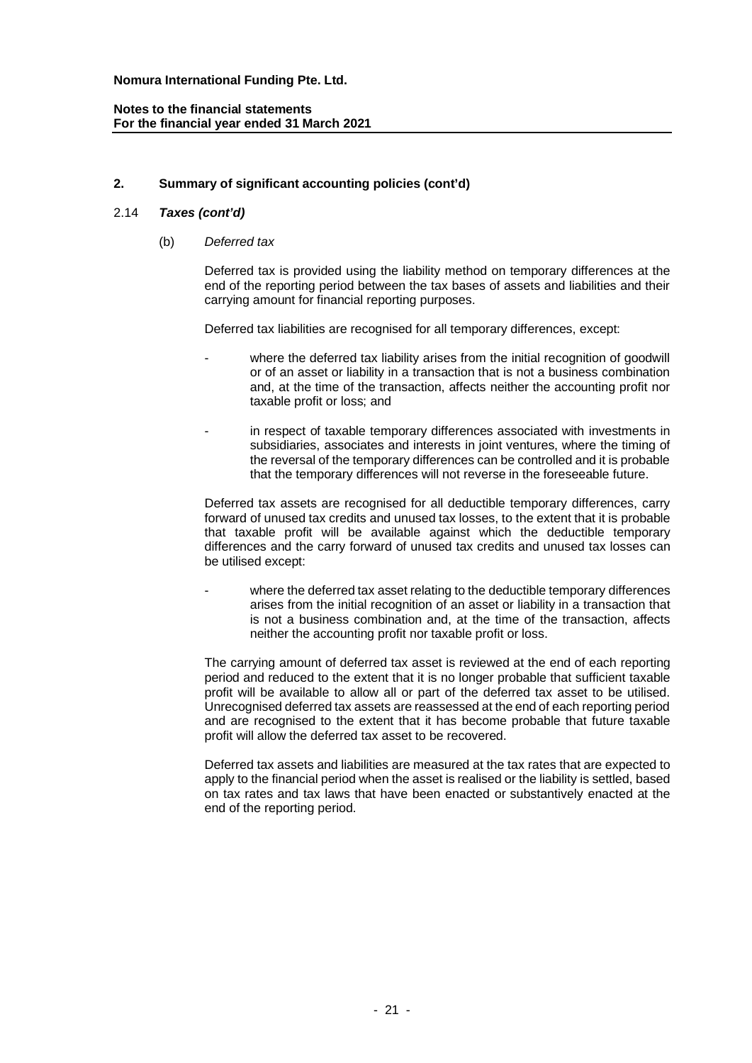## 2. Summary of significant accounting policies (cont'd)

### 2.14 *Taxes (cont'd)*

(b) *Deferred tax*

Deferred tax is provided using the liability method on temporary differences at the end of the reporting period between the tax bases of assets and liabilities and their carrying amount for financial reporting purposes.

Deferred tax liabilities are recognised for all temporary differences, except:

- where the deferred tax liability arises from the initial recognition of goodwill or of an asset or liability in a transaction that is not a business combination and, at the time of the transaction, affects neither the accounting profit nor taxable profit or loss; and

- in respect of taxable temporary differences associated with investments in subsidiaries, associates and interests in joint ventures, where the timing of the reversal of the temporary differences can be controlled and it is probable that the temporary differences will not reverse in the foreseeable future.

Deferred tax assets are recognised for all deductible temporary differences, carry forward of unused tax credits and unused tax losses, to the extent that it is probable that taxable profit will be available against which the deductible temporary differences and the carry forward of unused tax credits and unused tax losses can be utilised except:

- where the deferred tax asset relating to the deductible temporary differences arises from the initial recognition of an asset or liability in a transaction that is not a business combination and, at the time of the transaction, affects neither the accounting profit nor taxable profit or loss.

The carrying amount of deferred tax asset is reviewed at the end of each reporting period and reduced to the extent that it is no longer probable that sufficient taxable profit will be available to allow all or part of the deferred tax asset to be utilised. Unrecognised deferred tax assets are reassessed at the end of each reporting period and are recognised to the extent that it has become probable that future taxable profit will allow the deferred tax asset to be recovered.

Deferred tax assets and liabilities are measured at the tax rates that are expected to apply to the financial period when the asset is realised or the liability is settled, based on tax rates and tax laws that have been enacted or substantively enacted at the end of the reporting period.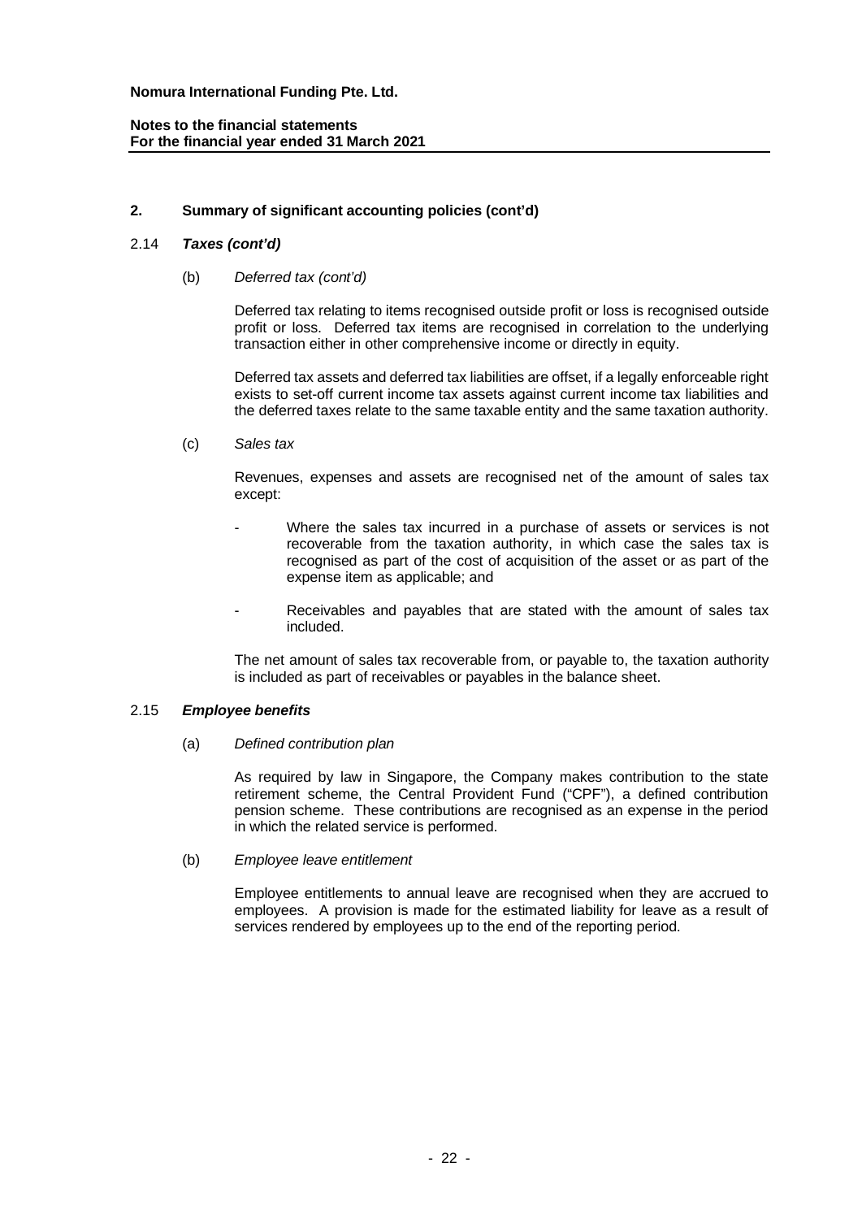## 2. Summary of significant accounting policies (cont'd)

### 2.14 *Taxes (cont'd)*

(b) *Deferred tax (cont'd)*

Deferred tax relating to items recognised outside profit or loss is recognised outside profit or loss. Deferred tax items are recognised in correlation to the underlying transaction either in other comprehensive income or directly in equity.

Deferred tax assets and deferred tax liabilities are offset, if a legally enforceable right exists to set-off current income tax assets against current income tax liabilities and the deferred taxes relate to the same taxable entity and the same taxation authority.

(c) *Sales tax*

Revenues, expenses and assets are recognised net of the amount of sales tax except:

- Where the sales tax incurred in a purchase of assets or services is not recoverable from the taxation authority, in which case the sales tax is recognised as part of the cost of acquisition of the asset or as part of the expense item as applicable; and
- Receivables and payables that are stated with the amount of sales tax included.

The net amount of sales tax recoverable from, or payable to, the taxation authority is included as part of receivables or payables in the balance sheet.

### 2.15 *Employee benefits*

(a) *Defined contribution plan*

As required by law in Singapore, the Company makes contribution to the state retirement scheme, the Central Provident Fund ("CPF"), a defined contribution pension scheme. These contributions are recognised as an expense in the period in which the related service is performed.

(b) *Employee leave entitlement*

Employee entitlements to annual leave are recognised when they are accrued to employees. A provision is made for the estimated liability for leave as a result of services rendered by employees up to the end of the reporting period.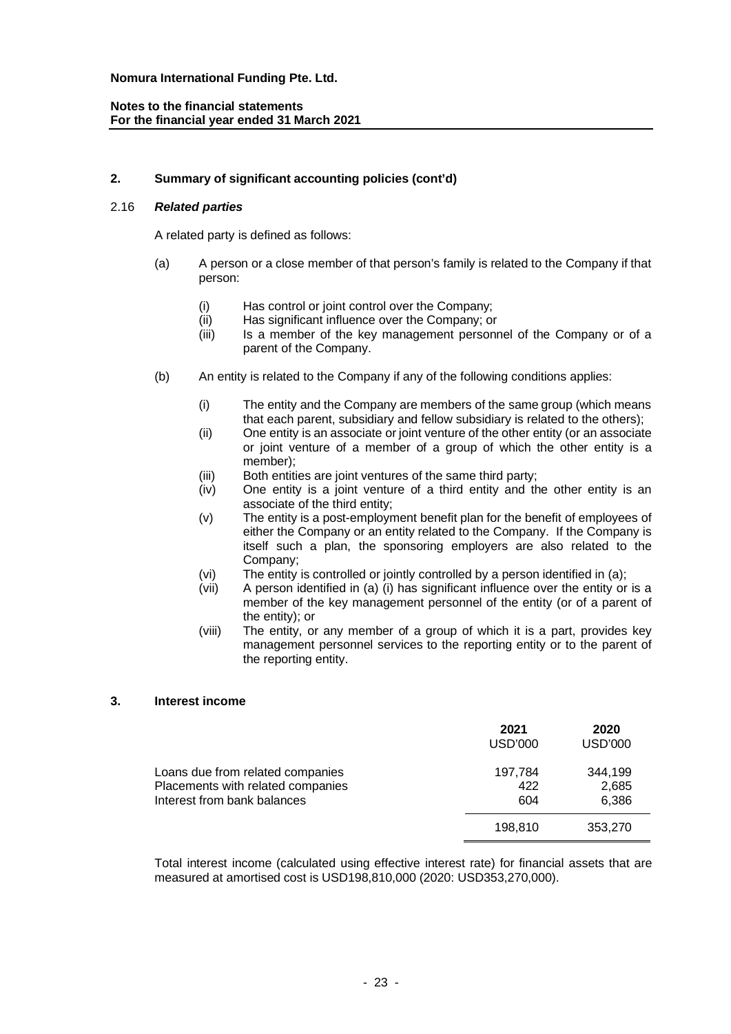## 2. Summary of significant accounting policies (cont'd)

### 2.16 *Related parties*

A related party is defined as follows:

(a) A person or a close member of that person's family is related to the Company if that person:

  (i) Has control or joint control over the Company;
  (ii) Has significant influence over the Company; or
  (iii) Is a member of the key management personnel of the Company or of a parent of the Company.

(b) An entity is related to the Company if any of the following conditions applies:

  (i) The entity and the Company are members of the same group (which means that each parent, subsidiary and fellow subsidiary is related to the others);
  (ii) One entity is an associate or joint venture of the other entity (or an associate or joint venture of a member of a group of which the other entity is a member);
  (iii) Both entities are joint ventures of the same third party;
  (iv) One entity is a joint venture of a third entity and the other entity is an associate of the third entity;
  (v) The entity is a post-employment benefit plan for the benefit of employees of either the Company or an entity related to the Company. If the Company is itself such a plan, the sponsoring employers are also related to the Company;
  (vi) The entity is controlled or jointly controlled by a person identified in (a);
  (vii) A person identified in (a) (i) has significant influence over the entity or is a member of the key management personnel of the entity (or of a parent of the entity); or
  (viii) The entity, or any member of a group of which it is a part, provides key management personnel services to the reporting entity or to the parent of the reporting entity.

## 3. Interest income

| | 2021 USD'000 | 2020 USD'000 |
|---|---|---|
| Loans due from related companies | 197,784 | 344,199 |
| Placements with related companies | 422 | 2,685 |
| Interest from bank balances | 604 | 6,386 |
| | 198,810 | 353,270 |

Total interest income (calculated using effective interest rate) for financial assets that are measured at amortised cost is USD198,810,000 (2020: USD353,270,000).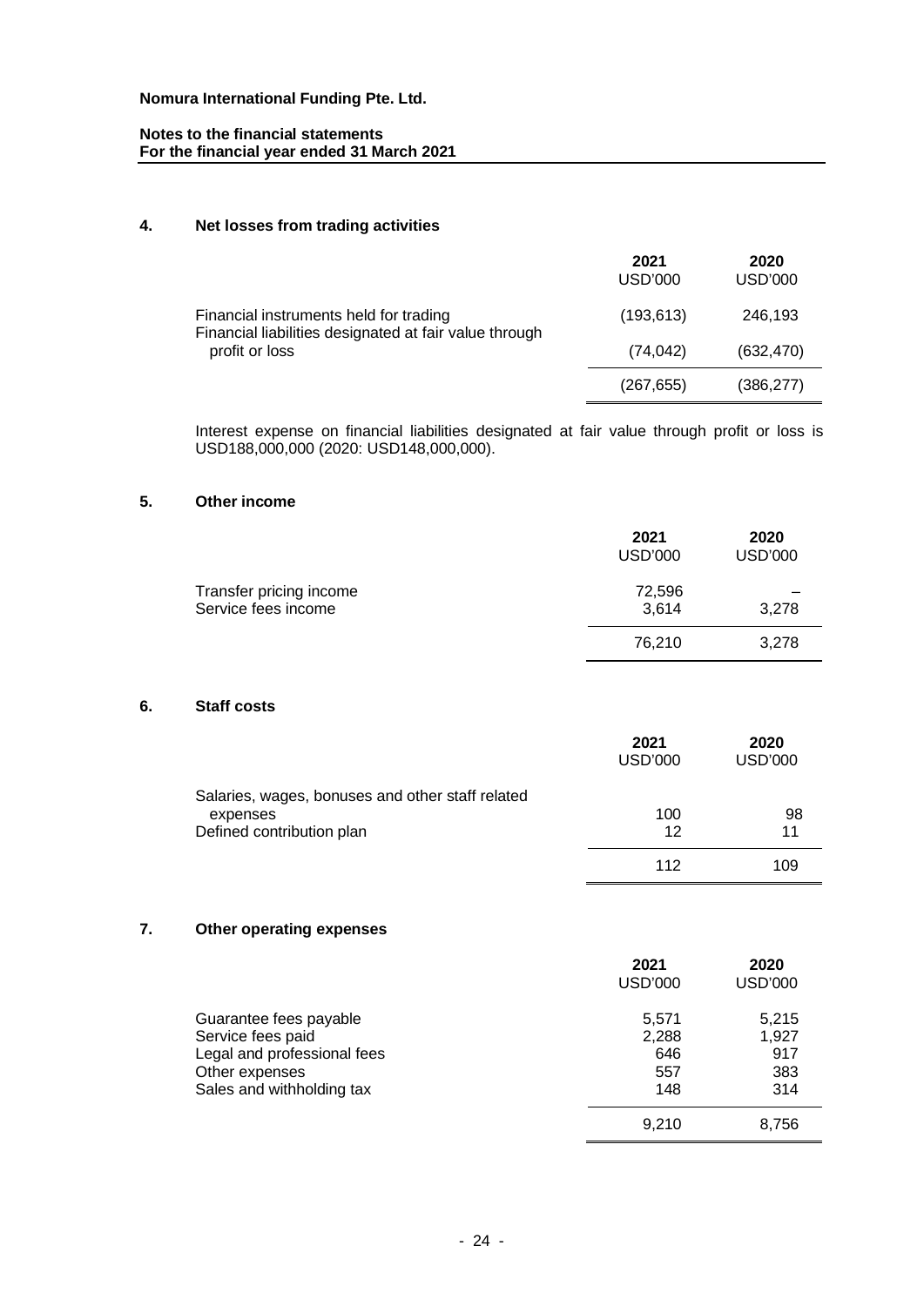**Nomura International Funding Pte. Ltd.**

**Notes to the financial statements**
**For the financial year ended 31 March 2021**

## 4. Net losses from trading activities

| | 2021<br>USD'000 | 2020<br>USD'000 |
|---|---|---|
| Financial instruments held for trading | (193,613) | 246,193 |
| Financial liabilities designated at fair value through profit or loss | (74,042) | (632,470) |
| | (267,655) | (386,277) |

Interest expense on financial liabilities designated at fair value through profit or loss is USD188,000,000 (2020: USD148,000,000).

## 5. Other income

| | 2021<br>USD'000 | 2020<br>USD'000 |
|---|---|---|
| Transfer pricing income | 72,596 | – |
| Service fees income | 3,614 | 3,278 |
| | 76,210 | 3,278 |

## 6. Staff costs

| | 2021<br>USD'000 | 2020<br>USD'000 |
|---|---|---|
| Salaries, wages, bonuses and other staff related expenses | 100 | 98 |
| Defined contribution plan | 12 | 11 |
| | 112 | 109 |

## 7. Other operating expenses

| | 2021<br>USD'000 | 2020<br>USD'000 |
|---|---|---|
| Guarantee fees payable | 5,571 | 5,215 |
| Service fees paid | 2,288 | 1,927 |
| Legal and professional fees | 646 | 917 |
| Other expenses | 557 | 383 |
| Sales and withholding tax | 148 | 314 |
| | 9,210 | 8,756 |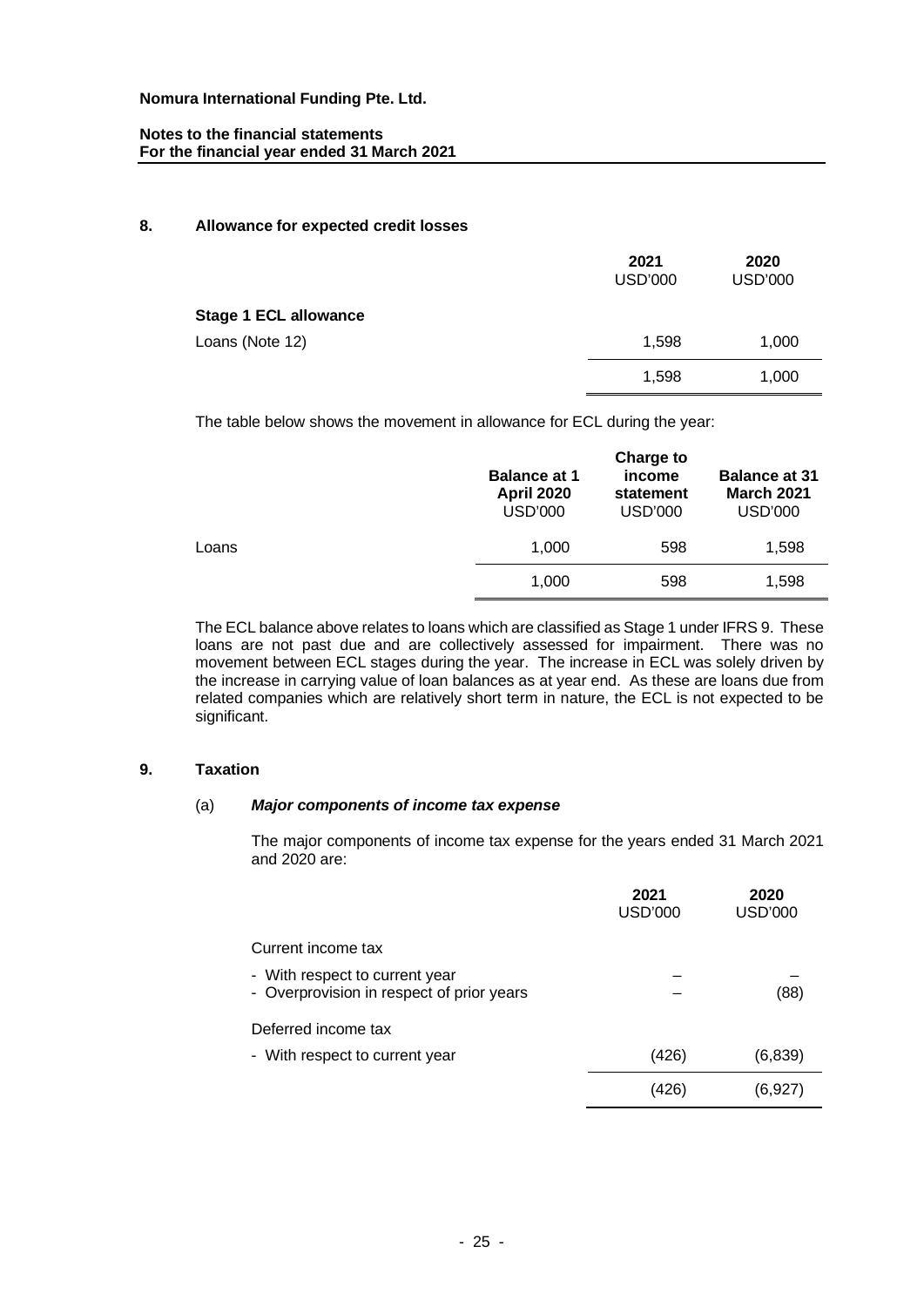## 8. Allowance for expected credit losses

| | 2021 USD'000 | 2020 USD'000 |
|---|---|---|
| **Stage 1 ECL allowance** | | |
| Loans (Note 12) | 1,598 | 1,000 |
| | 1,598 | 1,000 |

The table below shows the movement in allowance for ECL during the year:

| | Balance at 1 April 2020 USD'000 | Charge to income statement USD'000 | Balance at 31 March 2021 USD'000 |
|---|---|---|---|
| Loans | 1,000 | 598 | 1,598 |
| | 1,000 | 598 | 1,598 |

The ECL balance above relates to loans which are classified as Stage 1 under IFRS 9. These loans are not past due and are collectively assessed for impairment. There was no movement between ECL stages during the year. The increase in ECL was solely driven by the increase in carrying value of loan balances as at year end. As these are loans due from related companies which are relatively short term in nature, the ECL is not expected to be significant.

## 9. Taxation

### (a) *Major components of income tax expense*

The major components of income tax expense for the years ended 31 March 2021 and 2020 are:

| | 2021 USD'000 | 2020 USD'000 |
|---|---|---|
| Current income tax | | |
| - With respect to current year | – | – |
| - Overprovision in respect of prior years | – | (88) |
| Deferred income tax | | |
| - With respect to current year | (426) | (6,839) |
| | (426) | (6,927) |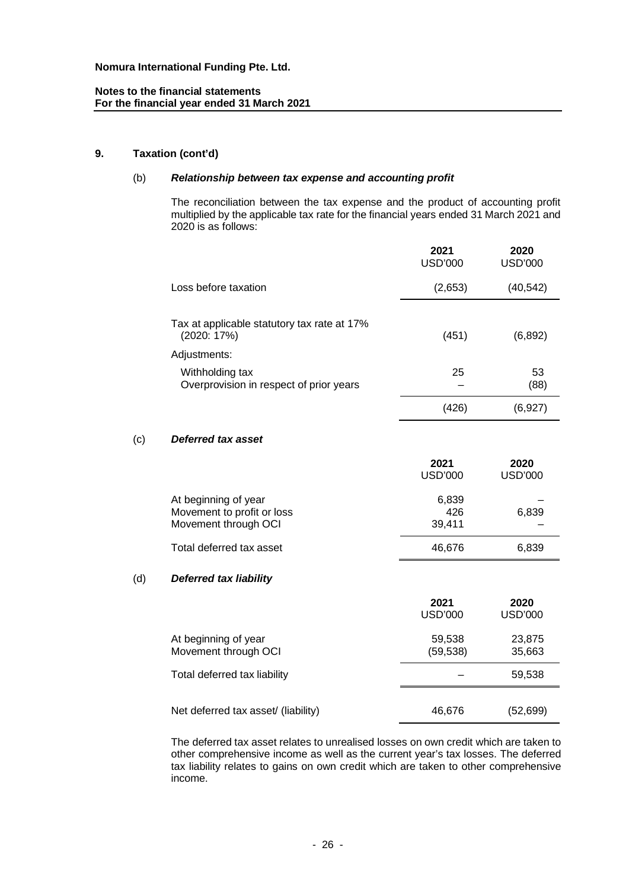**Nomura International Funding Pte. Ltd.**

**Notes to the financial statements**
**For the financial year ended 31 March 2021**

## 9. Taxation (cont'd)

### (b) *Relationship between tax expense and accounting profit*

The reconciliation between the tax expense and the product of accounting profit multiplied by the applicable tax rate for the financial years ended 31 March 2021 and 2020 is as follows:

| | 2021 USD'000 | 2020 USD'000 |
|---|---|---|
| Loss before taxation | (2,653) | (40,542) |
| Tax at applicable statutory tax rate at 17% (2020: 17%) | (451) | (6,892) |
| Adjustments: | | |
| Withholding tax | 25 | 53 |
| Overprovision in respect of prior years | – | (88) |
| | (426) | (6,927) |

### (c) *Deferred tax asset*

| | 2021 USD'000 | 2020 USD'000 |
|---|---|---|
| At beginning of year | 6,839 | – |
| Movement to profit or loss | 426 | 6,839 |
| Movement through OCI | 39,411 | – |
| Total deferred tax asset | 46,676 | 6,839 |

### (d) *Deferred tax liability*

| | 2021 USD'000 | 2020 USD'000 |
|---|---|---|
| At beginning of year | 59,538 | 23,875 |
| Movement through OCI | (59,538) | 35,663 |
| Total deferred tax liability | – | 59,538 |
| Net deferred tax asset/ (liability) | 46,676 | (52,699) |

The deferred tax asset relates to unrealised losses on own credit which are taken to other comprehensive income as well as the current year's tax losses. The deferred tax liability relates to gains on own credit which are taken to other comprehensive income.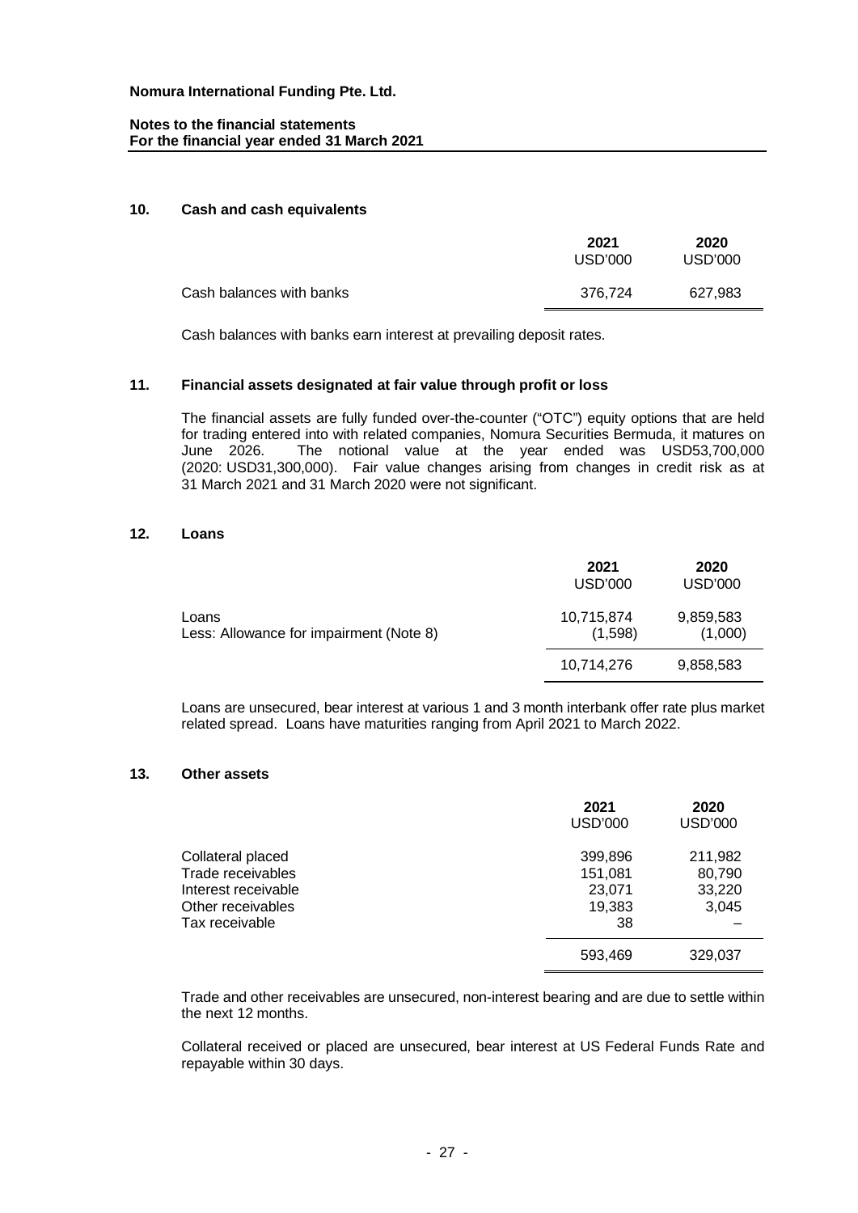## 10. Cash and cash equivalents

| | 2021 USD'000 | 2020 USD'000 |
|---|---|---|
| Cash balances with banks | 376,724 | 627,983 |

Cash balances with banks earn interest at prevailing deposit rates.

## 11. Financial assets designated at fair value through profit or loss

The financial assets are fully funded over-the-counter ("OTC") equity options that are held for trading entered into with related companies, Nomura Securities Bermuda, it matures on June 2026. The notional value at the year ended was USD53,700,000 (2020: USD31,300,000). Fair value changes arising from changes in credit risk as at 31 March 2021 and 31 March 2020 were not significant.

## 12. Loans

| | 2021 USD'000 | 2020 USD'000 |
|---|---|---|
| Loans | 10,715,874 | 9,859,583 |
| Less: Allowance for impairment (Note 8) | (1,598) | (1,000) |
| | 10,714,276 | 9,858,583 |

Loans are unsecured, bear interest at various 1 and 3 month interbank offer rate plus market related spread. Loans have maturities ranging from April 2021 to March 2022.

## 13. Other assets

| | 2021 USD'000 | 2020 USD'000 |
|---|---|---|
| Collateral placed | 399,896 | 211,982 |
| Trade receivables | 151,081 | 80,790 |
| Interest receivable | 23,071 | 33,220 |
| Other receivables | 19,383 | 3,045 |
| Tax receivable | 38 | – |
| | 593,469 | 329,037 |

Trade and other receivables are unsecured, non-interest bearing and are due to settle within the next 12 months.

Collateral received or placed are unsecured, bear interest at US Federal Funds Rate and repayable within 30 days.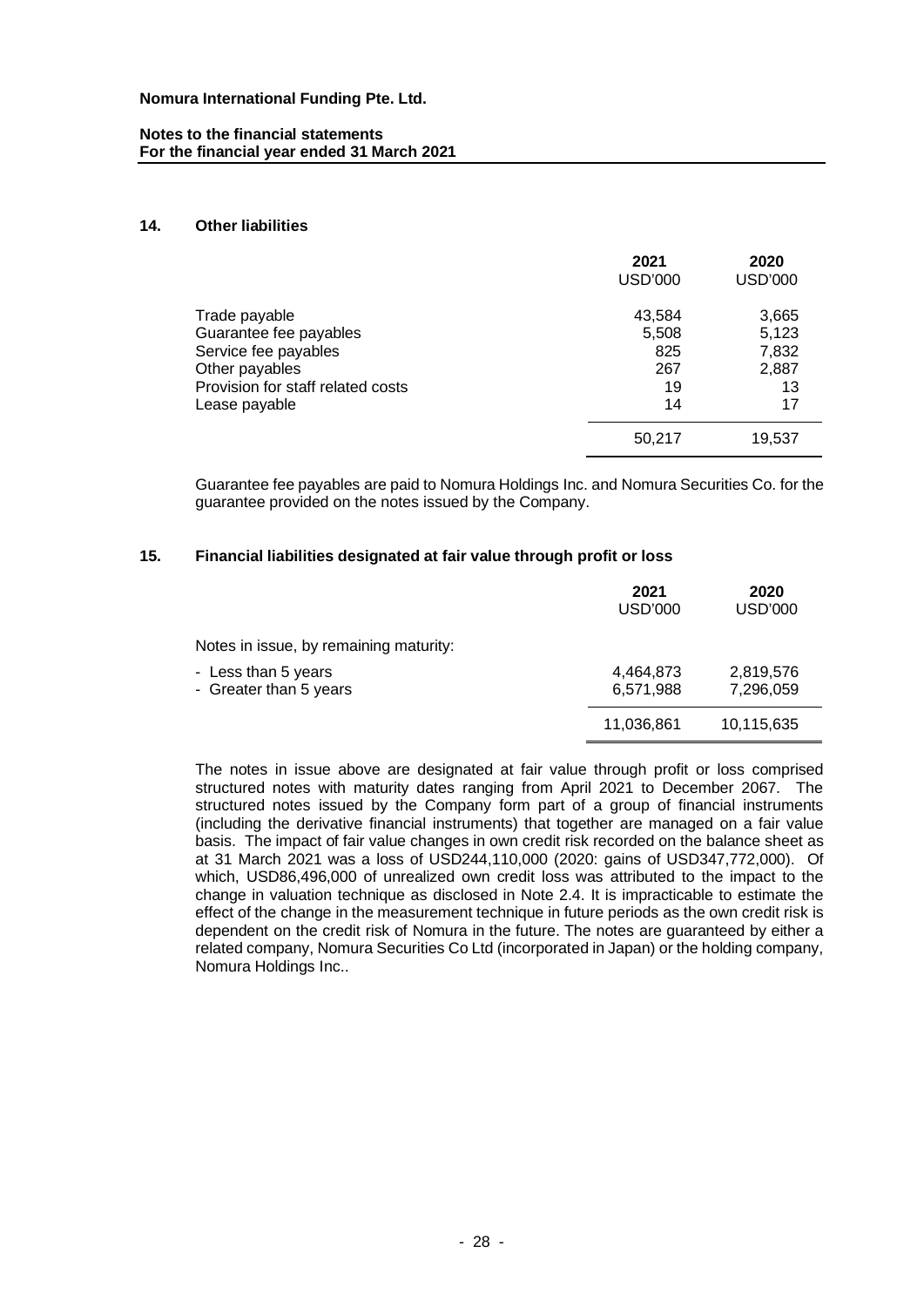## 14. Other liabilities

| | 2021 USD'000 | 2020 USD'000 |
|---|---|---|
| Trade payable | 43,584 | 3,665 |
| Guarantee fee payables | 5,508 | 5,123 |
| Service fee payables | 825 | 7,832 |
| Other payables | 267 | 2,887 |
| Provision for staff related costs | 19 | 13 |
| Lease payable | 14 | 17 |
| | 50,217 | 19,537 |

Guarantee fee payables are paid to Nomura Holdings Inc. and Nomura Securities Co. for the guarantee provided on the notes issued by the Company.

## 15. Financial liabilities designated at fair value through profit or loss

| | 2021 USD'000 | 2020 USD'000 |
|---|---|---|
| Notes in issue, by remaining maturity: | | |
| - Less than 5 years | 4,464,873 | 2,819,576 |
| - Greater than 5 years | 6,571,988 | 7,296,059 |
| | 11,036,861 | 10,115,635 |

The notes in issue above are designated at fair value through profit or loss comprised structured notes with maturity dates ranging from April 2021 to December 2067. The structured notes issued by the Company form part of a group of financial instruments (including the derivative financial instruments) that together are managed on a fair value basis. The impact of fair value changes in own credit risk recorded on the balance sheet as at 31 March 2021 was a loss of USD244,110,000 (2020: gains of USD347,772,000). Of which, USD86,496,000 of unrealized own credit loss was attributed to the impact to the change in valuation technique as disclosed in Note 2.4. It is impracticable to estimate the effect of the change in the measurement technique in future periods as the own credit risk is dependent on the credit risk of Nomura in the future. The notes are guaranteed by either a related company, Nomura Securities Co Ltd (incorporated in Japan) or the holding company, Nomura Holdings Inc..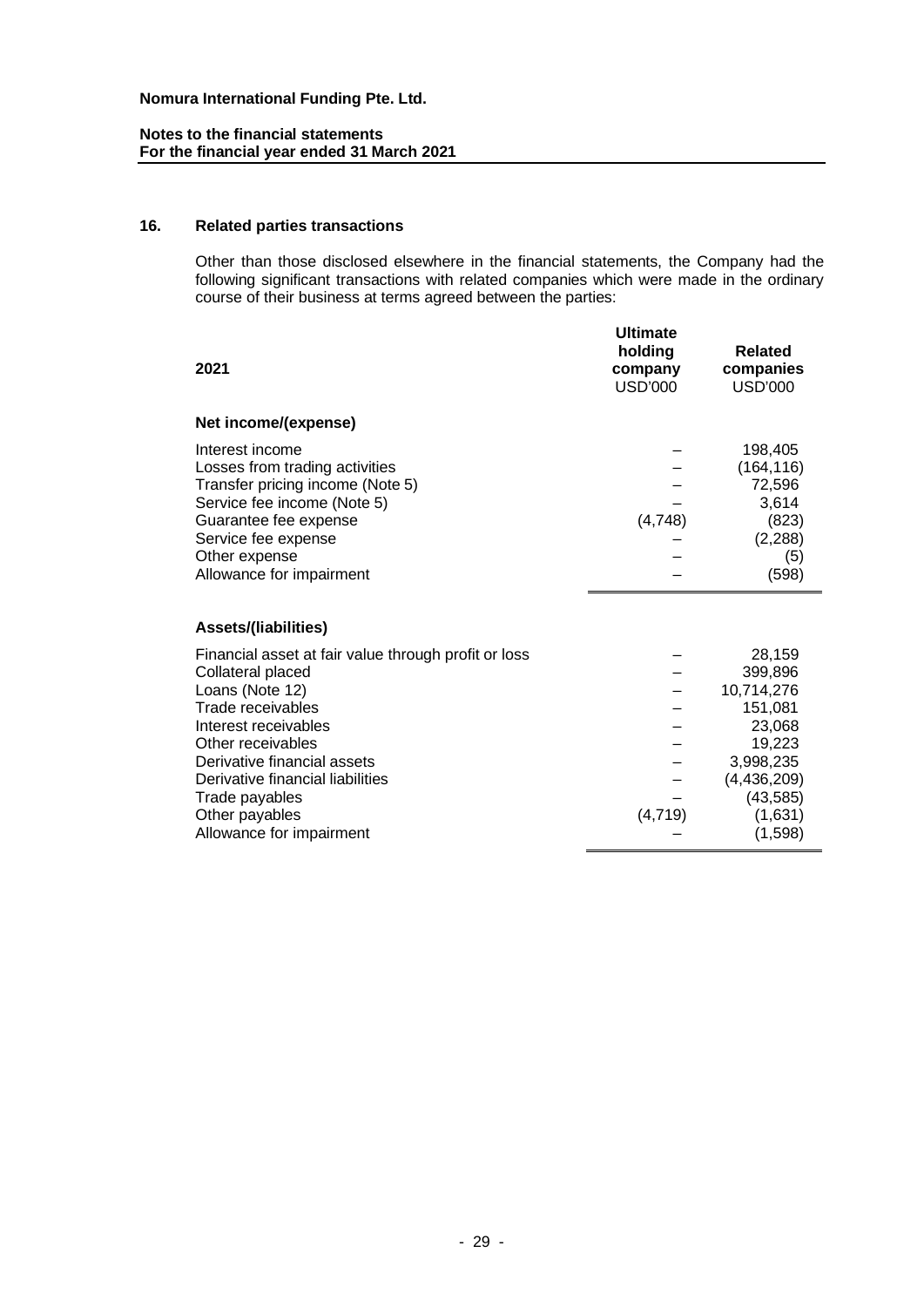Nomura International Funding Pte. Ltd.

Notes to the financial statements
For the financial year ended 31 March 2021

## 16. Related parties transactions

Other than those disclosed elsewhere in the financial statements, the Company had the following significant transactions with related companies which were made in the ordinary course of their business at terms agreed between the parties:

| 2021 | Ultimate holding company USD'000 | Related companies USD'000 |
|---|---|---|
| **Net income/(expense)** | | |
| Interest income | – | 198,405 |
| Losses from trading activities | – | (164,116) |
| Transfer pricing income (Note 5) | – | 72,596 |
| Service fee income (Note 5) | – | 3,614 |
| Guarantee fee expense | (4,748) | (823) |
| Service fee expense | – | (2,288) |
| Other expense | – | (5) |
| Allowance for impairment | – | (598) |
| **Assets/(liabilities)** | | |
| Financial asset at fair value through profit or loss | – | 28,159 |
| Collateral placed | – | 399,896 |
| Loans (Note 12) | – | 10,714,276 |
| Trade receivables | – | 151,081 |
| Interest receivables | – | 23,068 |
| Other receivables | – | 19,223 |
| Derivative financial assets | – | 3,998,235 |
| Derivative financial liabilities | – | (4,436,209) |
| Trade payables | – | (43,585) |
| Other payables | (4,719) | (1,631) |
| Allowance for impairment | – | (1,598) |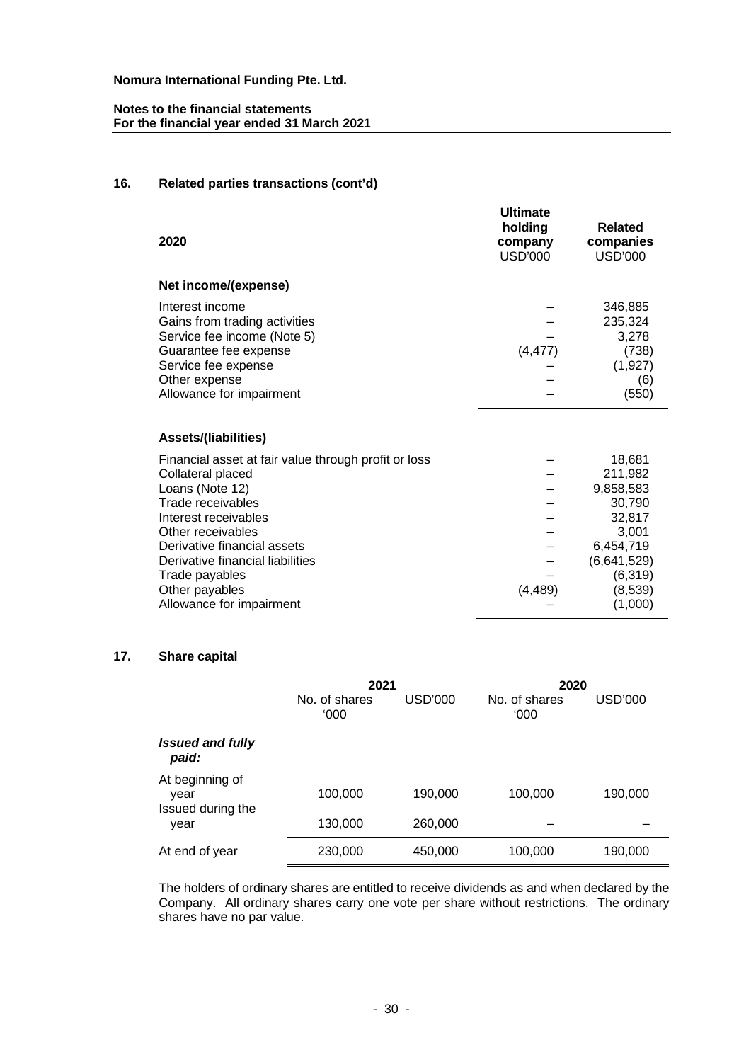**Nomura International Funding Pte. Ltd.**

**Notes to the financial statements**
**For the financial year ended 31 March 2021**

## 16. Related parties transactions (cont'd)

| 2020 | Ultimate holding company USD'000 | Related companies USD'000 |
|---|---|---|
| **Net income/(expense)** | | |
| Interest income | – | 346,885 |
| Gains from trading activities | – | 235,324 |
| Service fee income (Note 5) | – | 3,278 |
| Guarantee fee expense | (4,477) | (738) |
| Service fee expense | – | (1,927) |
| Other expense | – | (6) |
| Allowance for impairment | – | (550) |
| **Assets/(liabilities)** | | |
| Financial asset at fair value through profit or loss | – | 18,681 |
| Collateral placed | – | 211,982 |
| Loans (Note 12) | – | 9,858,583 |
| Trade receivables | – | 30,790 |
| Interest receivables | – | 32,817 |
| Other receivables | – | 3,001 |
| Derivative financial assets | – | 6,454,719 |
| Derivative financial liabilities | – | (6,641,529) |
| Trade payables | – | (6,319) |
| Other payables | (4,489) | (8,539) |
| Allowance for impairment | – | (1,000) |

## 17. Share capital

| | 2021 | | 2020 | |
|---|---|---|---|---|
| | No. of shares '000 | USD'000 | No. of shares '000 | USD'000 |
| ***Issued and fully paid:*** | | | | |
| At beginning of year | 100,000 | 190,000 | 100,000 | 190,000 |
| Issued during the year | 130,000 | 260,000 | – | – |
| At end of year | 230,000 | 450,000 | 100,000 | 190,000 |

The holders of ordinary shares are entitled to receive dividends as and when declared by the Company. All ordinary shares carry one vote per share without restrictions. The ordinary shares have no par value.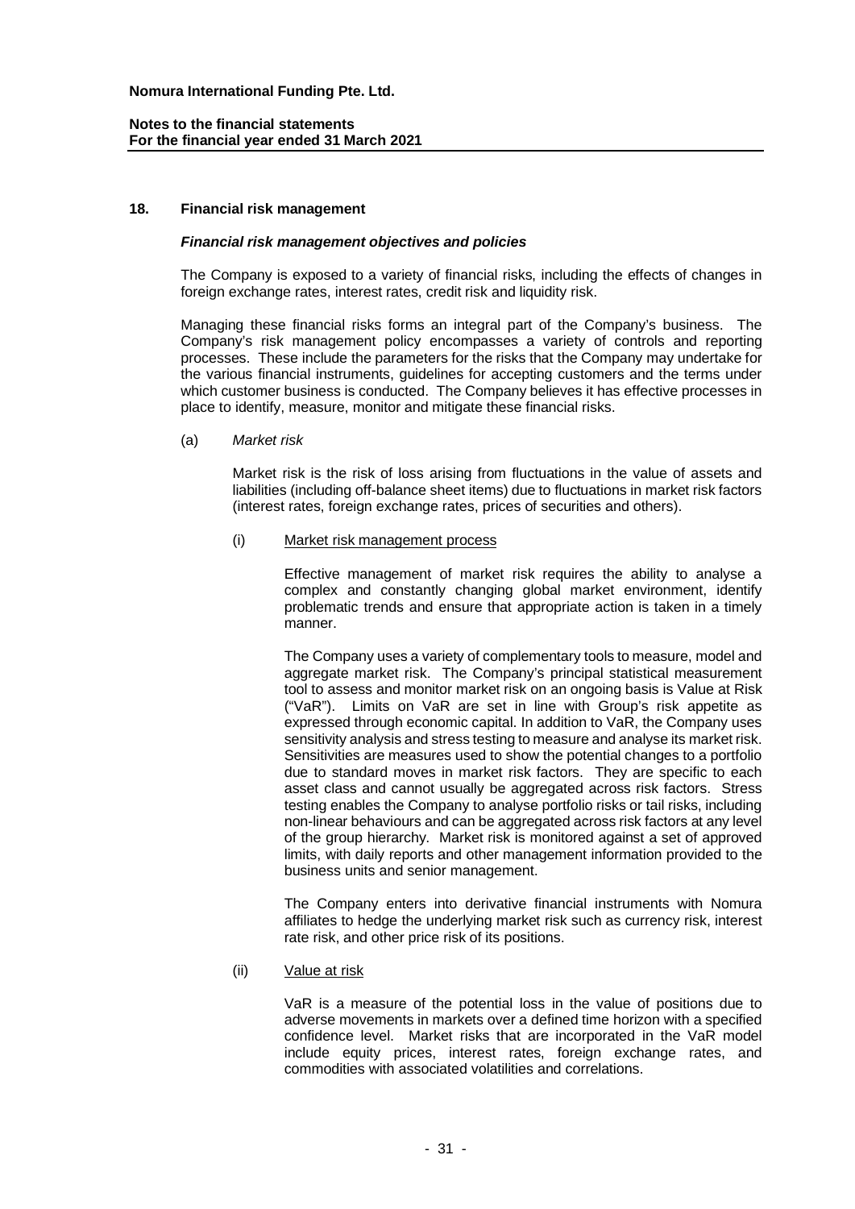## 18. Financial risk management

### *Financial risk management objectives and policies*

The Company is exposed to a variety of financial risks, including the effects of changes in foreign exchange rates, interest rates, credit risk and liquidity risk.

Managing these financial risks forms an integral part of the Company's business. The Company's risk management policy encompasses a variety of controls and reporting processes. These include the parameters for the risks that the Company may undertake for the various financial instruments, guidelines for accepting customers and the terms under which customer business is conducted. The Company believes it has effective processes in place to identify, measure, monitor and mitigate these financial risks.

(a) *Market risk*

Market risk is the risk of loss arising from fluctuations in the value of assets and liabilities (including off-balance sheet items) due to fluctuations in market risk factors (interest rates, foreign exchange rates, prices of securities and others).

(i) Market risk management process

Effective management of market risk requires the ability to analyse a complex and constantly changing global market environment, identify problematic trends and ensure that appropriate action is taken in a timely manner.

The Company uses a variety of complementary tools to measure, model and aggregate market risk. The Company's principal statistical measurement tool to assess and monitor market risk on an ongoing basis is Value at Risk ("VaR"). Limits on VaR are set in line with Group's risk appetite as expressed through economic capital. In addition to VaR, the Company uses sensitivity analysis and stress testing to measure and analyse its market risk. Sensitivities are measures used to show the potential changes to a portfolio due to standard moves in market risk factors. They are specific to each asset class and cannot usually be aggregated across risk factors. Stress testing enables the Company to analyse portfolio risks or tail risks, including non-linear behaviours and can be aggregated across risk factors at any level of the group hierarchy. Market risk is monitored against a set of approved limits, with daily reports and other management information provided to the business units and senior management.

The Company enters into derivative financial instruments with Nomura affiliates to hedge the underlying market risk such as currency risk, interest rate risk, and other price risk of its positions.

(ii) Value at risk

VaR is a measure of the potential loss in the value of positions due to adverse movements in markets over a defined time horizon with a specified confidence level. Market risks that are incorporated in the VaR model include equity prices, interest rates, foreign exchange rates, and commodities with associated volatilities and correlations.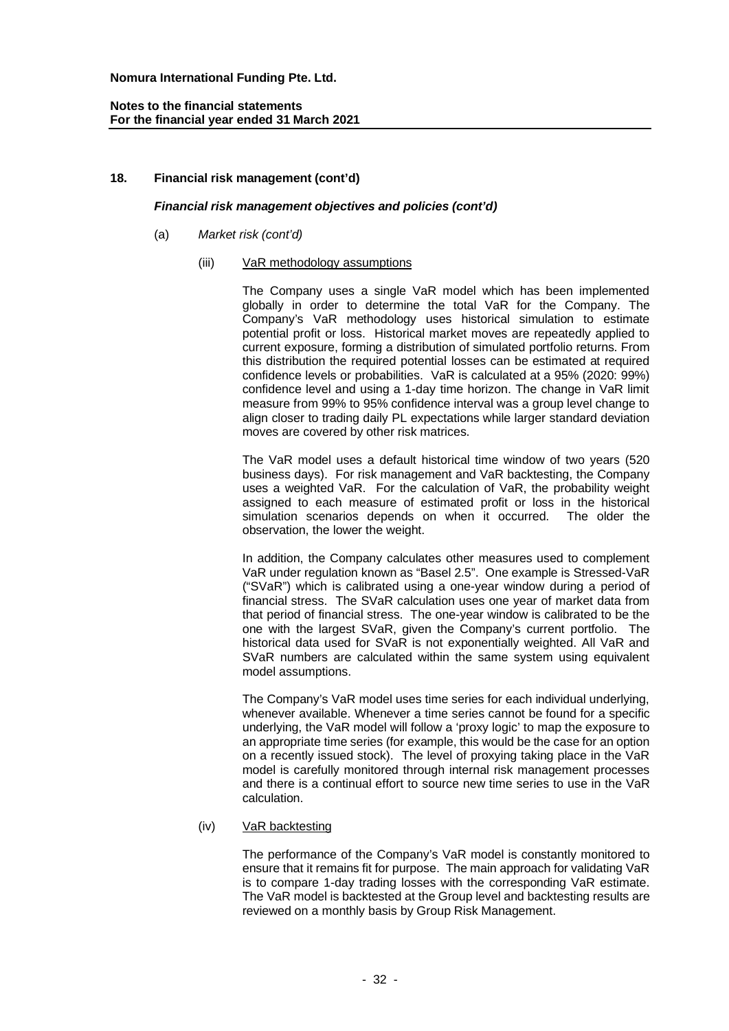## 18. Financial risk management (cont'd)

### *Financial risk management objectives and policies (cont'd)*

(a) *Market risk (cont'd)*

(iii) VaR methodology assumptions

The Company uses a single VaR model which has been implemented globally in order to determine the total VaR for the Company. The Company's VaR methodology uses historical simulation to estimate potential profit or loss. Historical market moves are repeatedly applied to current exposure, forming a distribution of simulated portfolio returns. From this distribution the required potential losses can be estimated at required confidence levels or probabilities. VaR is calculated at a 95% (2020: 99%) confidence level and using a 1-day time horizon. The change in VaR limit measure from 99% to 95% confidence interval was a group level change to align closer to trading daily PL expectations while larger standard deviation moves are covered by other risk matrices.

The VaR model uses a default historical time window of two years (520 business days). For risk management and VaR backtesting, the Company uses a weighted VaR. For the calculation of VaR, the probability weight assigned to each measure of estimated profit or loss in the historical simulation scenarios depends on when it occurred. The older the observation, the lower the weight.

In addition, the Company calculates other measures used to complement VaR under regulation known as "Basel 2.5". One example is Stressed-VaR ("SVaR") which is calibrated using a one-year window during a period of financial stress. The SVaR calculation uses one year of market data from that period of financial stress. The one-year window is calibrated to be the one with the largest SVaR, given the Company's current portfolio. The historical data used for SVaR is not exponentially weighted. All VaR and SVaR numbers are calculated within the same system using equivalent model assumptions.

The Company's VaR model uses time series for each individual underlying, whenever available. Whenever a time series cannot be found for a specific underlying, the VaR model will follow a 'proxy logic' to map the exposure to an appropriate time series (for example, this would be the case for an option on a recently issued stock). The level of proxying taking place in the VaR model is carefully monitored through internal risk management processes and there is a continual effort to source new time series to use in the VaR calculation.

(iv) VaR backtesting

The performance of the Company's VaR model is constantly monitored to ensure that it remains fit for purpose. The main approach for validating VaR is to compare 1-day trading losses with the corresponding VaR estimate. The VaR model is backtested at the Group level and backtesting results are reviewed on a monthly basis by Group Risk Management.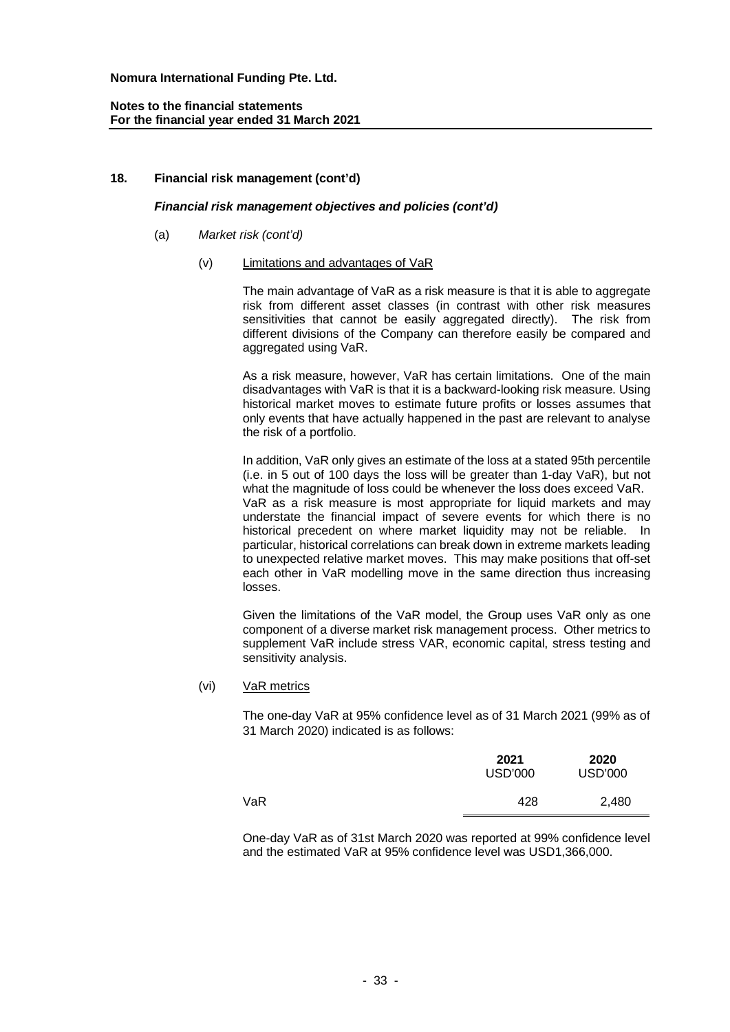## 18. Financial risk management (cont'd)

### *Financial risk management objectives and policies (cont'd)*

(a) *Market risk (cont'd)*

(v) Limitations and advantages of VaR

The main advantage of VaR as a risk measure is that it is able to aggregate risk from different asset classes (in contrast with other risk measures sensitivities that cannot be easily aggregated directly). The risk from different divisions of the Company can therefore easily be compared and aggregated using VaR.

As a risk measure, however, VaR has certain limitations. One of the main disadvantages with VaR is that it is a backward-looking risk measure. Using historical market moves to estimate future profits or losses assumes that only events that have actually happened in the past are relevant to analyse the risk of a portfolio.

In addition, VaR only gives an estimate of the loss at a stated 95th percentile (i.e. in 5 out of 100 days the loss will be greater than 1-day VaR), but not what the magnitude of loss could be whenever the loss does exceed VaR. VaR as a risk measure is most appropriate for liquid markets and may understate the financial impact of severe events for which there is no historical precedent on where market liquidity may not be reliable. In particular, historical correlations can break down in extreme markets leading to unexpected relative market moves. This may make positions that off-set each other in VaR modelling move in the same direction thus increasing losses.

Given the limitations of the VaR model, the Group uses VaR only as one component of a diverse market risk management process. Other metrics to supplement VaR include stress VAR, economic capital, stress testing and sensitivity analysis.

(vi) VaR metrics

The one-day VaR at 95% confidence level as of 31 March 2021 (99% as of 31 March 2020) indicated is as follows:

| | **2021** USD'000 | **2020** USD'000 |
|---|---|---|
| VaR | 428 | 2,480 |

One-day VaR as of 31st March 2020 was reported at 99% confidence level and the estimated VaR at 95% confidence level was USD1,366,000.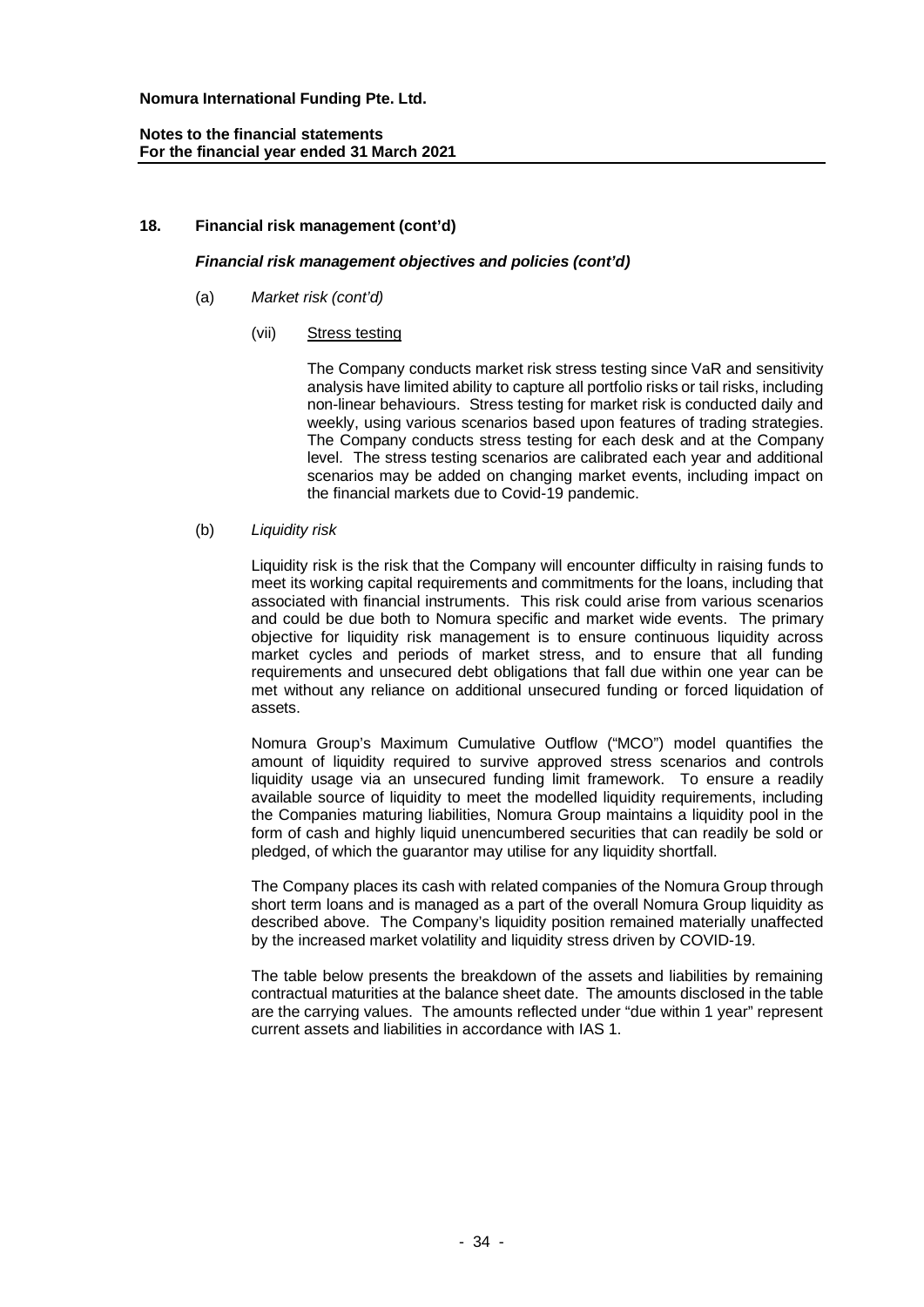## 18. Financial risk management (cont'd)

### *Financial risk management objectives and policies (cont'd)*

(a) *Market risk (cont'd)*

(vii) Stress testing

The Company conducts market risk stress testing since VaR and sensitivity analysis have limited ability to capture all portfolio risks or tail risks, including non-linear behaviours. Stress testing for market risk is conducted daily and weekly, using various scenarios based upon features of trading strategies. The Company conducts stress testing for each desk and at the Company level. The stress testing scenarios are calibrated each year and additional scenarios may be added on changing market events, including impact on the financial markets due to Covid-19 pandemic.

(b) *Liquidity risk*

Liquidity risk is the risk that the Company will encounter difficulty in raising funds to meet its working capital requirements and commitments for the loans, including that associated with financial instruments. This risk could arise from various scenarios and could be due both to Nomura specific and market wide events. The primary objective for liquidity risk management is to ensure continuous liquidity across market cycles and periods of market stress, and to ensure that all funding requirements and unsecured debt obligations that fall due within one year can be met without any reliance on additional unsecured funding or forced liquidation of assets.

Nomura Group's Maximum Cumulative Outflow ("MCO") model quantifies the amount of liquidity required to survive approved stress scenarios and controls liquidity usage via an unsecured funding limit framework. To ensure a readily available source of liquidity to meet the modelled liquidity requirements, including the Companies maturing liabilities, Nomura Group maintains a liquidity pool in the form of cash and highly liquid unencumbered securities that can readily be sold or pledged, of which the guarantor may utilise for any liquidity shortfall.

The Company places its cash with related companies of the Nomura Group through short term loans and is managed as a part of the overall Nomura Group liquidity as described above. The Company's liquidity position remained materially unaffected by the increased market volatility and liquidity stress driven by COVID-19.

The table below presents the breakdown of the assets and liabilities by remaining contractual maturities at the balance sheet date. The amounts disclosed in the table are the carrying values. The amounts reflected under "due within 1 year" represent current assets and liabilities in accordance with IAS 1.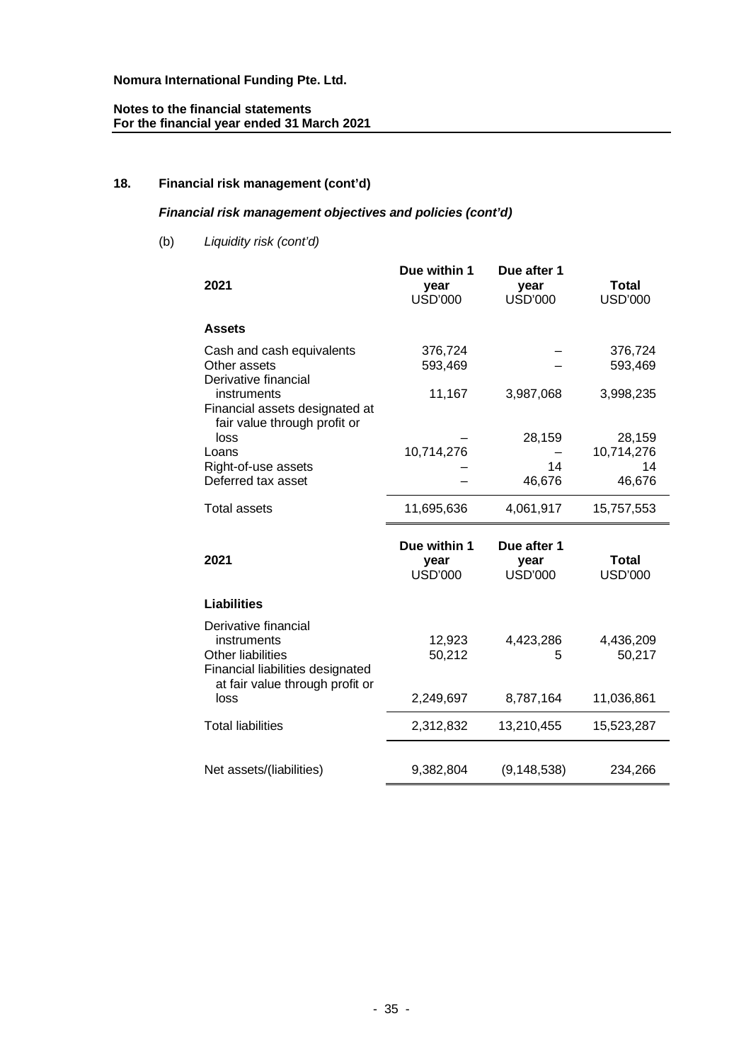**Nomura International Funding Pte. Ltd.**

**Notes to the financial statements**
**For the financial year ended 31 March 2021**

## 18. Financial risk management (cont'd)

### *Financial risk management objectives and policies (cont'd)*

(b) *Liquidity risk (cont'd)*

| 2021 | Due within 1 year USD'000 | Due after 1 year USD'000 | Total USD'000 |
|---|---|---|---|
| **Assets** | | | |
| Cash and cash equivalents | 376,724 | – | 376,724 |
| Other assets | 593,469 | – | 593,469 |
| Derivative financial instruments | 11,167 | 3,987,068 | 3,998,235 |
| Financial assets designated at fair value through profit or loss | – | 28,159 | 28,159 |
| Loans | 10,714,276 | – | 10,714,276 |
| Right-of-use assets | – | 14 | 14 |
| Deferred tax asset | – | 46,676 | 46,676 |
| Total assets | 11,695,636 | 4,061,917 | 15,757,553 |

| 2021 | Due within 1 year USD'000 | Due after 1 year USD'000 | Total USD'000 |
|---|---|---|---|
| **Liabilities** | | | |
| Derivative financial instruments | 12,923 | 4,423,286 | 4,436,209 |
| Other liabilities | 50,212 | 5 | 50,217 |
| Financial liabilities designated at fair value through profit or loss | 2,249,697 | 8,787,164 | 11,036,861 |
| Total liabilities | 2,312,832 | 13,210,455 | 15,523,287 |
| Net assets/(liabilities) | 9,382,804 | (9,148,538) | 234,266 |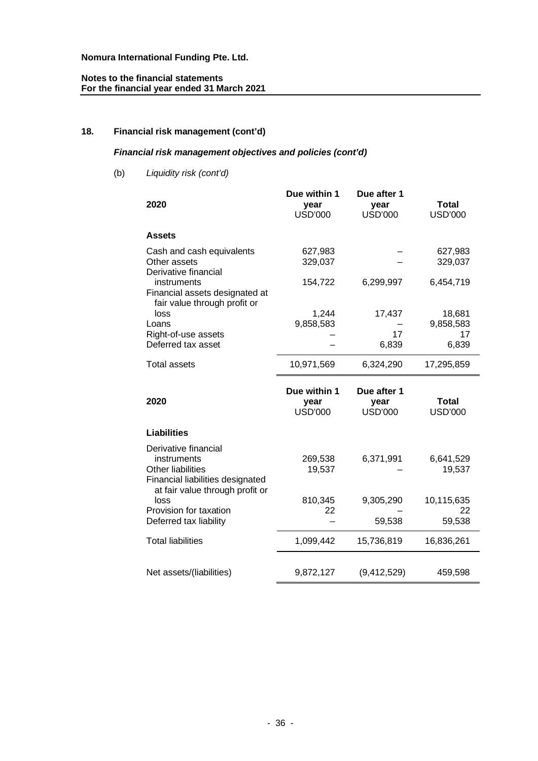**Nomura International Funding Pte. Ltd.**

**Notes to the financial statements**
**For the financial year ended 31 March 2021**

## 18. Financial risk management (cont'd)

### *Financial risk management objectives and policies (cont'd)*

(b) *Liquidity risk (cont'd)*

| 2020 | Due within 1 year USD'000 | Due after 1 year USD'000 | Total USD'000 |
|---|---|---|---|
| **Assets** | | | |
| Cash and cash equivalents | 627,983 | – | 627,983 |
| Other assets | 329,037 | – | 329,037 |
| Derivative financial instruments | 154,722 | 6,299,997 | 6,454,719 |
| Financial assets designated at fair value through profit or loss | 1,244 | 17,437 | 18,681 |
| Loans | 9,858,583 | – | 9,858,583 |
| Right-of-use assets | – | 17 | 17 |
| Deferred tax asset | – | 6,839 | 6,839 |
| Total assets | 10,971,569 | 6,324,290 | 17,295,859 |

| 2020 | Due within 1 year USD'000 | Due after 1 year USD'000 | Total USD'000 |
|---|---|---|---|
| **Liabilities** | | | |
| Derivative financial instruments | 269,538 | 6,371,991 | 6,641,529 |
| Other liabilities | 19,537 | – | 19,537 |
| Financial liabilities designated at fair value through profit or loss | 810,345 | 9,305,290 | 10,115,635 |
| Provision for taxation | 22 | – | 22 |
| Deferred tax liability | – | 59,538 | 59,538 |
| Total liabilities | 1,099,442 | 15,736,819 | 16,836,261 |
| Net assets/(liabilities) | 9,872,127 | (9,412,529) | 459,598 |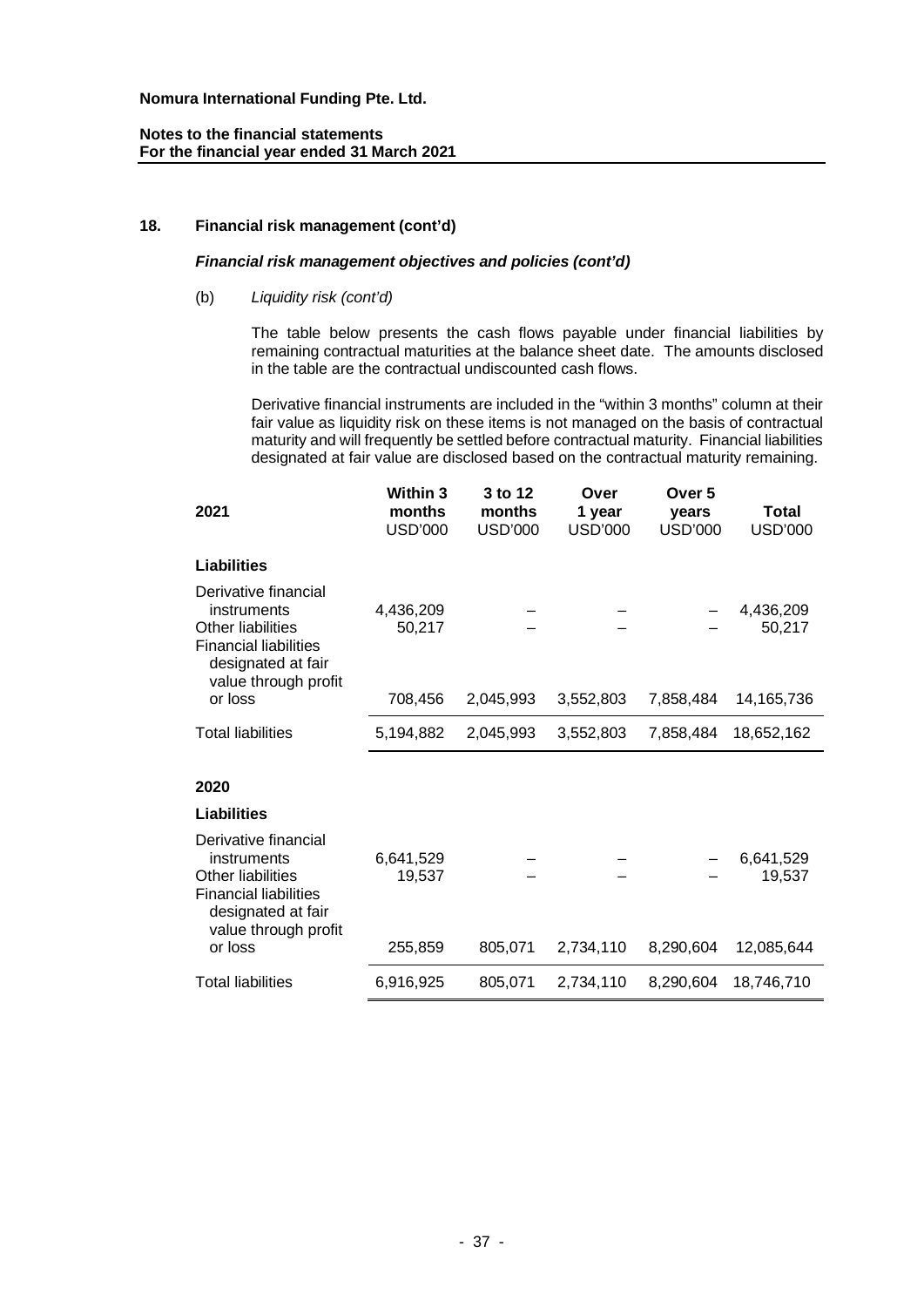**Nomura International Funding Pte. Ltd.**

**Notes to the financial statements**
**For the financial year ended 31 March 2021**

## 18. Financial risk management (cont'd)

### *Financial risk management objectives and policies (cont'd)*

(b) *Liquidity risk (cont'd)*

The table below presents the cash flows payable under financial liabilities by remaining contractual maturities at the balance sheet date. The amounts disclosed in the table are the contractual undiscounted cash flows.

Derivative financial instruments are included in the "within 3 months" column at their fair value as liquidity risk on these items is not managed on the basis of contractual maturity and will frequently be settled before contractual maturity. Financial liabilities designated at fair value are disclosed based on the contractual maturity remaining.

| 2021 | Within 3 months USD'000 | 3 to 12 months USD'000 | Over 1 year USD'000 | Over 5 years USD'000 | Total USD'000 |
|---|---|---|---|---|---|
| **Liabilities** | | | | | |
| Derivative financial instruments | 4,436,209 | – | – | – | 4,436,209 |
| Other liabilities | 50,217 | – | – | – | 50,217 |
| Financial liabilities designated at fair value through profit or loss | 708,456 | 2,045,993 | 3,552,803 | 7,858,484 | 14,165,736 |
| Total liabilities | 5,194,882 | 2,045,993 | 3,552,803 | 7,858,484 | 18,652,162 |
| **2020** | | | | | |
| **Liabilities** | | | | | |
| Derivative financial instruments | 6,641,529 | – | – | – | 6,641,529 |
| Other liabilities | 19,537 | – | – | – | 19,537 |
| Financial liabilities designated at fair value through profit or loss | 255,859 | 805,071 | 2,734,110 | 8,290,604 | 12,085,644 |
| Total liabilities | 6,916,925 | 805,071 | 2,734,110 | 8,290,604 | 18,746,710 |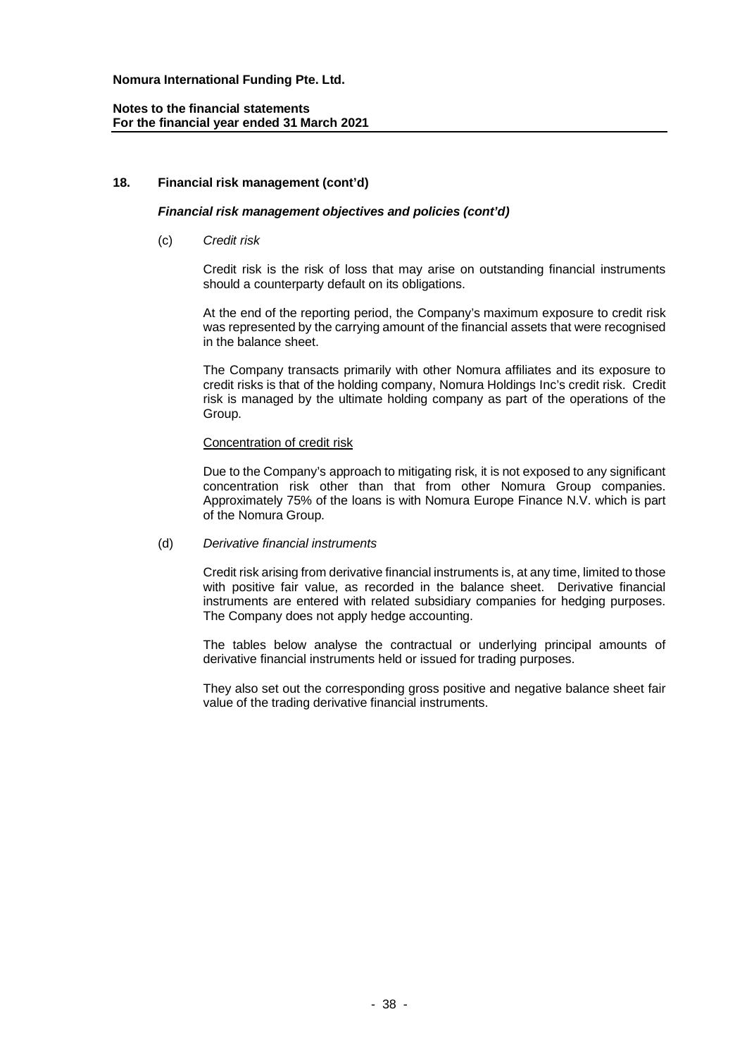## 18. Financial risk management (cont'd)

### *Financial risk management objectives and policies (cont'd)*

(c) *Credit risk*

Credit risk is the risk of loss that may arise on outstanding financial instruments should a counterparty default on its obligations.

At the end of the reporting period, the Company's maximum exposure to credit risk was represented by the carrying amount of the financial assets that were recognised in the balance sheet.

The Company transacts primarily with other Nomura affiliates and its exposure to credit risks is that of the holding company, Nomura Holdings Inc's credit risk. Credit risk is managed by the ultimate holding company as part of the operations of the Group.

Concentration of credit risk

Due to the Company's approach to mitigating risk, it is not exposed to any significant concentration risk other than that from other Nomura Group companies. Approximately 75% of the loans is with Nomura Europe Finance N.V. which is part of the Nomura Group.

(d) *Derivative financial instruments*

Credit risk arising from derivative financial instruments is, at any time, limited to those with positive fair value, as recorded in the balance sheet. Derivative financial instruments are entered with related subsidiary companies for hedging purposes. The Company does not apply hedge accounting.

The tables below analyse the contractual or underlying principal amounts of derivative financial instruments held or issued for trading purposes.

They also set out the corresponding gross positive and negative balance sheet fair value of the trading derivative financial instruments.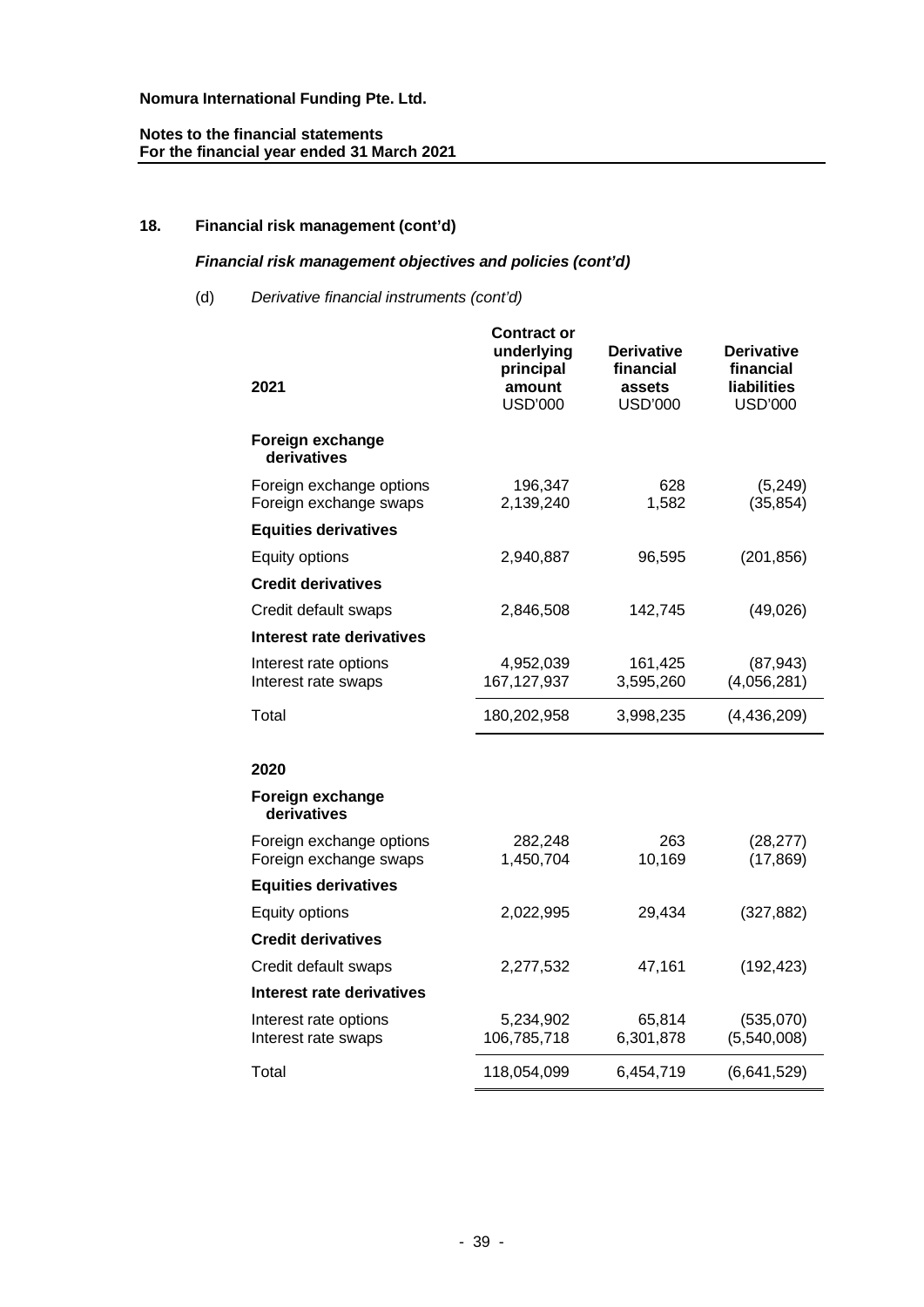# 18. Financial risk management (cont'd)

## *Financial risk management objectives and policies (cont'd)*

(d) *Derivative financial instruments (cont'd)*

| 2021 | Contract or underlying principal amount USD'000 | Derivative financial assets USD'000 | Derivative financial liabilities USD'000 |
|---|---|---|---|
| **Foreign exchange derivatives** | | | |
| Foreign exchange options | 196,347 | 628 | (5,249) |
| Foreign exchange swaps | 2,139,240 | 1,582 | (35,854) |
| **Equities derivatives** | | | |
| Equity options | 2,940,887 | 96,595 | (201,856) |
| **Credit derivatives** | | | |
| Credit default swaps | 2,846,508 | 142,745 | (49,026) |
| **Interest rate derivatives** | | | |
| Interest rate options | 4,952,039 | 161,425 | (87,943) |
| Interest rate swaps | 167,127,937 | 3,595,260 | (4,056,281) |
| Total | 180,202,958 | 3,998,235 | (4,436,209) |
| **2020** | | | |
| **Foreign exchange derivatives** | | | |
| Foreign exchange options | 282,248 | 263 | (28,277) |
| Foreign exchange swaps | 1,450,704 | 10,169 | (17,869) |
| **Equities derivatives** | | | |
| Equity options | 2,022,995 | 29,434 | (327,882) |
| **Credit derivatives** | | | |
| Credit default swaps | 2,277,532 | 47,161 | (192,423) |
| **Interest rate derivatives** | | | |
| Interest rate options | 5,234,902 | 65,814 | (535,070) |
| Interest rate swaps | 106,785,718 | 6,301,878 | (5,540,008) |
| Total | 118,054,099 | 6,454,719 | (6,641,529) |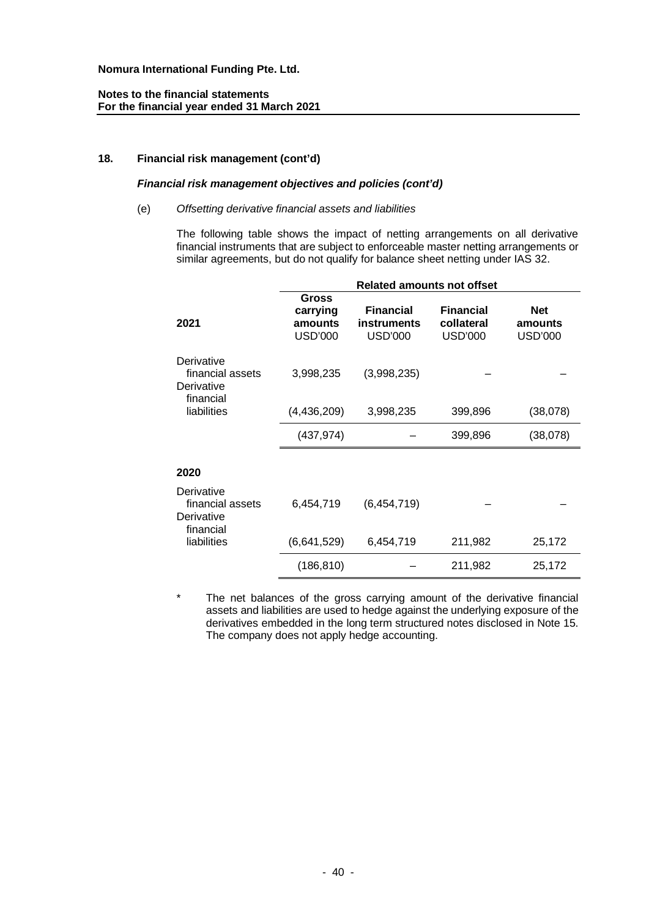**Nomura International Funding Pte. Ltd.**

**Notes to the financial statements**
**For the financial year ended 31 March 2021**

## 18. Financial risk management (cont'd)

### *Financial risk management objectives and policies (cont'd)*

(e) *Offsetting derivative financial assets and liabilities*

The following table shows the impact of netting arrangements on all derivative financial instruments that are subject to enforceable master netting arrangements or similar agreements, but do not qualify for balance sheet netting under IAS 32.

| | | Related amounts not offset | | |
|---|---|---|---|---|
| **2021** | **Gross carrying amounts** USD'000 | **Financial instruments** USD'000 | **Financial collateral** USD'000 | **Net amounts** USD'000 |
| Derivative financial assets | 3,998,235 | (3,998,235) | – | – |
| Derivative financial liabilities | (4,436,209) | 3,998,235 | 399,896 | (38,078) |
| | (437,974) | – | 399,896 | (38,078) |
| **2020** | | | | |
| Derivative financial assets | 6,454,719 | (6,454,719) | – | – |
| Derivative financial liabilities | (6,641,529) | 6,454,719 | 211,982 | 25,172 |
| | (186,810) | – | 211,982 | 25,172 |

\* The net balances of the gross carrying amount of the derivative financial assets and liabilities are used to hedge against the underlying exposure of the derivatives embedded in the long term structured notes disclosed in Note 15. The company does not apply hedge accounting.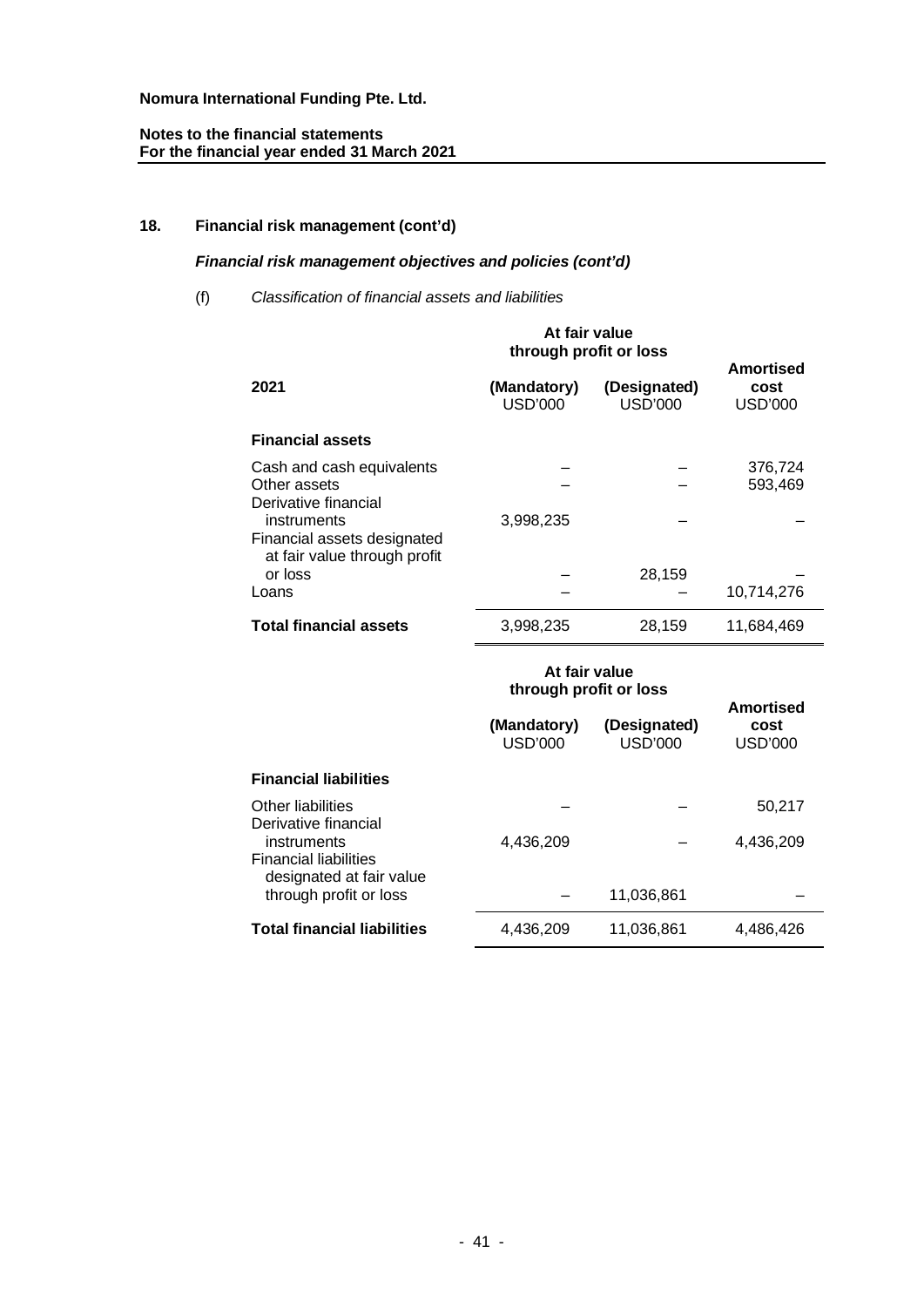**Nomura International Funding Pte. Ltd.**

**Notes to the financial statements**
**For the financial year ended 31 March 2021**

## 18. Financial risk management (cont'd)

### *Financial risk management objectives and policies (cont'd)*

(f) *Classification of financial assets and liabilities*

| 2021 | At fair value through profit or loss (Mandatory) USD'000 | At fair value through profit or loss (Designated) USD'000 | Amortised cost USD'000 |
|---|---|---|---|
| **Financial assets** | | | |
| Cash and cash equivalents | – | – | 376,724 |
| Other assets | – | – | 593,469 |
| Derivative financial instruments | 3,998,235 | – | – |
| Financial assets designated at fair value through profit or loss | – | 28,159 | – |
| Loans | – | – | 10,714,276 |
| **Total financial assets** | 3,998,235 | 28,159 | 11,684,469 |

| | At fair value through profit or loss (Mandatory) USD'000 | At fair value through profit or loss (Designated) USD'000 | Amortised cost USD'000 |
|---|---|---|---|
| **Financial liabilities** | | | |
| Other liabilities | – | – | 50,217 |
| Derivative financial instruments | 4,436,209 | – | 4,436,209 |
| Financial liabilities designated at fair value through profit or loss | – | 11,036,861 | – |
| **Total financial liabilities** | 4,436,209 | 11,036,861 | 4,486,426 |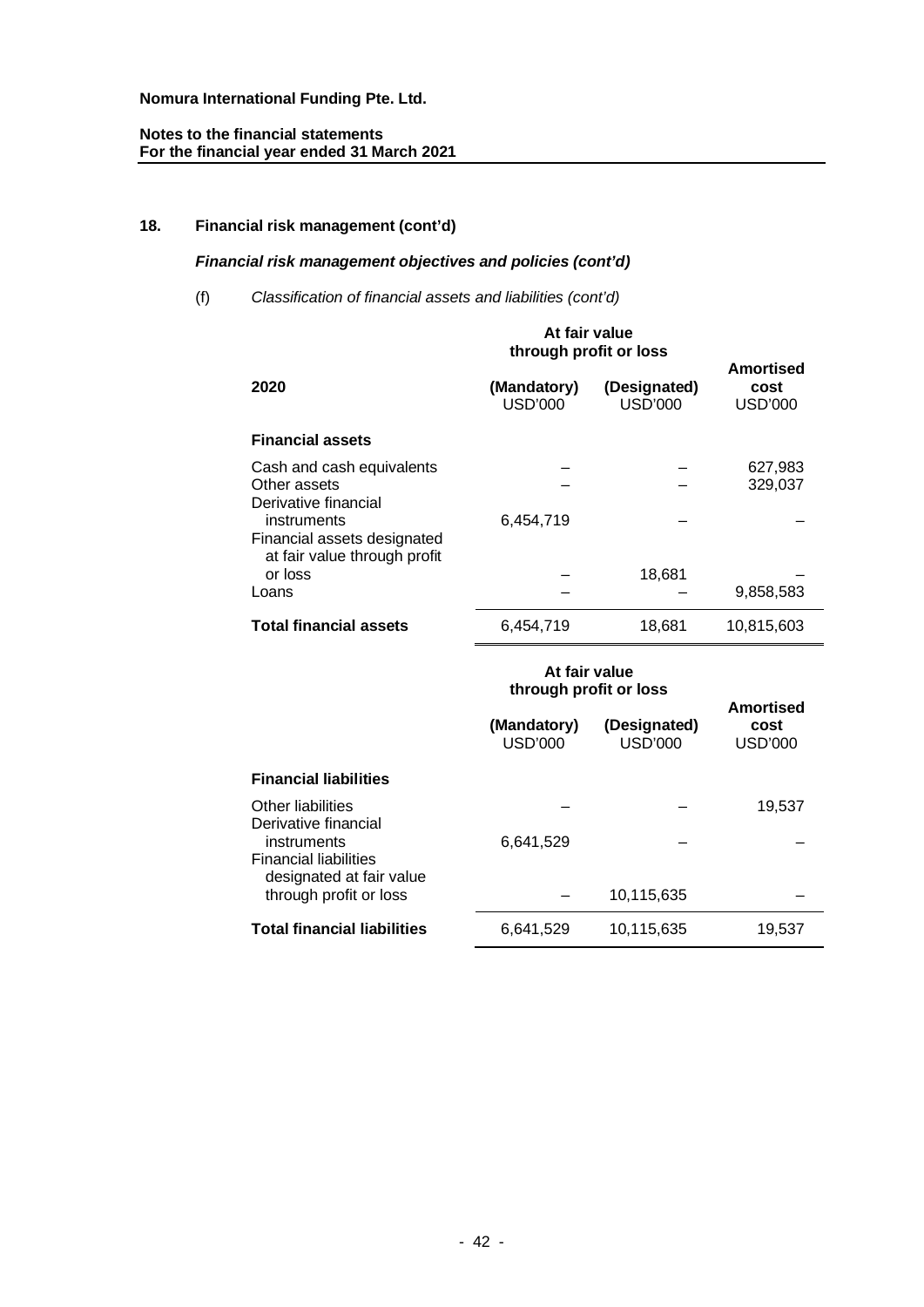## 18. Financial risk management (cont'd)

### *Financial risk management objectives and policies (cont'd)*

(f) *Classification of financial assets and liabilities (cont'd)*

| 2020 | At fair value through profit or loss (Mandatory) USD'000 | At fair value through profit or loss (Designated) USD'000 | Amortised cost USD'000 |
|---|---|---|---|
| **Financial assets** | | | |
| Cash and cash equivalents | – | – | 627,983 |
| Other assets | – | – | 329,037 |
| Derivative financial instruments | 6,454,719 | – | – |
| Financial assets designated at fair value through profit or loss | – | 18,681 | – |
| Loans | – | – | 9,858,583 |
| **Total financial assets** | 6,454,719 | 18,681 | 10,815,603 |

| | At fair value through profit or loss (Mandatory) USD'000 | At fair value through profit or loss (Designated) USD'000 | Amortised cost USD'000 |
|---|---|---|---|
| **Financial liabilities** | | | |
| Other liabilities | – | – | 19,537 |
| Derivative financial instruments | 6,641,529 | – | – |
| Financial liabilities designated at fair value through profit or loss | – | 10,115,635 | – |
| **Total financial liabilities** | 6,641,529 | 10,115,635 | 19,537 |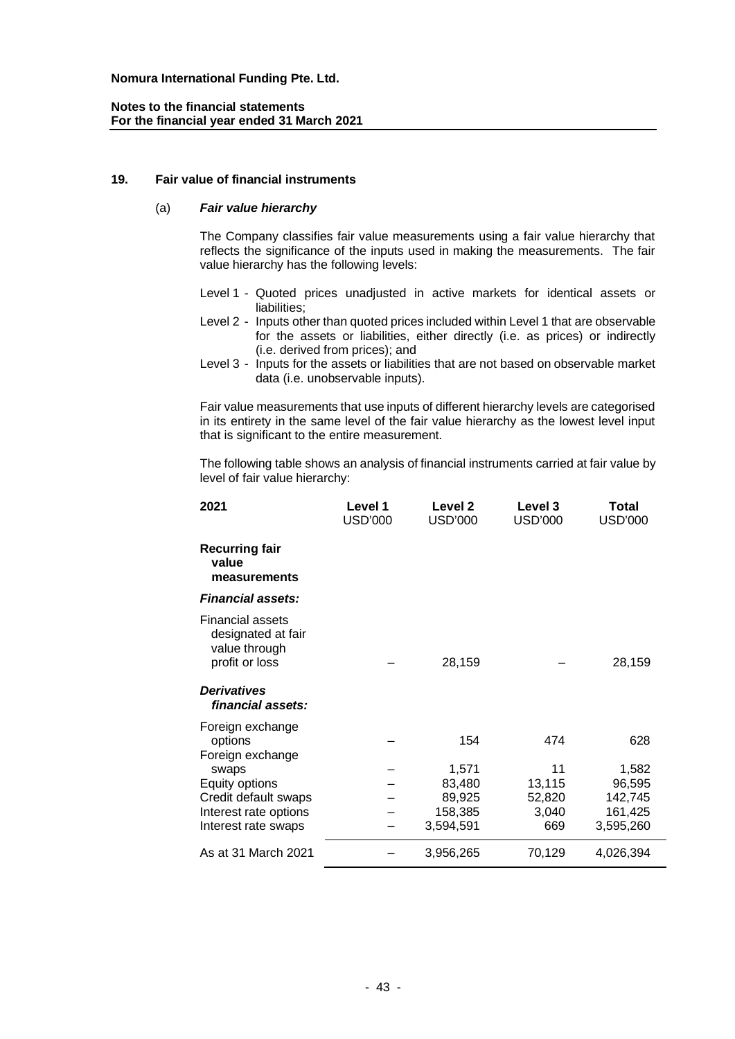## 19. Fair value of financial instruments

### (a) *Fair value hierarchy*

The Company classifies fair value measurements using a fair value hierarchy that reflects the significance of the inputs used in making the measurements. The fair value hierarchy has the following levels:

- Level 1 - Quoted prices unadjusted in active markets for identical assets or liabilities;
- Level 2 - Inputs other than quoted prices included within Level 1 that are observable for the assets or liabilities, either directly (i.e. as prices) or indirectly (i.e. derived from prices); and
- Level 3 - Inputs for the assets or liabilities that are not based on observable market data (i.e. unobservable inputs).

Fair value measurements that use inputs of different hierarchy levels are categorised in its entirety in the same level of the fair value hierarchy as the lowest level input that is significant to the entire measurement.

The following table shows an analysis of financial instruments carried at fair value by level of fair value hierarchy:

| 2021 | Level 1 USD'000 | Level 2 USD'000 | Level 3 USD'000 | Total USD'000 |
|---|---|---|---|---|
| **Recurring fair value measurements** | | | | |
| ***Financial assets:*** | | | | |
| Financial assets designated at fair value through profit or loss | – | 28,159 | – | 28,159 |
| ***Derivatives financial assets:*** | | | | |
| Foreign exchange options | – | 154 | 474 | 628 |
| Foreign exchange swaps | – | 1,571 | 11 | 1,582 |
| Equity options | – | 83,480 | 13,115 | 96,595 |
| Credit default swaps | – | 89,925 | 52,820 | 142,745 |
| Interest rate options | – | 158,385 | 3,040 | 161,425 |
| Interest rate swaps | – | 3,594,591 | 669 | 3,595,260 |
| As at 31 March 2021 | – | 3,956,265 | 70,129 | 4,026,394 |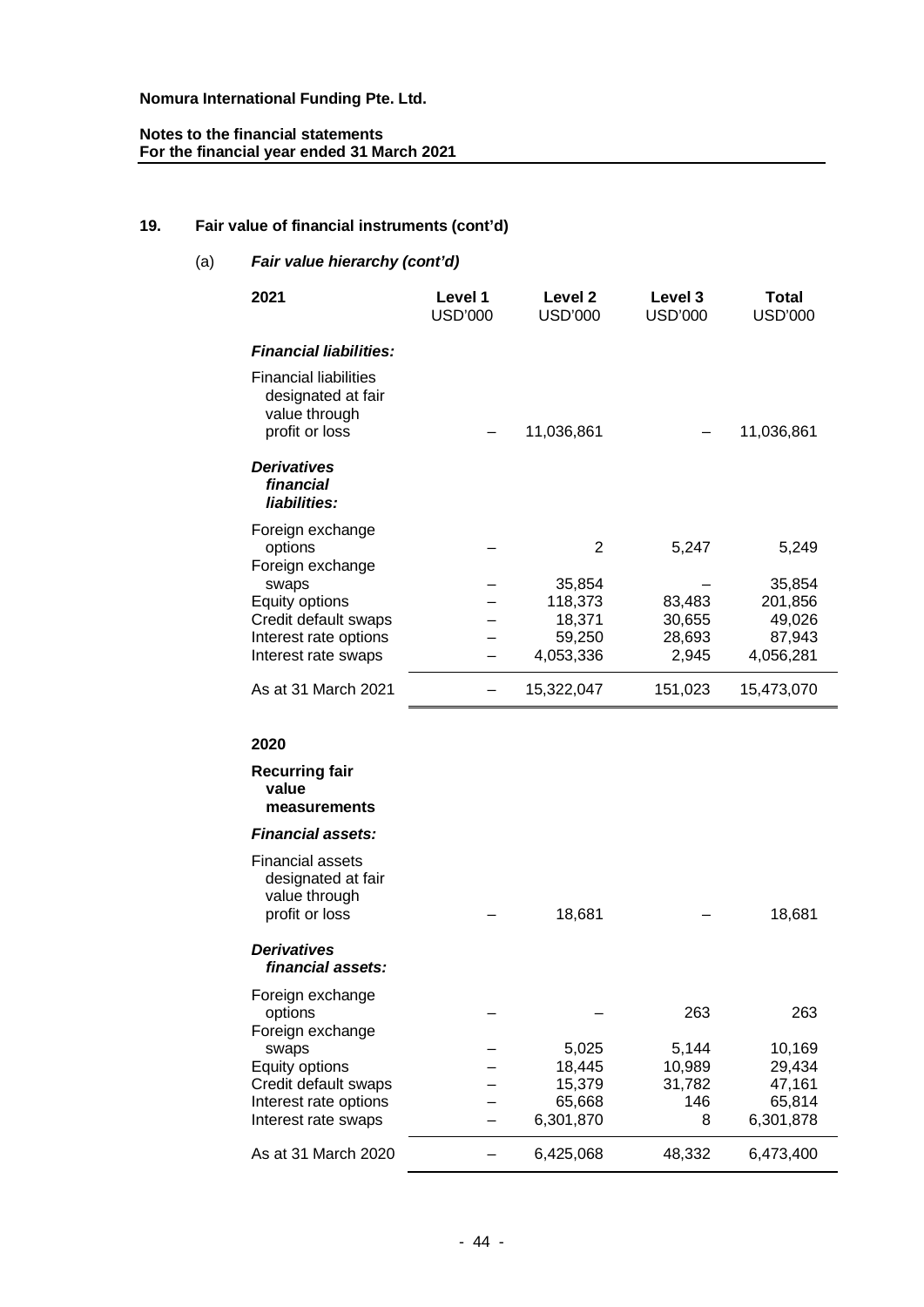**Nomura International Funding Pte. Ltd.**

**Notes to the financial statements**
**For the financial year ended 31 March 2021**

## 19. Fair value of financial instruments (cont'd)

### (a) *Fair value hierarchy (cont'd)*

| **2021** | **Level 1** USD'000 | **Level 2** USD'000 | **Level 3** USD'000 | **Total** USD'000 |
|---|---|---|---|---|
| ***Financial liabilities:*** | | | | |
| Financial liabilities designated at fair value through profit or loss | – | 11,036,861 | – | 11,036,861 |
| ***Derivatives financial liabilities:*** | | | | |
| Foreign exchange options | – | 2 | 5,247 | 5,249 |
| Foreign exchange swaps | – | 35,854 | – | 35,854 |
| Equity options | – | 118,373 | 83,483 | 201,856 |
| Credit default swaps | – | 18,371 | 30,655 | 49,026 |
| Interest rate options | – | 59,250 | 28,693 | 87,943 |
| Interest rate swaps | – | 4,053,336 | 2,945 | 4,056,281 |
| As at 31 March 2021 | – | 15,322,047 | 151,023 | 15,473,070 |

| **2020** | **Level 1** USD'000 | **Level 2** USD'000 | **Level 3** USD'000 | **Total** USD'000 |
|---|---|---|---|---|
| **Recurring fair value measurements** | | | | |
| ***Financial assets:*** | | | | |
| Financial assets designated at fair value through profit or loss | – | 18,681 | – | 18,681 |
| ***Derivatives financial assets:*** | | | | |
| Foreign exchange options | – | – | 263 | 263 |
| Foreign exchange swaps | – | 5,025 | 5,144 | 10,169 |
| Equity options | – | 18,445 | 10,989 | 29,434 |
| Credit default swaps | – | 15,379 | 31,782 | 47,161 |
| Interest rate options | – | 65,668 | 146 | 65,814 |
| Interest rate swaps | – | 6,301,870 | 8 | 6,301,878 |
| As at 31 March 2020 | – | 6,425,068 | 48,332 | 6,473,400 |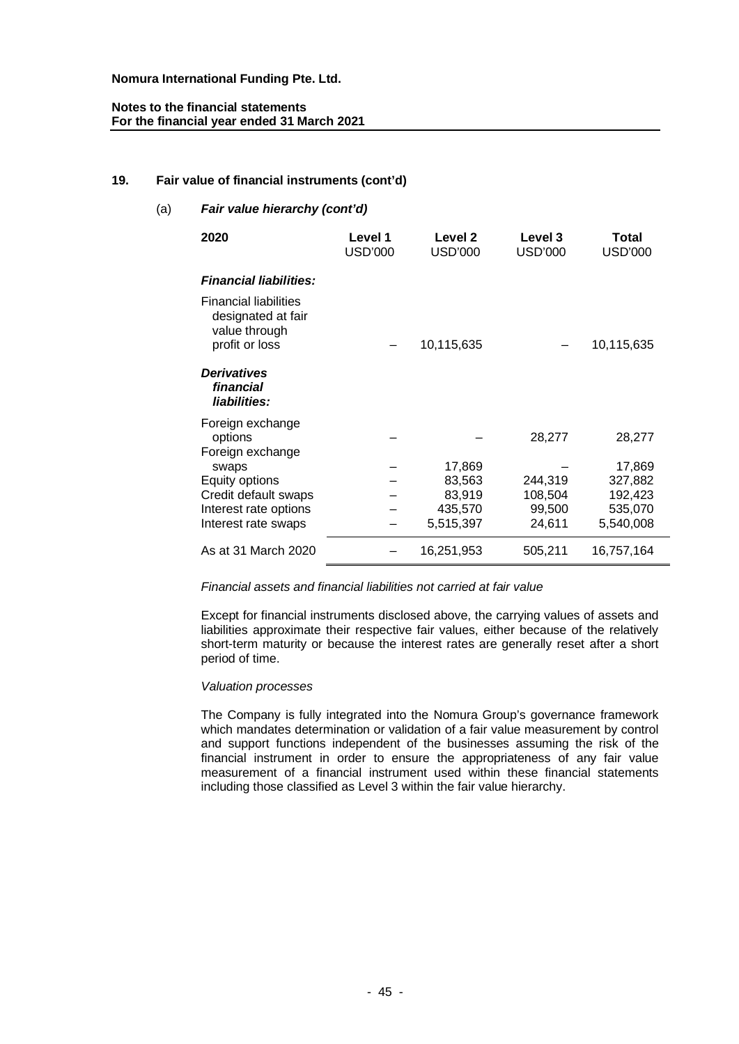**Nomura International Funding Pte. Ltd.**

**Notes to the financial statements**
**For the financial year ended 31 March 2021**

## 19. Fair value of financial instruments (cont'd)

### (a) *Fair value hierarchy (cont'd)*

| 2020 | Level 1 USD'000 | Level 2 USD'000 | Level 3 USD'000 | Total USD'000 |
|---|---|---|---|---|
| ***Financial liabilities:*** | | | | |
| Financial liabilities designated at fair value through profit or loss | – | 10,115,635 | – | 10,115,635 |
| ***Derivatives financial liabilities:*** | | | | |
| Foreign exchange options | – | – | 28,277 | 28,277 |
| Foreign exchange swaps | – | 17,869 | – | 17,869 |
| Equity options | – | 83,563 | 244,319 | 327,882 |
| Credit default swaps | – | 83,919 | 108,504 | 192,423 |
| Interest rate options | – | 435,570 | 99,500 | 535,070 |
| Interest rate swaps | – | 5,515,397 | 24,611 | 5,540,008 |
| As at 31 March 2020 | – | 16,251,953 | 505,211 | 16,757,164 |

*Financial assets and financial liabilities not carried at fair value*

Except for financial instruments disclosed above, the carrying values of assets and liabilities approximate their respective fair values, either because of the relatively short-term maturity or because the interest rates are generally reset after a short period of time.

*Valuation processes*

The Company is fully integrated into the Nomura Group's governance framework which mandates determination or validation of a fair value measurement by control and support functions independent of the businesses assuming the risk of the financial instrument in order to ensure the appropriateness of any fair value measurement of a financial instrument used within these financial statements including those classified as Level 3 within the fair value hierarchy.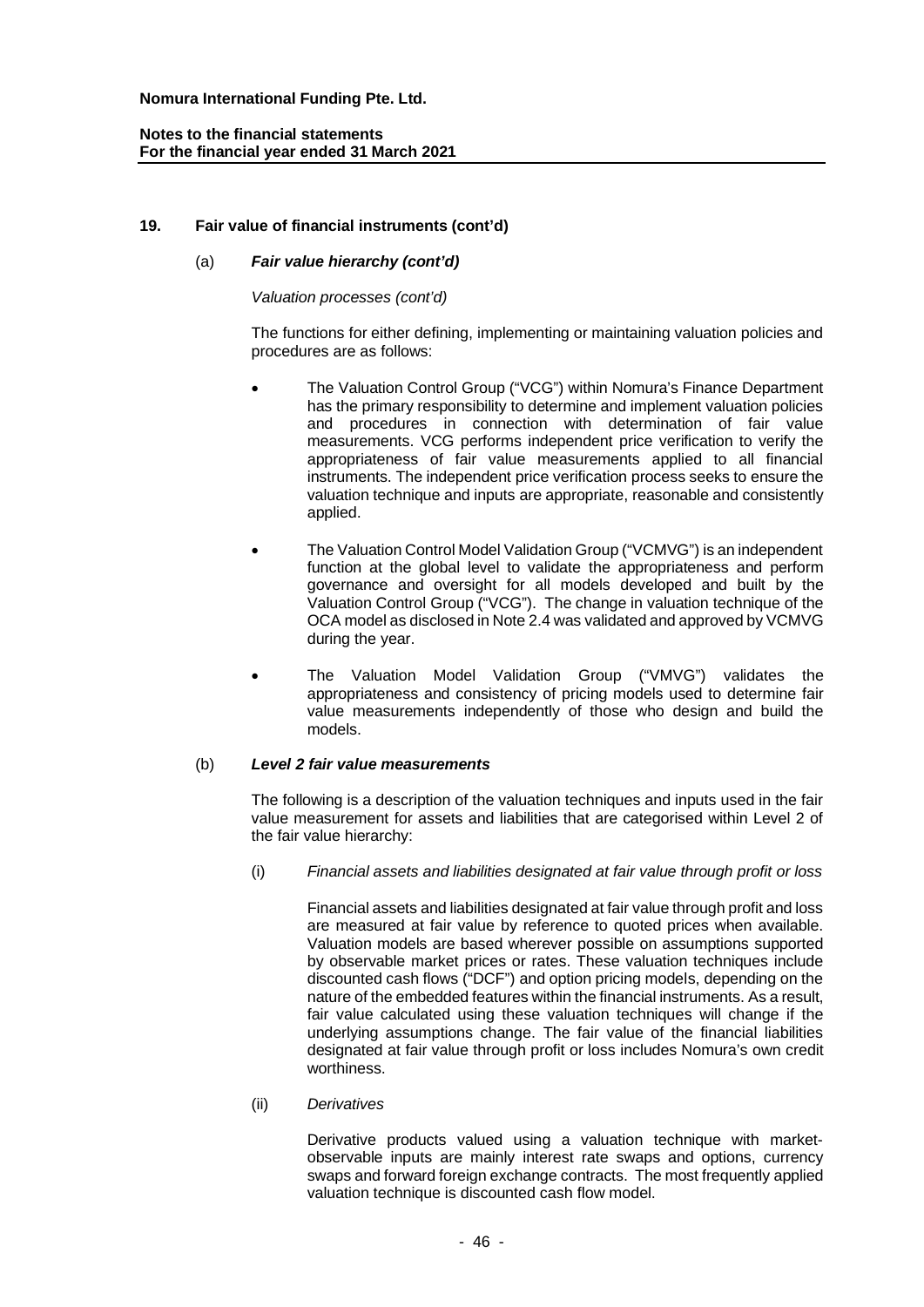## 19. Fair value of financial instruments (cont'd)

### (a) *Fair value hierarchy (cont'd)*

*Valuation processes (cont'd)*

The functions for either defining, implementing or maintaining valuation policies and procedures are as follows:

- The Valuation Control Group ("VCG") within Nomura's Finance Department has the primary responsibility to determine and implement valuation policies and procedures in connection with determination of fair value measurements. VCG performs independent price verification to verify the appropriateness of fair value measurements applied to all financial instruments. The independent price verification process seeks to ensure the valuation technique and inputs are appropriate, reasonable and consistently applied.

- The Valuation Control Model Validation Group ("VCMVG") is an independent function at the global level to validate the appropriateness and perform governance and oversight for all models developed and built by the Valuation Control Group ("VCG"). The change in valuation technique of the OCA model as disclosed in Note 2.4 was validated and approved by VCMVG during the year.

- The Valuation Model Validation Group ("VMVG") validates the appropriateness and consistency of pricing models used to determine fair value measurements independently of those who design and build the models.

### (b) *Level 2 fair value measurements*

The following is a description of the valuation techniques and inputs used in the fair value measurement for assets and liabilities that are categorised within Level 2 of the fair value hierarchy:

(i) *Financial assets and liabilities designated at fair value through profit or loss*

Financial assets and liabilities designated at fair value through profit and loss are measured at fair value by reference to quoted prices when available. Valuation models are based wherever possible on assumptions supported by observable market prices or rates. These valuation techniques include discounted cash flows ("DCF") and option pricing models, depending on the nature of the embedded features within the financial instruments. As a result, fair value calculated using these valuation techniques will change if the underlying assumptions change. The fair value of the financial liabilities designated at fair value through profit or loss includes Nomura's own credit worthiness.

(ii) *Derivatives*

Derivative products valued using a valuation technique with market-observable inputs are mainly interest rate swaps and options, currency swaps and forward foreign exchange contracts. The most frequently applied valuation technique is discounted cash flow model.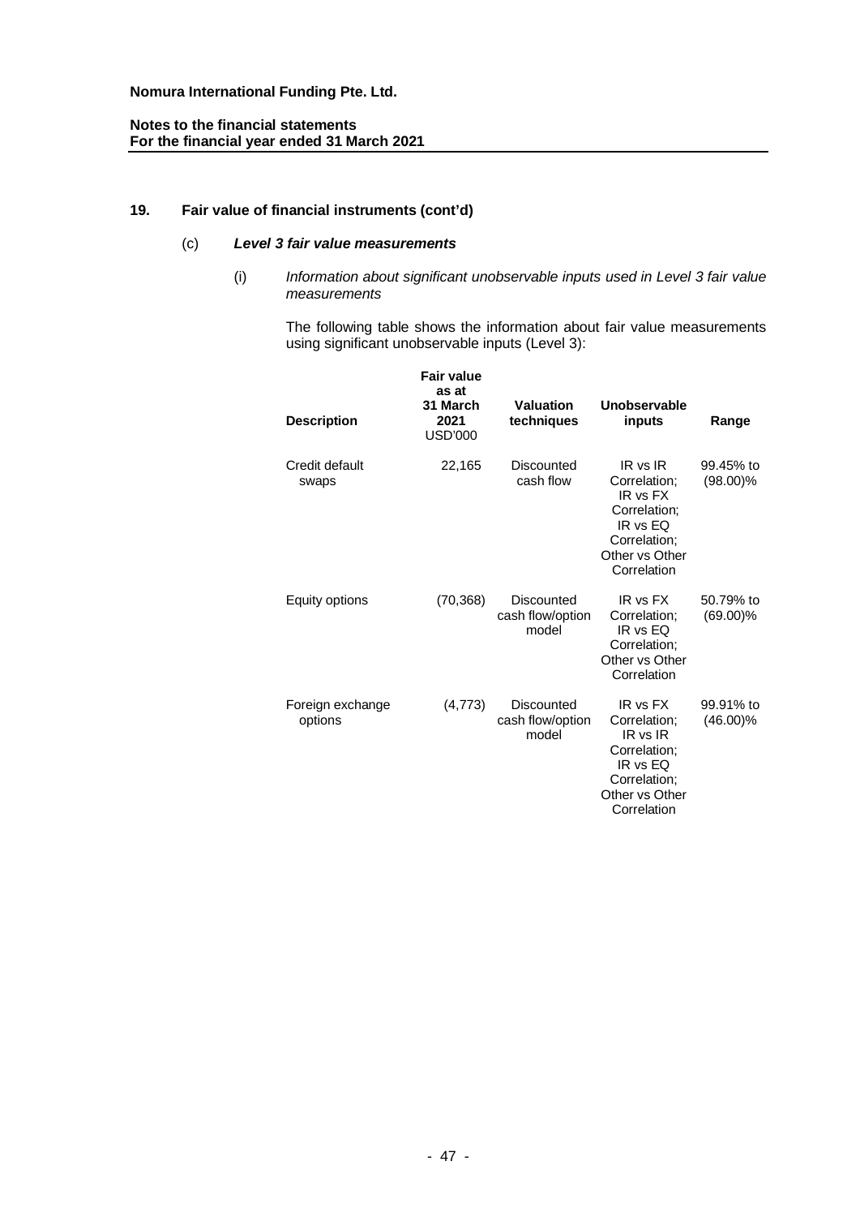Nomura International Funding Pte. Ltd.

**Notes to the financial statements**
**For the financial year ended 31 March 2021**

## 19. Fair value of financial instruments (cont'd)

### (c) *Level 3 fair value measurements*

(i) *Information about significant unobservable inputs used in Level 3 fair value measurements*

The following table shows the information about fair value measurements using significant unobservable inputs (Level 3):

| Description | Fair value as at 31 March 2021 USD'000 | Valuation techniques | Unobservable inputs | Range |
|---|---|---|---|---|
| Credit default swaps | 22,165 | Discounted cash flow | IR vs IR Correlation; IR vs FX Correlation; IR vs EQ Correlation; Other vs Other Correlation | 99.45% to (98.00)% |
| Equity options | (70,368) | Discounted cash flow/option model | IR vs FX Correlation; IR vs EQ Correlation; Other vs Other Correlation | 50.79% to (69.00)% |
| Foreign exchange options | (4,773) | Discounted cash flow/option model | IR vs FX Correlation; IR vs IR Correlation; IR vs EQ Correlation; Other vs Other Correlation | 99.91% to (46.00)% |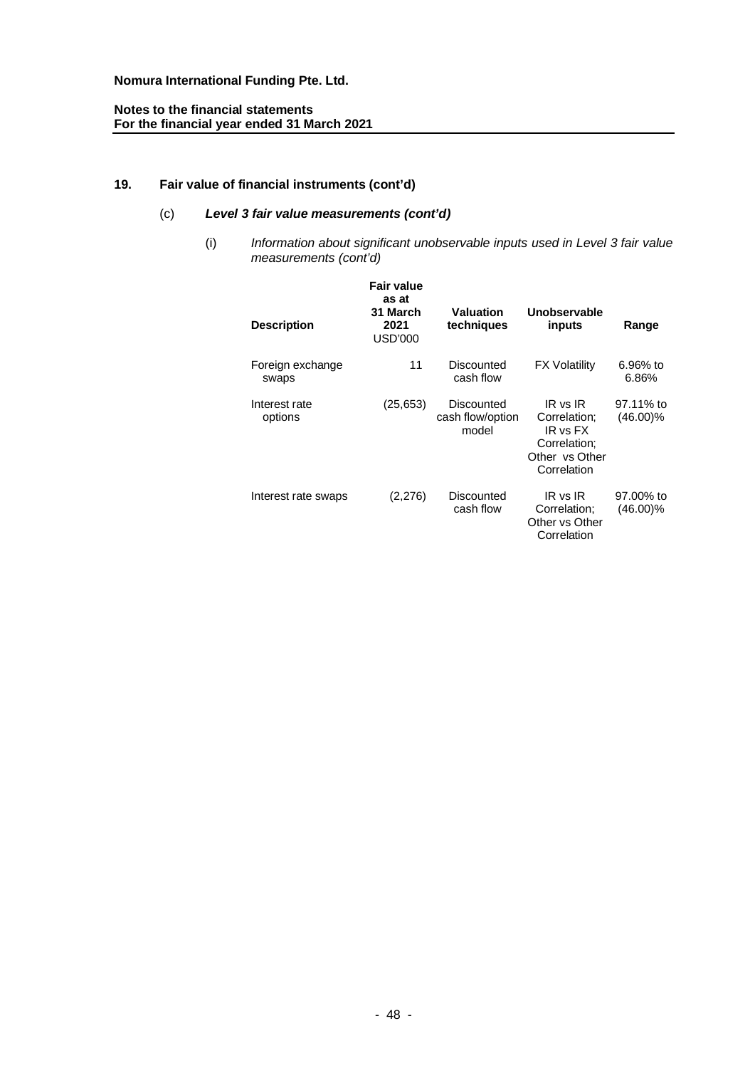**Nomura International Funding Pte. Ltd.**

**Notes to the financial statements**
**For the financial year ended 31 March 2021**

## 19. Fair value of financial instruments (cont'd)

### (c) *Level 3 fair value measurements (cont'd)*

(i) *Information about significant unobservable inputs used in Level 3 fair value measurements (cont'd)*

| Description | Fair value as at 31 March 2021 USD'000 | Valuation techniques | Unobservable inputs | Range |
|---|---|---|---|---|
| Foreign exchange swaps | 11 | Discounted cash flow | FX Volatility | 6.96% to 6.86% |
| Interest rate options | (25,653) | Discounted cash flow/option model | IR vs IR Correlation; IR vs FX Correlation; Other vs Other Correlation | 97.11% to (46.00)% |
| Interest rate swaps | (2,276) | Discounted cash flow | IR vs IR Correlation; Other vs Other Correlation | 97.00% to (46.00)% |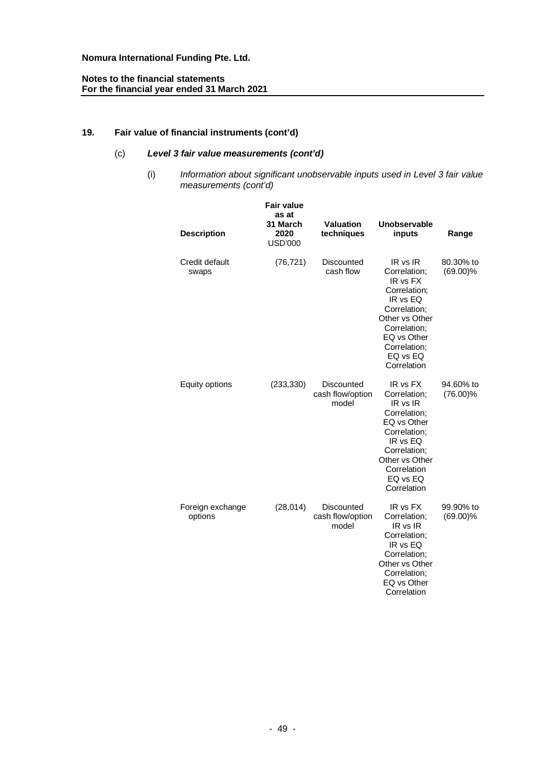## 19. Fair value of financial instruments (cont'd)

### (c) *Level 3 fair value measurements (cont'd)*

(i) *Information about significant unobservable inputs used in Level 3 fair value measurements (cont'd)*

| Description | Fair value as at 31 March 2020 USD'000 | Valuation techniques | Unobservable inputs | Range |
|---|---|---|---|---|
| Credit default swaps | (76,721) | Discounted cash flow | IR vs IR Correlation; IR vs FX Correlation; IR vs EQ Correlation; Other vs Other Correlation; EQ vs Other Correlation; EQ vs EQ Correlation | 80.30% to (69.00)% |
| Equity options | (233,330) | Discounted cash flow/option model | IR vs FX Correlation; IR vs IR Correlation; EQ vs Other Correlation; IR vs EQ Correlation; Other vs Other Correlation EQ vs EQ Correlation | 94.60% to (76.00)% |
| Foreign exchange options | (28,014) | Discounted cash flow/option model | IR vs FX Correlation; IR vs IR Correlation; IR vs EQ Correlation; Other vs Other Correlation; EQ vs Other Correlation | 99.90% to (69.00)% |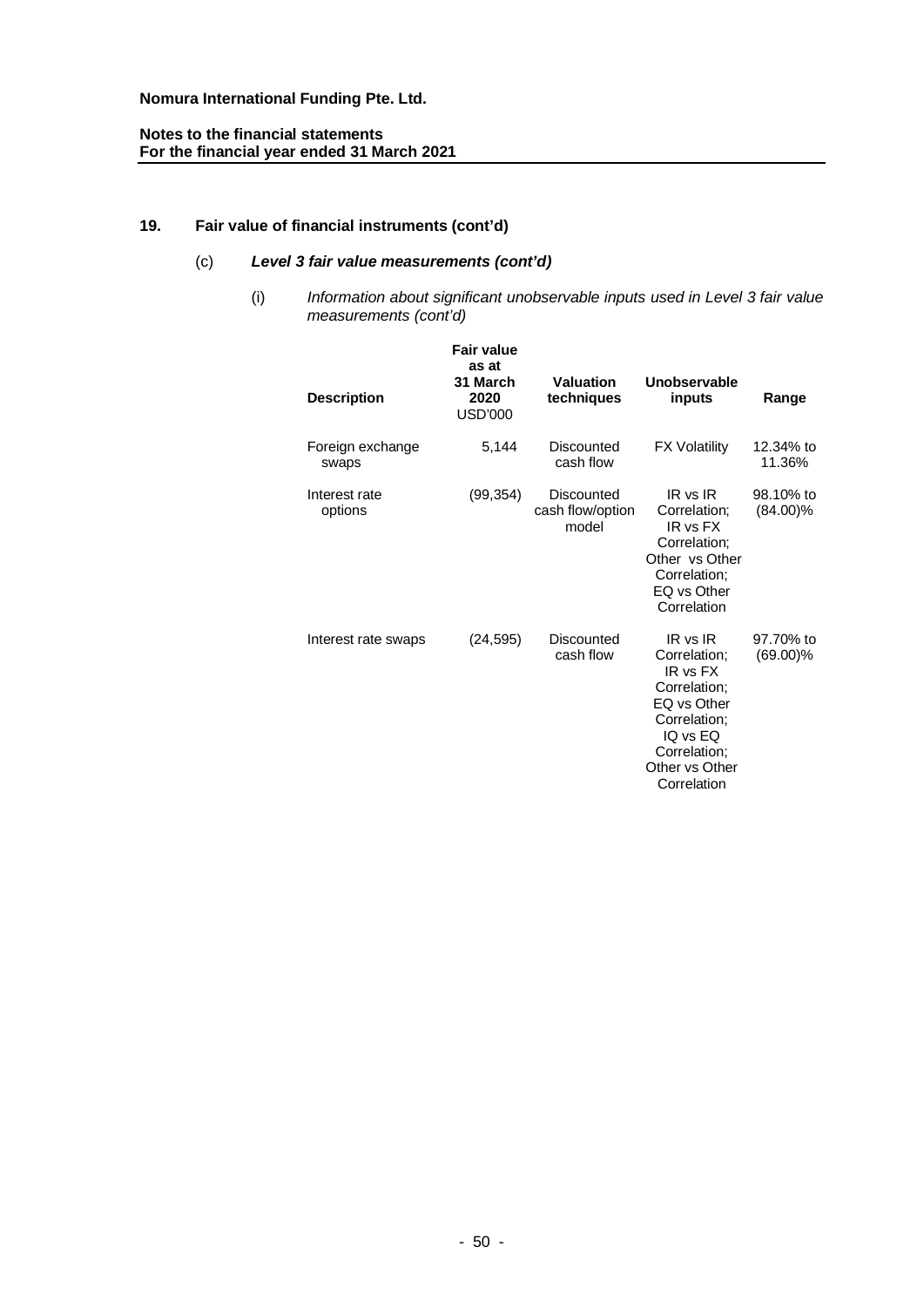**Nomura International Funding Pte. Ltd.**

**Notes to the financial statements**
**For the financial year ended 31 March 2021**

## 19. Fair value of financial instruments (cont'd)

### (c) *Level 3 fair value measurements (cont'd)*

(i) *Information about significant unobservable inputs used in Level 3 fair value measurements (cont'd)*

| Description | Fair value as at 31 March 2020 USD'000 | Valuation techniques | Unobservable inputs | Range |
|---|---|---|---|---|
| Foreign exchange swaps | 5,144 | Discounted cash flow | FX Volatility | 12.34% to 11.36% |
| Interest rate options | (99,354) | Discounted cash flow/option model | IR vs IR Correlation; IR vs FX Correlation; Other vs Other Correlation; EQ vs Other Correlation | 98.10% to (84.00)% |
| Interest rate swaps | (24,595) | Discounted cash flow | IR vs IR Correlation; IR vs FX Correlation; EQ vs Other Correlation; IQ vs EQ Correlation; Other vs Other Correlation | 97.70% to (69.00)% |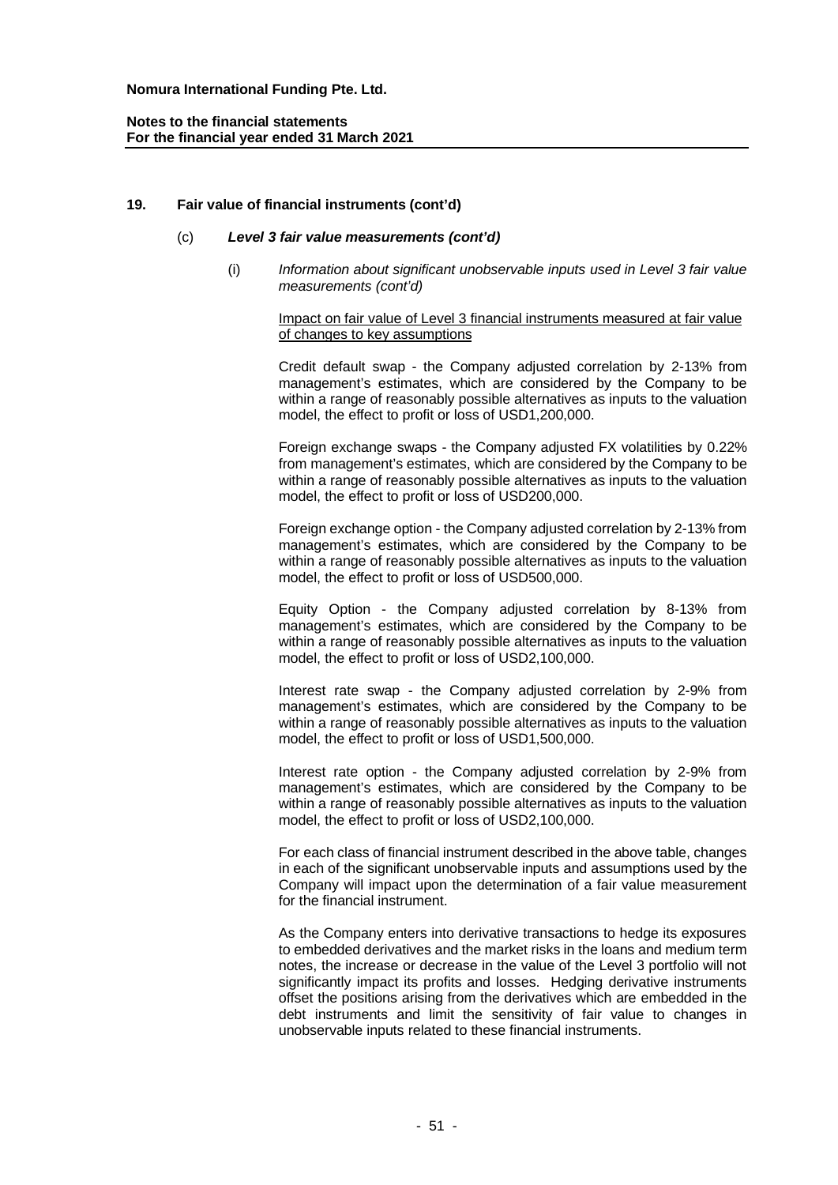## 19. Fair value of financial instruments (cont'd)

### (c) *Level 3 fair value measurements (cont'd)*

(i) *Information about significant unobservable inputs used in Level 3 fair value measurements (cont'd)*

Impact on fair value of Level 3 financial instruments measured at fair value of changes to key assumptions

Credit default swap - the Company adjusted correlation by 2-13% from management's estimates, which are considered by the Company to be within a range of reasonably possible alternatives as inputs to the valuation model, the effect to profit or loss of USD1,200,000.

Foreign exchange swaps - the Company adjusted FX volatilities by 0.22% from management's estimates, which are considered by the Company to be within a range of reasonably possible alternatives as inputs to the valuation model, the effect to profit or loss of USD200,000.

Foreign exchange option - the Company adjusted correlation by 2-13% from management's estimates, which are considered by the Company to be within a range of reasonably possible alternatives as inputs to the valuation model, the effect to profit or loss of USD500,000.

Equity Option - the Company adjusted correlation by 8-13% from management's estimates, which are considered by the Company to be within a range of reasonably possible alternatives as inputs to the valuation model, the effect to profit or loss of USD2,100,000.

Interest rate swap - the Company adjusted correlation by 2-9% from management's estimates, which are considered by the Company to be within a range of reasonably possible alternatives as inputs to the valuation model, the effect to profit or loss of USD1,500,000.

Interest rate option - the Company adjusted correlation by 2-9% from management's estimates, which are considered by the Company to be within a range of reasonably possible alternatives as inputs to the valuation model, the effect to profit or loss of USD2,100,000.

For each class of financial instrument described in the above table, changes in each of the significant unobservable inputs and assumptions used by the Company will impact upon the determination of a fair value measurement for the financial instrument.

As the Company enters into derivative transactions to hedge its exposures to embedded derivatives and the market risks in the loans and medium term notes, the increase or decrease in the value of the Level 3 portfolio will not significantly impact its profits and losses. Hedging derivative instruments offset the positions arising from the derivatives which are embedded in the debt instruments and limit the sensitivity of fair value to changes in unobservable inputs related to these financial instruments.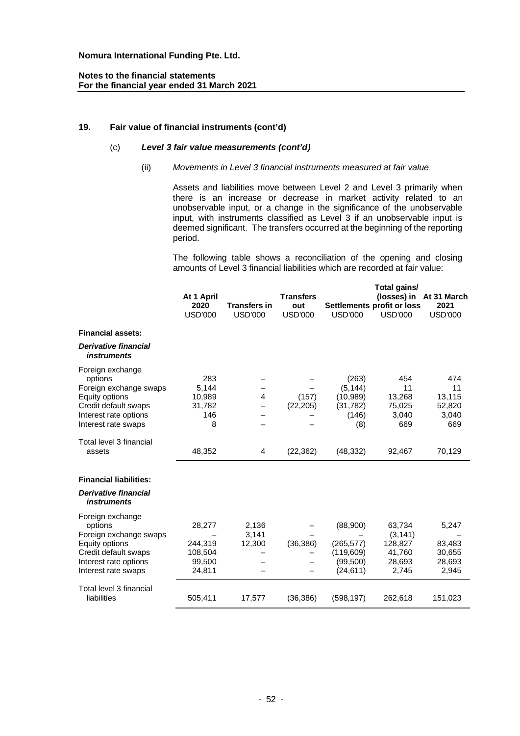**Nomura International Funding Pte. Ltd.**

**Notes to the financial statements**
**For the financial year ended 31 March 2021**

## 19. Fair value of financial instruments (cont'd)

### (c) *Level 3 fair value measurements (cont'd)*

#### (ii) *Movements in Level 3 financial instruments measured at fair value*

Assets and liabilities move between Level 2 and Level 3 primarily when there is an increase or decrease in market activity related to an unobservable input, or a change in the significance of the unobservable input, with instruments classified as Level 3 if an unobservable input is deemed significant. The transfers occurred at the beginning of the reporting period.

The following table shows a reconciliation of the opening and closing amounts of Level 3 financial liabilities which are recorded at fair value:

| | At 1 April 2020 USD'000 | Transfers in USD'000 | Transfers out USD'000 | Settlements USD'000 | Total gains/ (losses) in profit or loss USD'000 | At 31 March 2021 USD'000 |
|---|---|---|---|---|---|---|
| **Financial assets:** | | | | | | |
| ***Derivative financial instruments*** | | | | | | |
| Foreign exchange options | 283 | – | – | (263) | 454 | 474 |
| Foreign exchange swaps | 5,144 | – | – | (5,144) | 11 | 11 |
| Equity options | 10,989 | 4 | (157) | (10,989) | 13,268 | 13,115 |
| Credit default swaps | 31,782 | – | (22,205) | (31,782) | 75,025 | 52,820 |
| Interest rate options | 146 | – | – | (146) | 3,040 | 3,040 |
| Interest rate swaps | 8 | – | – | (8) | 669 | 669 |
| Total level 3 financial assets | 48,352 | 4 | (22,362) | (48,332) | 92,467 | 70,129 |
| **Financial liabilities:** | | | | | | |
| ***Derivative financial instruments*** | | | | | | |
| Foreign exchange options | 28,277 | 2,136 | – | (88,900) | 63,734 | 5,247 |
| Foreign exchange swaps | – | 3,141 | – | – | (3,141) | – |
| Equity options | 244,319 | 12,300 | (36,386) | (265,577) | 128,827 | 83,483 |
| Credit default swaps | 108,504 | – | – | (119,609) | 41,760 | 30,655 |
| Interest rate options | 99,500 | – | – | (99,500) | 28,693 | 28,693 |
| Interest rate swaps | 24,811 | – | – | (24,611) | 2,745 | 2,945 |
| Total level 3 financial liabilities | 505,411 | 17,577 | (36,386) | (598,197) | 262,618 | 151,023 |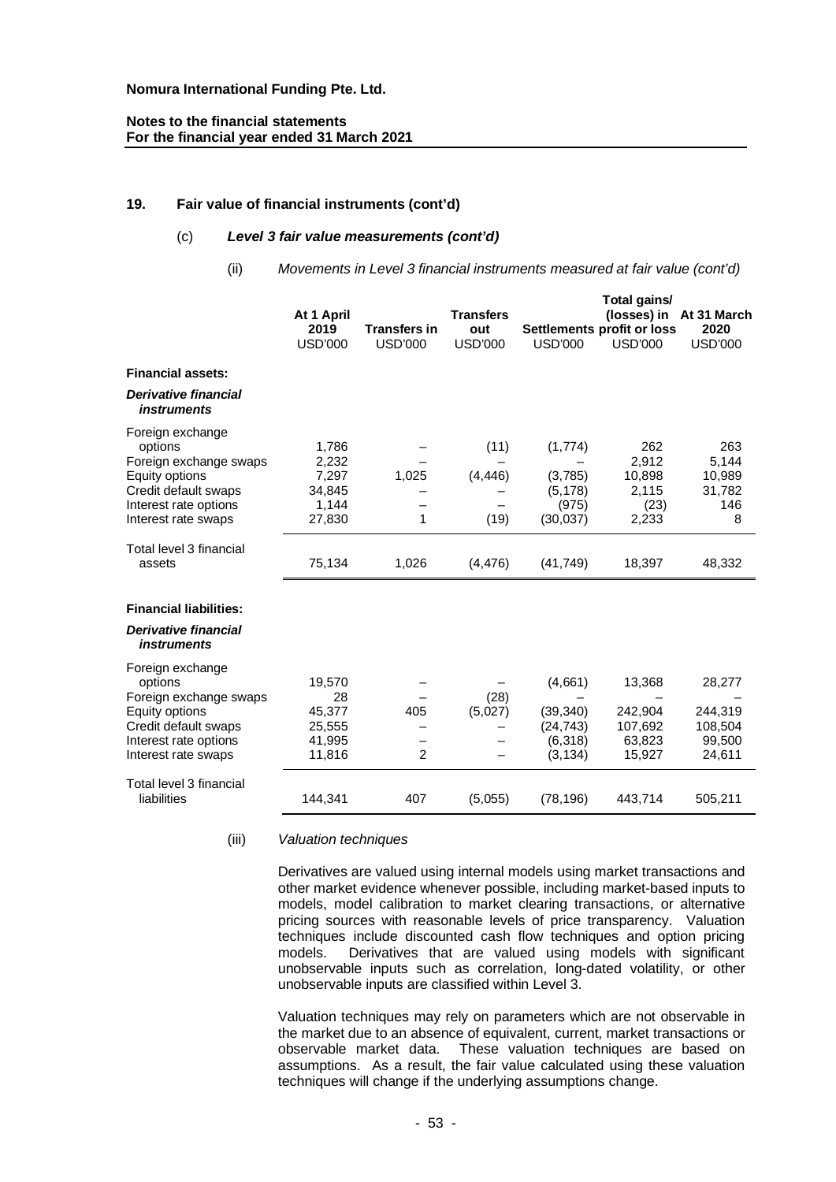## 19. Fair value of financial instruments (cont'd)

### (c) *Level 3 fair value measurements (cont'd)*

(ii) *Movements in Level 3 financial instruments measured at fair value (cont'd)*

| | At 1 April 2019 USD'000 | Transfers in USD'000 | Transfers out USD'000 | Settlements USD'000 | Total gains/ (losses) in profit or loss USD'000 | At 31 March 2020 USD'000 |
|---|---|---|---|---|---|---|
| **Financial assets:** | | | | | | |
| ***Derivative financial instruments*** | | | | | | |
| Foreign exchange options | 1,786 | – | (11) | (1,774) | 262 | 263 |
| Foreign exchange swaps | 2,232 | – | – | – | 2,912 | 5,144 |
| Equity options | 7,297 | 1,025 | (4,446) | (3,785) | 10,898 | 10,989 |
| Credit default swaps | 34,845 | – | – | (5,178) | 2,115 | 31,782 |
| Interest rate options | 1,144 | – | – | (975) | (23) | 146 |
| Interest rate swaps | 27,830 | 1 | (19) | (30,037) | 2,233 | 8 |
| Total level 3 financial assets | 75,134 | 1,026 | (4,476) | (41,749) | 18,397 | 48,332 |
| **Financial liabilities:** | | | | | | |
| ***Derivative financial instruments*** | | | | | | |
| Foreign exchange options | 19,570 | – | – | (4,661) | 13,368 | 28,277 |
| Foreign exchange swaps | 28 | – | (28) | – | – | – |
| Equity options | 45,377 | 405 | (5,027) | (39,340) | 242,904 | 244,319 |
| Credit default swaps | 25,555 | – | – | (24,743) | 107,692 | 108,504 |
| Interest rate options | 41,995 | – | – | (6,318) | 63,823 | 99,500 |
| Interest rate swaps | 11,816 | 2 | – | (3,134) | 15,927 | 24,611 |
| Total level 3 financial liabilities | 144,341 | 407 | (5,055) | (78,196) | 443,714 | 505,211 |

(iii) *Valuation techniques*

Derivatives are valued using internal models using market transactions and other market evidence whenever possible, including market-based inputs to models, model calibration to market clearing transactions, or alternative pricing sources with reasonable levels of price transparency. Valuation techniques include discounted cash flow techniques and option pricing models. Derivatives that are valued using models with significant unobservable inputs such as correlation, long-dated volatility, or other unobservable inputs are classified within Level 3.

Valuation techniques may rely on parameters which are not observable in the market due to an absence of equivalent, current, market transactions or observable market data. These valuation techniques are based on assumptions. As a result, the fair value calculated using these valuation techniques will change if the underlying assumptions change.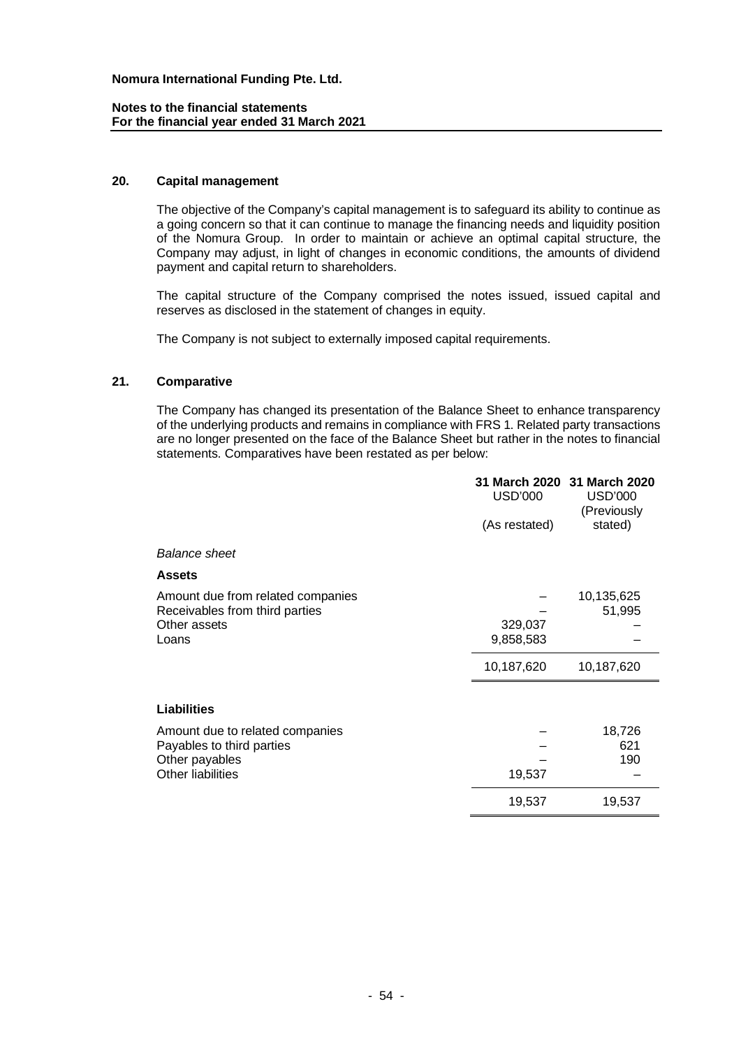## 20. Capital management

The objective of the Company's capital management is to safeguard its ability to continue as a going concern so that it can continue to manage the financing needs and liquidity position of the Nomura Group. In order to maintain or achieve an optimal capital structure, the Company may adjust, in light of changes in economic conditions, the amounts of dividend payment and capital return to shareholders.

The capital structure of the Company comprised the notes issued, issued capital and reserves as disclosed in the statement of changes in equity.

The Company is not subject to externally imposed capital requirements.

## 21. Comparative

The Company has changed its presentation of the Balance Sheet to enhance transparency of the underlying products and remains in compliance with FRS 1. Related party transactions are no longer presented on the face of the Balance Sheet but rather in the notes to financial statements. Comparatives have been restated as per below:

| | 31 March 2020 USD'000 (As restated) | 31 March 2020 USD'000 (Previously stated) |
|---|---|---|
| *Balance sheet* | | |
| **Assets** | | |
| Amount due from related companies | – | 10,135,625 |
| Receivables from third parties | – | 51,995 |
| Other assets | 329,037 | – |
| Loans | 9,858,583 | – |
| | 10,187,620 | 10,187,620 |
| **Liabilities** | | |
| Amount due to related companies | – | 18,726 |
| Payables to third parties | – | 621 |
| Other payables | – | 190 |
| Other liabilities | 19,537 | – |
| | 19,537 | 19,537 |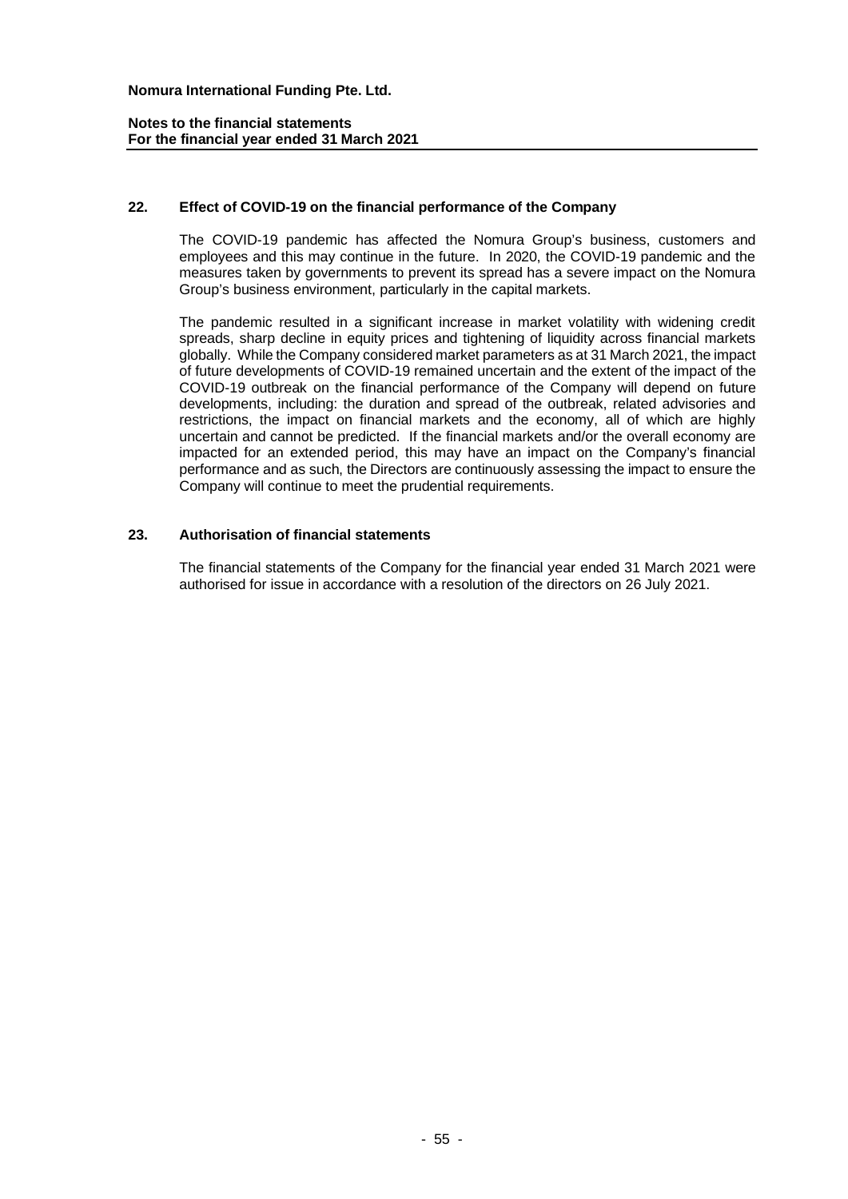## 22. Effect of COVID-19 on the financial performance of the Company

The COVID-19 pandemic has affected the Nomura Group's business, customers and employees and this may continue in the future. In 2020, the COVID-19 pandemic and the measures taken by governments to prevent its spread has a severe impact on the Nomura Group's business environment, particularly in the capital markets.

The pandemic resulted in a significant increase in market volatility with widening credit spreads, sharp decline in equity prices and tightening of liquidity across financial markets globally. While the Company considered market parameters as at 31 March 2021, the impact of future developments of COVID-19 remained uncertain and the extent of the impact of the COVID-19 outbreak on the financial performance of the Company will depend on future developments, including: the duration and spread of the outbreak, related advisories and restrictions, the impact on financial markets and the economy, all of which are highly uncertain and cannot be predicted. If the financial markets and/or the overall economy are impacted for an extended period, this may have an impact on the Company's financial performance and as such, the Directors are continuously assessing the impact to ensure the Company will continue to meet the prudential requirements.

## 23. Authorisation of financial statements

The financial statements of the Company for the financial year ended 31 March 2021 were authorised for issue in accordance with a resolution of the directors on 26 July 2021.